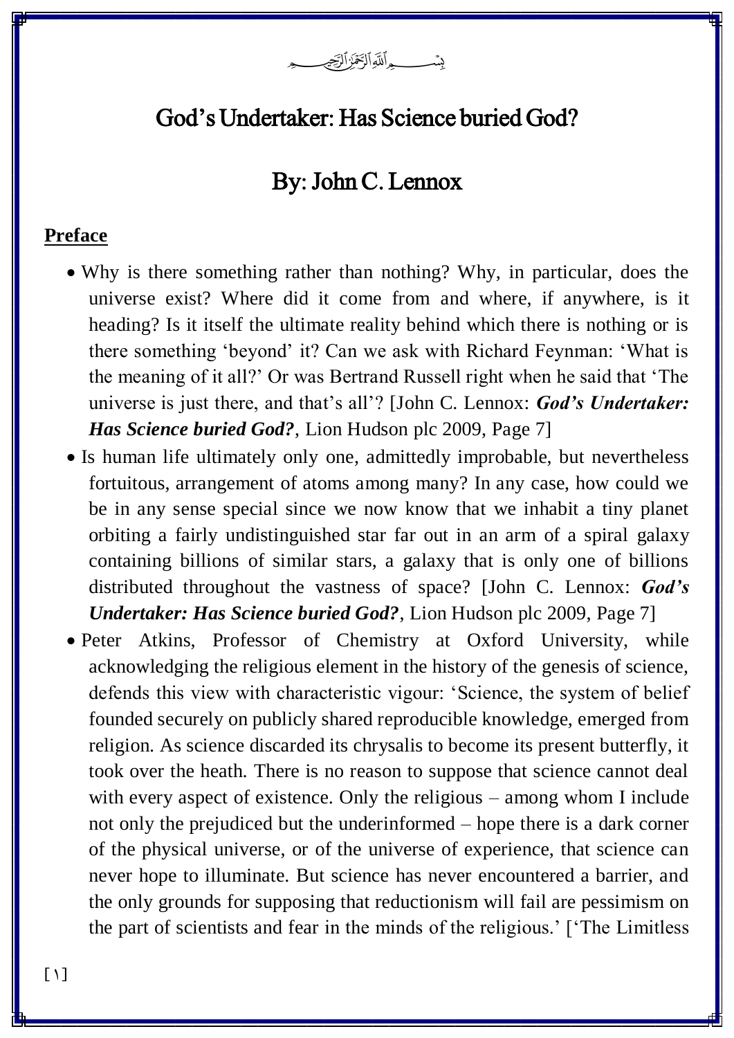بِسۡمِ ٱللَّهِ ٱلرَّحۡمَٰنِ ٱلرَّحِيمِ

# God's Undertaker: Has Science buried God?

## By: John C. Lennox

**Preface**

- Why is there something rather than nothing? Why, in particular, does the universe exist? Where did it come from and where, if anywhere, is it heading? Is it itself the ultimate reality behind which there is nothing or is there something 'beyond' it? Can we ask with Richard Feynman: 'What is the meaning of it all?' Or was Bertrand Russell right when he said that 'The universe is just there, and that's all'? [John C. Lennox: ***God's Undertaker: Has Science buried God?***, Lion Hudson plc 2009, Page 7]
- Is human life ultimately only one, admittedly improbable, but nevertheless fortuitous, arrangement of atoms among many? In any case, how could we be in any sense special since we now know that we inhabit a tiny planet orbiting a fairly undistinguished star far out in an arm of a spiral galaxy containing billions of similar stars, a galaxy that is only one of billions distributed throughout the vastness of space? [John C. Lennox: ***God's Undertaker: Has Science buried God?***, Lion Hudson plc 2009, Page 7]
- Peter Atkins, Professor of Chemistry at Oxford University, while acknowledging the religious element in the history of the genesis of science, defends this view with characteristic vigour: 'Science, the system of belief founded securely on publicly shared reproducible knowledge, emerged from religion. As science discarded its chrysalis to become its present butterfly, it took over the heath. There is no reason to suppose that science cannot deal with every aspect of existence. Only the religious – among whom I include not only the prejudiced but the underinformed – hope there is a dark corner of the physical universe, or of the universe of experience, that science can never hope to illuminate. But science has never encountered a barrier, and the only grounds for supposing that reductionism will fail are pessimism on the part of scientists and fear in the minds of the religious.' ['The Limitless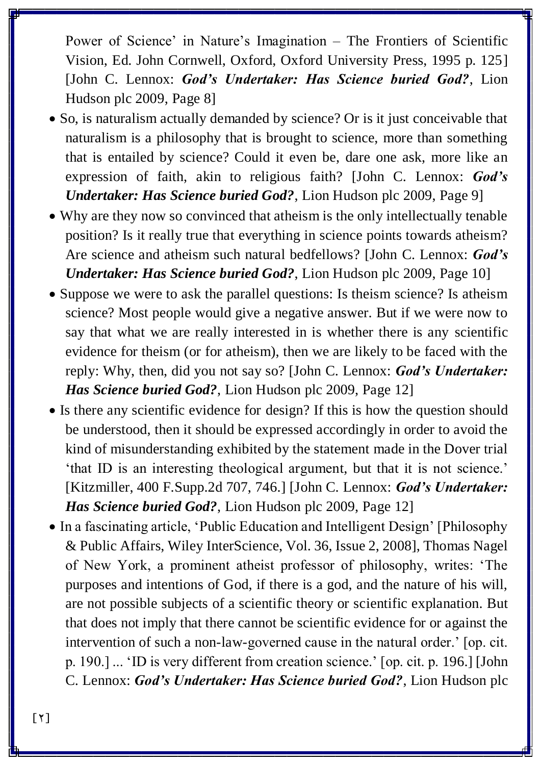Power of Science' in Nature's Imagination – The Frontiers of Scientific Vision, Ed. John Cornwell, Oxford, Oxford University Press, 1995 p. 125] [John C. Lennox: ***God's Undertaker: Has Science buried God?***, Lion Hudson plc 2009, Page 8]

- So, is naturalism actually demanded by science? Or is it just conceivable that naturalism is a philosophy that is brought to science, more than something that is entailed by science? Could it even be, dare one ask, more like an expression of faith, akin to religious faith? [John C. Lennox: ***God's Undertaker: Has Science buried God?***, Lion Hudson plc 2009, Page 9]
- Why are they now so convinced that atheism is the only intellectually tenable position? Is it really true that everything in science points towards atheism? Are science and atheism such natural bedfellows? [John C. Lennox: ***God's Undertaker: Has Science buried God?***, Lion Hudson plc 2009, Page 10]
- Suppose we were to ask the parallel questions: Is theism science? Is atheism science? Most people would give a negative answer. But if we were now to say that what we are really interested in is whether there is any scientific evidence for theism (or for atheism), then we are likely to be faced with the reply: Why, then, did you not say so? [John C. Lennox: ***God's Undertaker: Has Science buried God?***, Lion Hudson plc 2009, Page 12]
- Is there any scientific evidence for design? If this is how the question should be understood, then it should be expressed accordingly in order to avoid the kind of misunderstanding exhibited by the statement made in the Dover trial 'that ID is an interesting theological argument, but that it is not science.' [Kitzmiller, 400 F.Supp.2d 707, 746.] [John C. Lennox: ***God's Undertaker: Has Science buried God?***, Lion Hudson plc 2009, Page 12]
- In a fascinating article, 'Public Education and Intelligent Design' [Philosophy & Public Affairs, Wiley InterScience, Vol. 36, Issue 2, 2008], Thomas Nagel of New York, a prominent atheist professor of philosophy, writes: 'The purposes and intentions of God, if there is a god, and the nature of his will, are not possible subjects of a scientific theory or scientific explanation. But that does not imply that there cannot be scientific evidence for or against the intervention of such a non-law-governed cause in the natural order.' [op. cit. p. 190.] ... 'ID is very different from creation science.' [op. cit. p. 196.] [John C. Lennox: ***God's Undertaker: Has Science buried God?***, Lion Hudson plc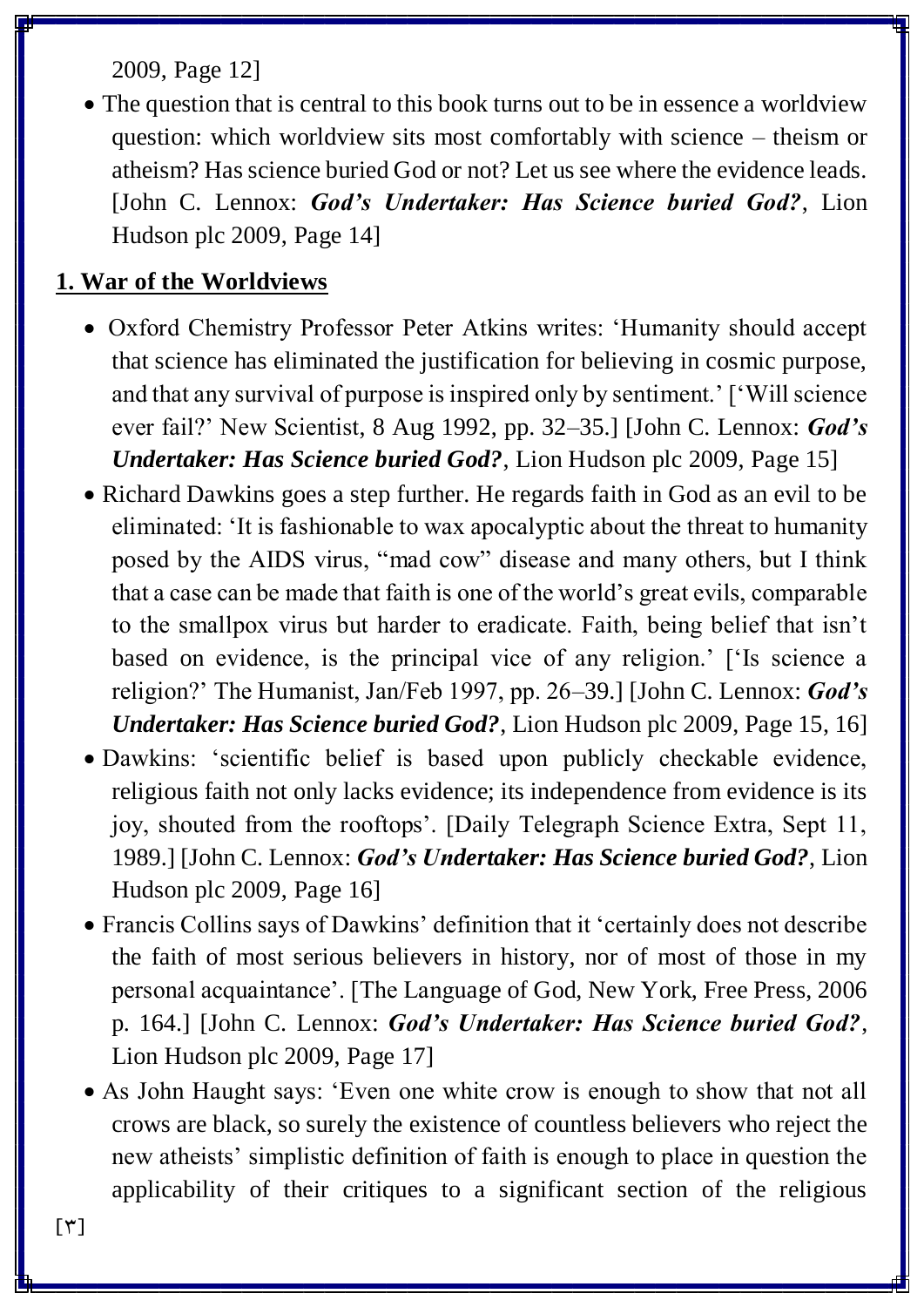2009, Page 12]

- The question that is central to this book turns out to be in essence a worldview question: which worldview sits most comfortably with science – theism or atheism? Has science buried God or not? Let us see where the evidence leads. [John C. Lennox: ***God's Undertaker: Has Science buried God?***, Lion Hudson plc 2009, Page 14]

## 1. War of the Worldviews

- Oxford Chemistry Professor Peter Atkins writes: 'Humanity should accept that science has eliminated the justification for believing in cosmic purpose, and that any survival of purpose is inspired only by sentiment.' ['Will science ever fail?' New Scientist, 8 Aug 1992, pp. 32–35.] [John C. Lennox: ***God's Undertaker: Has Science buried God?***, Lion Hudson plc 2009, Page 15]
- Richard Dawkins goes a step further. He regards faith in God as an evil to be eliminated: 'It is fashionable to wax apocalyptic about the threat to humanity posed by the AIDS virus, "mad cow" disease and many others, but I think that a case can be made that faith is one of the world's great evils, comparable to the smallpox virus but harder to eradicate. Faith, being belief that isn't based on evidence, is the principal vice of any religion.' ['Is science a religion?' The Humanist, Jan/Feb 1997, pp. 26–39.] [John C. Lennox: ***God's Undertaker: Has Science buried God?***, Lion Hudson plc 2009, Page 15, 16]
- Dawkins: 'scientific belief is based upon publicly checkable evidence, religious faith not only lacks evidence; its independence from evidence is its joy, shouted from the rooftops'. [Daily Telegraph Science Extra, Sept 11, 1989.] [John C. Lennox: ***God's Undertaker: Has Science buried God?***, Lion Hudson plc 2009, Page 16]
- Francis Collins says of Dawkins' definition that it 'certainly does not describe the faith of most serious believers in history, nor of most of those in my personal acquaintance'. [The Language of God, New York, Free Press, 2006 p. 164.] [John C. Lennox: ***God's Undertaker: Has Science buried God?***, Lion Hudson plc 2009, Page 17]
- As John Haught says: 'Even one white crow is enough to show that not all crows are black, so surely the existence of countless believers who reject the new atheists' simplistic definition of faith is enough to place in question the applicability of their critiques to a significant section of the religious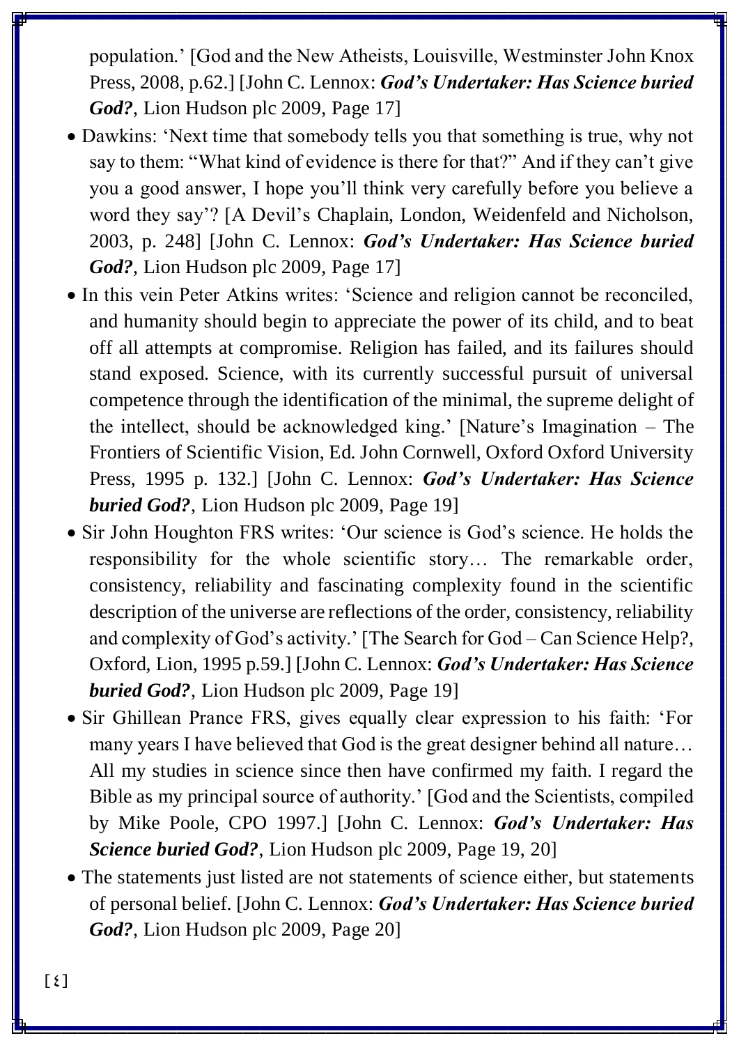population.' [God and the New Atheists, Louisville, Westminster John Knox Press, 2008, p.62.] [John C. Lennox: ***God's Undertaker: Has Science buried God?***, Lion Hudson plc 2009, Page 17]

- Dawkins: 'Next time that somebody tells you that something is true, why not say to them: "What kind of evidence is there for that?" And if they can't give you a good answer, I hope you'll think very carefully before you believe a word they say'? [A Devil's Chaplain, London, Weidenfeld and Nicholson, 2003, p. 248] [John C. Lennox: ***God's Undertaker: Has Science buried God?***, Lion Hudson plc 2009, Page 17]
- In this vein Peter Atkins writes: 'Science and religion cannot be reconciled, and humanity should begin to appreciate the power of its child, and to beat off all attempts at compromise. Religion has failed, and its failures should stand exposed. Science, with its currently successful pursuit of universal competence through the identification of the minimal, the supreme delight of the intellect, should be acknowledged king.' [Nature's Imagination – The Frontiers of Scientific Vision, Ed. John Cornwell, Oxford Oxford University Press, 1995 p. 132.] [John C. Lennox: ***God's Undertaker: Has Science buried God?***, Lion Hudson plc 2009, Page 19]
- Sir John Houghton FRS writes: 'Our science is God's science. He holds the responsibility for the whole scientific story… The remarkable order, consistency, reliability and fascinating complexity found in the scientific description of the universe are reflections of the order, consistency, reliability and complexity of God's activity.' [The Search for God – Can Science Help?, Oxford, Lion, 1995 p.59.] [John C. Lennox: ***God's Undertaker: Has Science buried God?***, Lion Hudson plc 2009, Page 19]
- Sir Ghillean Prance FRS, gives equally clear expression to his faith: 'For many years I have believed that God is the great designer behind all nature… All my studies in science since then have confirmed my faith. I regard the Bible as my principal source of authority.' [God and the Scientists, compiled by Mike Poole, CPO 1997.] [John C. Lennox: ***God's Undertaker: Has Science buried God?***, Lion Hudson plc 2009, Page 19, 20]
- The statements just listed are not statements of science either, but statements of personal belief. [John C. Lennox: ***God's Undertaker: Has Science buried God?***, Lion Hudson plc 2009, Page 20]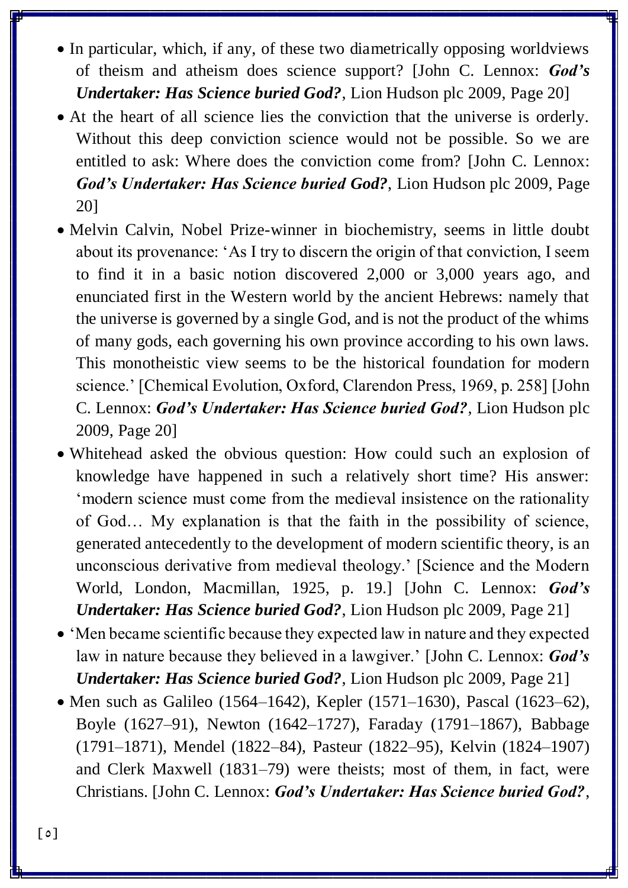- In particular, which, if any, of these two diametrically opposing worldviews of theism and atheism does science support? [John C. Lennox: ***God's Undertaker: Has Science buried God?***, Lion Hudson plc 2009, Page 20]
- At the heart of all science lies the conviction that the universe is orderly. Without this deep conviction science would not be possible. So we are entitled to ask: Where does the conviction come from? [John C. Lennox: ***God's Undertaker: Has Science buried God?***, Lion Hudson plc 2009, Page 20]
- Melvin Calvin, Nobel Prize-winner in biochemistry, seems in little doubt about its provenance: 'As I try to discern the origin of that conviction, I seem to find it in a basic notion discovered 2,000 or 3,000 years ago, and enunciated first in the Western world by the ancient Hebrews: namely that the universe is governed by a single God, and is not the product of the whims of many gods, each governing his own province according to his own laws. This monotheistic view seems to be the historical foundation for modern science.' [Chemical Evolution, Oxford, Clarendon Press, 1969, p. 258] [John C. Lennox: ***God's Undertaker: Has Science buried God?***, Lion Hudson plc 2009, Page 20]
- Whitehead asked the obvious question: How could such an explosion of knowledge have happened in such a relatively short time? His answer: 'modern science must come from the medieval insistence on the rationality of God… My explanation is that the faith in the possibility of science, generated antecedently to the development of modern scientific theory, is an unconscious derivative from medieval theology.' [Science and the Modern World, London, Macmillan, 1925, p. 19.] [John C. Lennox: ***God's Undertaker: Has Science buried God?***, Lion Hudson plc 2009, Page 21]
- 'Men became scientific because they expected law in nature and they expected law in nature because they believed in a lawgiver.' [John C. Lennox: ***God's Undertaker: Has Science buried God?***, Lion Hudson plc 2009, Page 21]
- Men such as Galileo (1564–1642), Kepler (1571–1630), Pascal (1623–62), Boyle (1627–91), Newton (1642–1727), Faraday (1791–1867), Babbage (1791–1871), Mendel (1822–84), Pasteur (1822–95), Kelvin (1824–1907) and Clerk Maxwell (1831–79) were theists; most of them, in fact, were Christians. [John C. Lennox: ***God's Undertaker: Has Science buried God?***,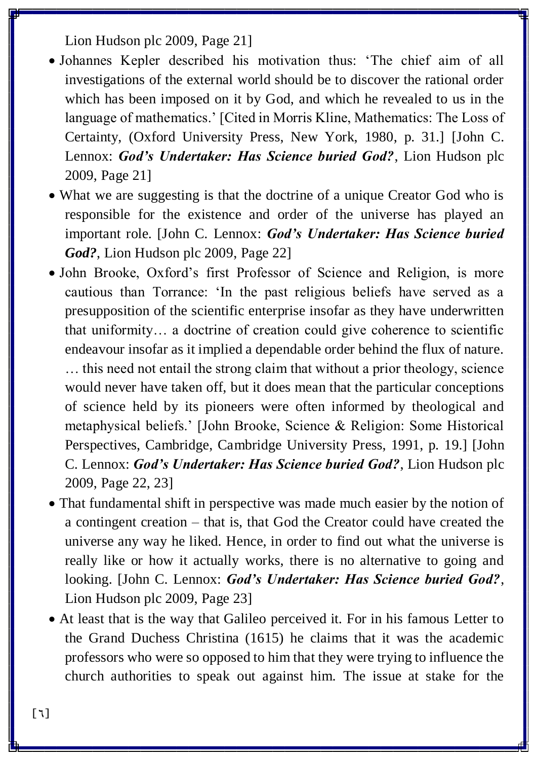Lion Hudson plc 2009, Page 21]

- Johannes Kepler described his motivation thus: 'The chief aim of all investigations of the external world should be to discover the rational order which has been imposed on it by God, and which he revealed to us in the language of mathematics.' [Cited in Morris Kline, Mathematics: The Loss of Certainty, (Oxford University Press, New York, 1980, p. 31.] [John C. Lennox: ***God's Undertaker: Has Science buried God?***, Lion Hudson plc 2009, Page 21]
- What we are suggesting is that the doctrine of a unique Creator God who is responsible for the existence and order of the universe has played an important role. [John C. Lennox: ***God's Undertaker: Has Science buried God?***, Lion Hudson plc 2009, Page 22]
- John Brooke, Oxford's first Professor of Science and Religion, is more cautious than Torrance: 'In the past religious beliefs have served as a presupposition of the scientific enterprise insofar as they have underwritten that uniformity… a doctrine of creation could give coherence to scientific endeavour insofar as it implied a dependable order behind the flux of nature. … this need not entail the strong claim that without a prior theology, science would never have taken off, but it does mean that the particular conceptions of science held by its pioneers were often informed by theological and metaphysical beliefs.' [John Brooke, Science & Religion: Some Historical Perspectives, Cambridge, Cambridge University Press, 1991, p. 19.] [John C. Lennox: ***God's Undertaker: Has Science buried God?***, Lion Hudson plc 2009, Page 22, 23]
- That fundamental shift in perspective was made much easier by the notion of a contingent creation – that is, that God the Creator could have created the universe any way he liked. Hence, in order to find out what the universe is really like or how it actually works, there is no alternative to going and looking. [John C. Lennox: ***God's Undertaker: Has Science buried God?***, Lion Hudson plc 2009, Page 23]
- At least that is the way that Galileo perceived it. For in his famous Letter to the Grand Duchess Christina (1615) he claims that it was the academic professors who were so opposed to him that they were trying to influence the church authorities to speak out against him. The issue at stake for the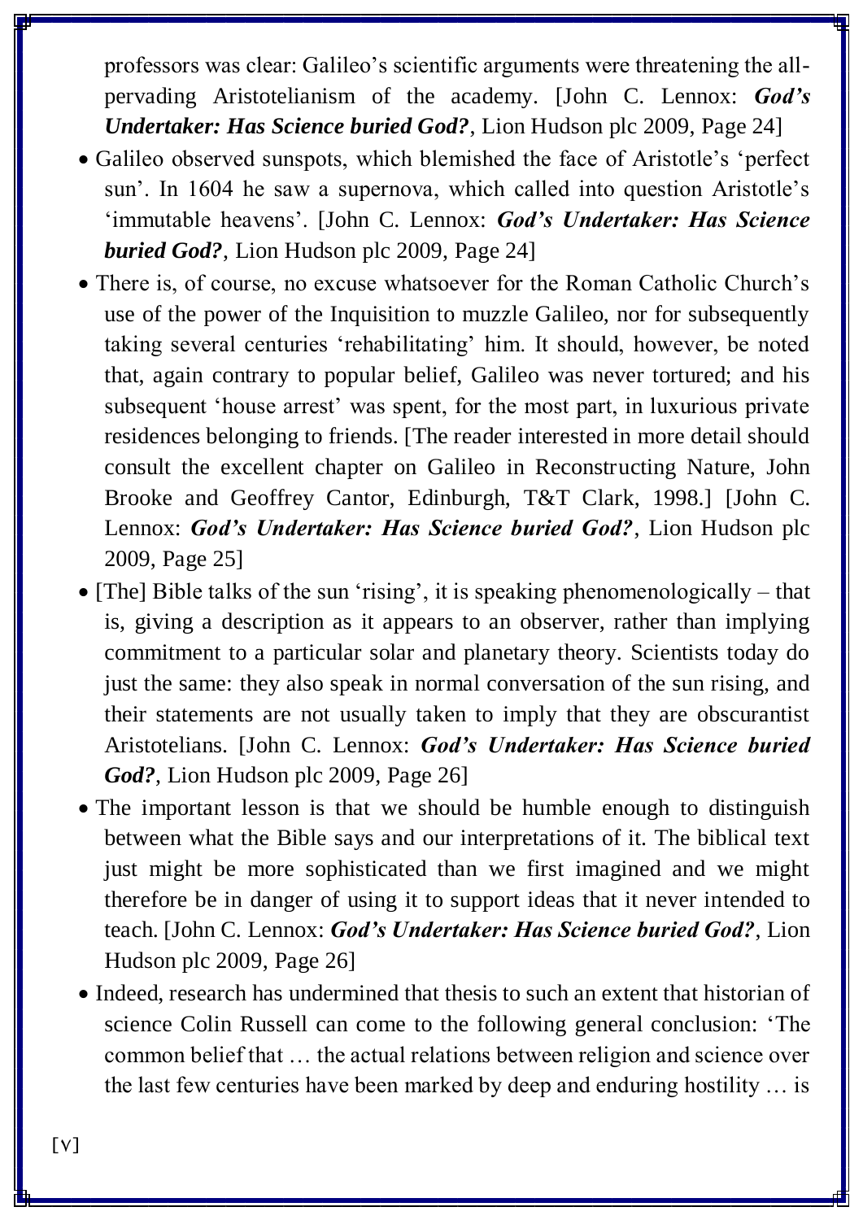professors was clear: Galileo's scientific arguments were threatening the all-pervading Aristotelianism of the academy. [John C. Lennox: ***God's Undertaker: Has Science buried God?***, Lion Hudson plc 2009, Page 24]

- Galileo observed sunspots, which blemished the face of Aristotle's 'perfect sun'. In 1604 he saw a supernova, which called into question Aristotle's 'immutable heavens'. [John C. Lennox: ***God's Undertaker: Has Science buried God?***, Lion Hudson plc 2009, Page 24]
- There is, of course, no excuse whatsoever for the Roman Catholic Church's use of the power of the Inquisition to muzzle Galileo, nor for subsequently taking several centuries 'rehabilitating' him. It should, however, be noted that, again contrary to popular belief, Galileo was never tortured; and his subsequent 'house arrest' was spent, for the most part, in luxurious private residences belonging to friends. [The reader interested in more detail should consult the excellent chapter on Galileo in Reconstructing Nature, John Brooke and Geoffrey Cantor, Edinburgh, T&T Clark, 1998.] [John C. Lennox: ***God's Undertaker: Has Science buried God?***, Lion Hudson plc 2009, Page 25]
- [The] Bible talks of the sun 'rising', it is speaking phenomenologically – that is, giving a description as it appears to an observer, rather than implying commitment to a particular solar and planetary theory. Scientists today do just the same: they also speak in normal conversation of the sun rising, and their statements are not usually taken to imply that they are obscurantist Aristotelians. [John C. Lennox: ***God's Undertaker: Has Science buried God?***, Lion Hudson plc 2009, Page 26]
- The important lesson is that we should be humble enough to distinguish between what the Bible says and our interpretations of it. The biblical text just might be more sophisticated than we first imagined and we might therefore be in danger of using it to support ideas that it never intended to teach. [John C. Lennox: ***God's Undertaker: Has Science buried God?***, Lion Hudson plc 2009, Page 26]
- Indeed, research has undermined that thesis to such an extent that historian of science Colin Russell can come to the following general conclusion: 'The common belief that … the actual relations between religion and science over the last few centuries have been marked by deep and enduring hostility … is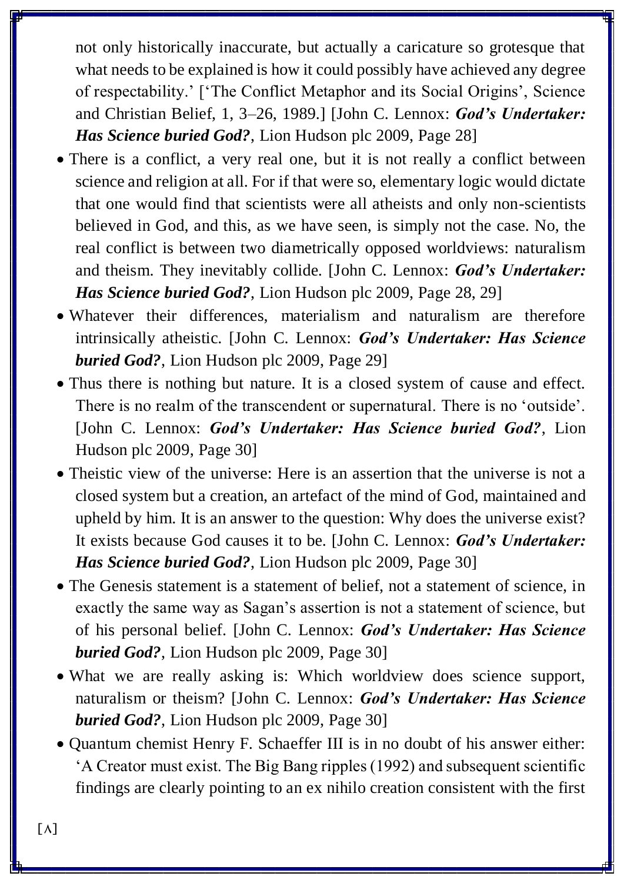not only historically inaccurate, but actually a caricature so grotesque that what needs to be explained is how it could possibly have achieved any degree of respectability.' ['The Conflict Metaphor and its Social Origins', Science and Christian Belief, 1, 3–26, 1989.] [John C. Lennox: ***God's Undertaker: Has Science buried God?***, Lion Hudson plc 2009, Page 28]

- There is a conflict, a very real one, but it is not really a conflict between science and religion at all. For if that were so, elementary logic would dictate that one would find that scientists were all atheists and only non-scientists believed in God, and this, as we have seen, is simply not the case. No, the real conflict is between two diametrically opposed worldviews: naturalism and theism. They inevitably collide. [John C. Lennox: ***God's Undertaker: Has Science buried God?***, Lion Hudson plc 2009, Page 28, 29]
- Whatever their differences, materialism and naturalism are therefore intrinsically atheistic. [John C. Lennox: ***God's Undertaker: Has Science buried God?***, Lion Hudson plc 2009, Page 29]
- Thus there is nothing but nature. It is a closed system of cause and effect. There is no realm of the transcendent or supernatural. There is no 'outside'. [John C. Lennox: ***God's Undertaker: Has Science buried God?***, Lion Hudson plc 2009, Page 30]
- Theistic view of the universe: Here is an assertion that the universe is not a closed system but a creation, an artefact of the mind of God, maintained and upheld by him. It is an answer to the question: Why does the universe exist? It exists because God causes it to be. [John C. Lennox: ***God's Undertaker: Has Science buried God?***, Lion Hudson plc 2009, Page 30]
- The Genesis statement is a statement of belief, not a statement of science, in exactly the same way as Sagan's assertion is not a statement of science, but of his personal belief. [John C. Lennox: ***God's Undertaker: Has Science buried God?***, Lion Hudson plc 2009, Page 30]
- What we are really asking is: Which worldview does science support, naturalism or theism? [John C. Lennox: ***God's Undertaker: Has Science buried God?***, Lion Hudson plc 2009, Page 30]
- Quantum chemist Henry F. Schaeffer III is in no doubt of his answer either: 'A Creator must exist. The Big Bang ripples (1992) and subsequent scientific findings are clearly pointing to an ex nihilo creation consistent with the first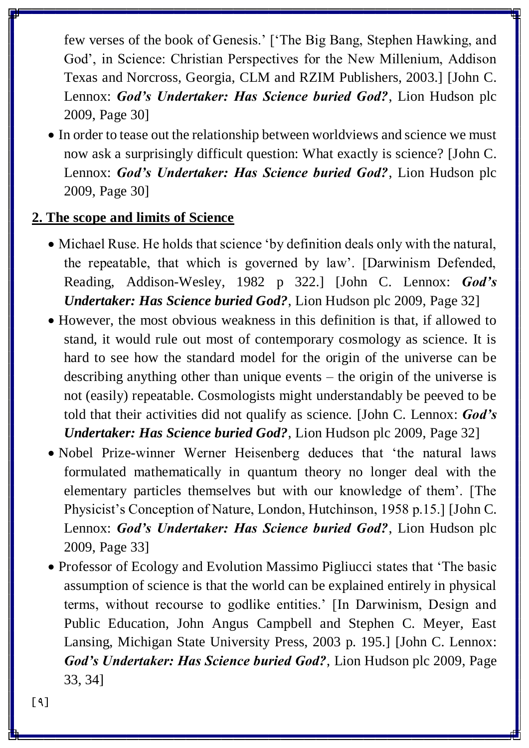few verses of the book of Genesis.' ['The Big Bang, Stephen Hawking, and God', in Science: Christian Perspectives for the New Millenium, Addison Texas and Norcross, Georgia, CLM and RZIM Publishers, 2003.] [John C. Lennox: ***God's Undertaker: Has Science buried God?***, Lion Hudson plc 2009, Page 30]

- In order to tease out the relationship between worldviews and science we must now ask a surprisingly difficult question: What exactly is science? [John C. Lennox: ***God's Undertaker: Has Science buried God?***, Lion Hudson plc 2009, Page 30]

## 2. The scope and limits of Science

- Michael Ruse. He holds that science 'by definition deals only with the natural, the repeatable, that which is governed by law'. [Darwinism Defended, Reading, Addison-Wesley, 1982 p 322.] [John C. Lennox: ***God's Undertaker: Has Science buried God?***, Lion Hudson plc 2009, Page 32]
- However, the most obvious weakness in this definition is that, if allowed to stand, it would rule out most of contemporary cosmology as science. It is hard to see how the standard model for the origin of the universe can be describing anything other than unique events – the origin of the universe is not (easily) repeatable. Cosmologists might understandably be peeved to be told that their activities did not qualify as science. [John C. Lennox: ***God's Undertaker: Has Science buried God?***, Lion Hudson plc 2009, Page 32]
- Nobel Prize-winner Werner Heisenberg deduces that 'the natural laws formulated mathematically in quantum theory no longer deal with the elementary particles themselves but with our knowledge of them'. [The Physicist's Conception of Nature, London, Hutchinson, 1958 p.15.] [John C. Lennox: ***God's Undertaker: Has Science buried God?***, Lion Hudson plc 2009, Page 33]
- Professor of Ecology and Evolution Massimo Pigliucci states that 'The basic assumption of science is that the world can be explained entirely in physical terms, without recourse to godlike entities.' [In Darwinism, Design and Public Education, John Angus Campbell and Stephen C. Meyer, East Lansing, Michigan State University Press, 2003 p. 195.] [John C. Lennox: ***God's Undertaker: Has Science buried God?***, Lion Hudson plc 2009, Page 33, 34]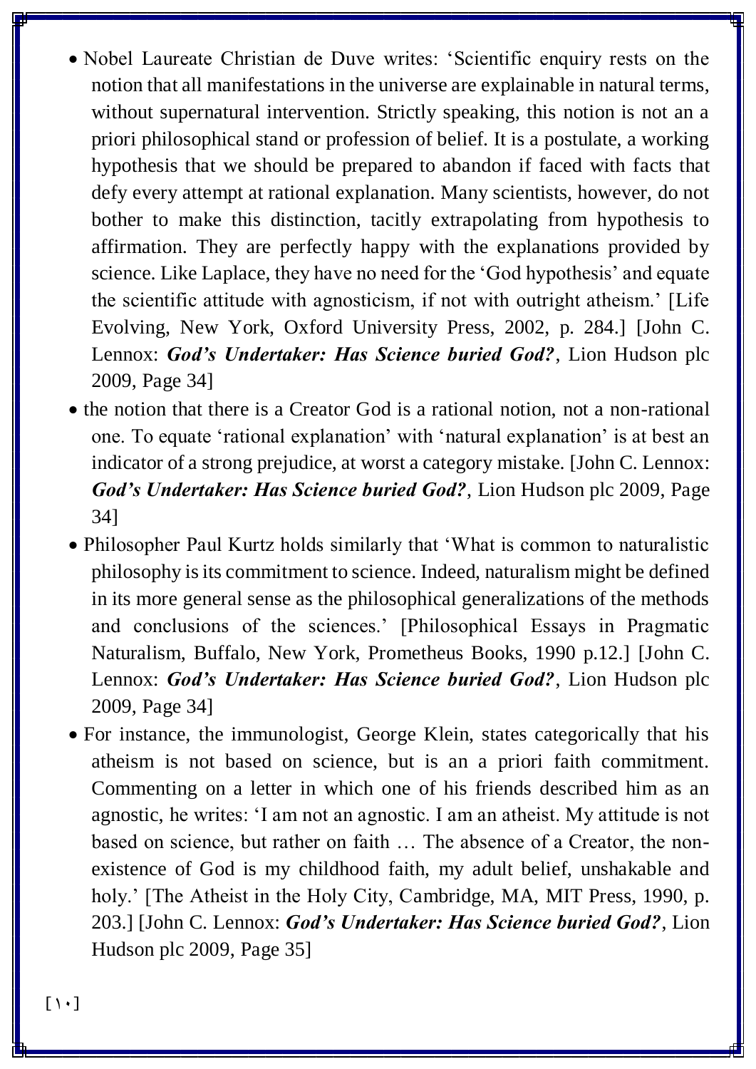- Nobel Laureate Christian de Duve writes: 'Scientific enquiry rests on the notion that all manifestations in the universe are explainable in natural terms, without supernatural intervention. Strictly speaking, this notion is not an a priori philosophical stand or profession of belief. It is a postulate, a working hypothesis that we should be prepared to abandon if faced with facts that defy every attempt at rational explanation. Many scientists, however, do not bother to make this distinction, tacitly extrapolating from hypothesis to affirmation. They are perfectly happy with the explanations provided by science. Like Laplace, they have no need for the 'God hypothesis' and equate the scientific attitude with agnosticism, if not with outright atheism.' [Life Evolving, New York, Oxford University Press, 2002, p. 284.] [John C. Lennox: ***God's Undertaker: Has Science buried God?***, Lion Hudson plc 2009, Page 34]
- the notion that there is a Creator God is a rational notion, not a non-rational one. To equate 'rational explanation' with 'natural explanation' is at best an indicator of a strong prejudice, at worst a category mistake. [John C. Lennox: ***God's Undertaker: Has Science buried God?***, Lion Hudson plc 2009, Page 34]
- Philosopher Paul Kurtz holds similarly that 'What is common to naturalistic philosophy is its commitment to science. Indeed, naturalism might be defined in its more general sense as the philosophical generalizations of the methods and conclusions of the sciences.' [Philosophical Essays in Pragmatic Naturalism, Buffalo, New York, Prometheus Books, 1990 p.12.] [John C. Lennox: ***God's Undertaker: Has Science buried God?***, Lion Hudson plc 2009, Page 34]
- For instance, the immunologist, George Klein, states categorically that his atheism is not based on science, but is an a priori faith commitment. Commenting on a letter in which one of his friends described him as an agnostic, he writes: 'I am not an agnostic. I am an atheist. My attitude is not based on science, but rather on faith … The absence of a Creator, the non-existence of God is my childhood faith, my adult belief, unshakable and holy.' [The Atheist in the Holy City, Cambridge, MA, MIT Press, 1990, p. 203.] [John C. Lennox: ***God's Undertaker: Has Science buried God?***, Lion Hudson plc 2009, Page 35]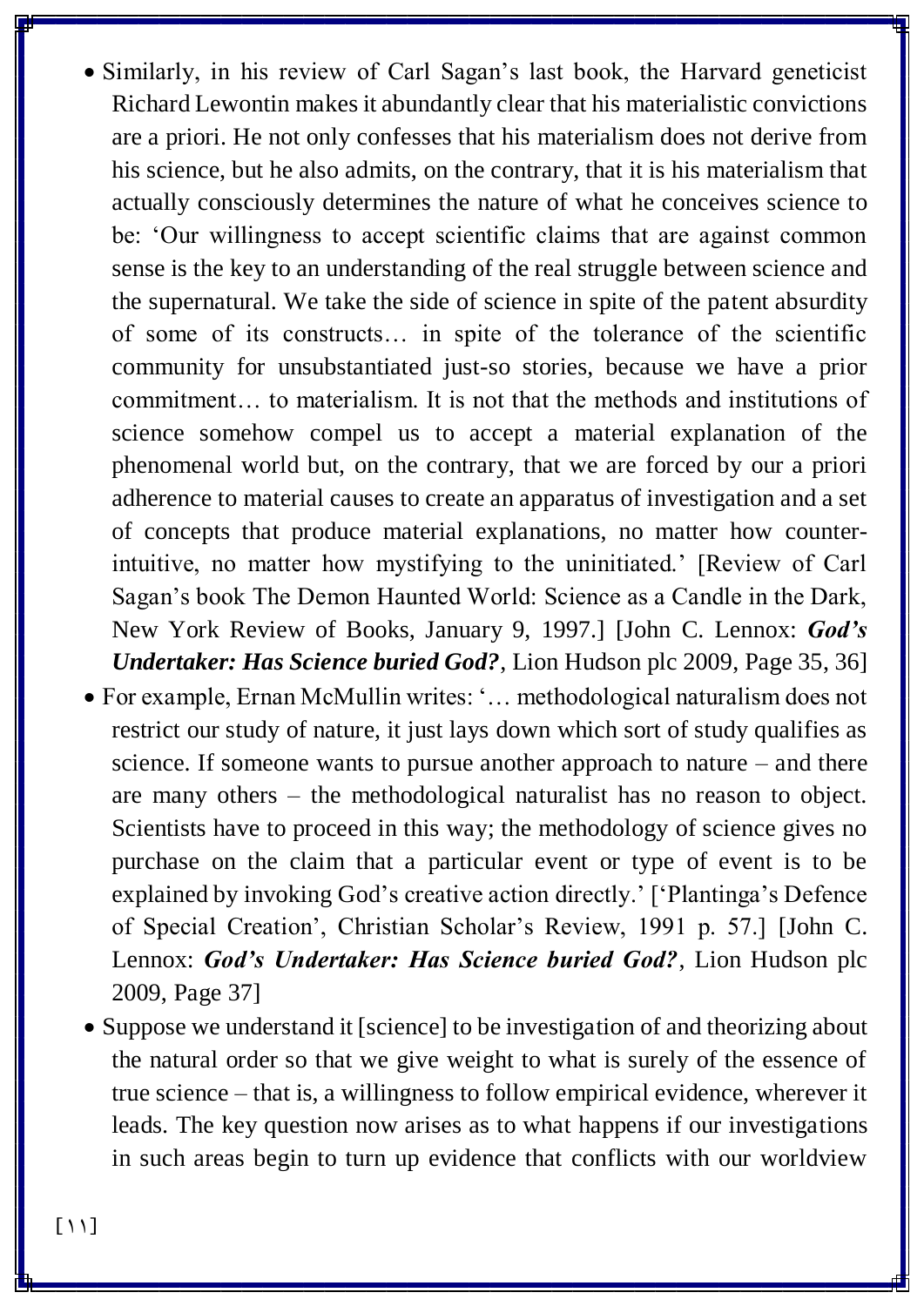- Similarly, in his review of Carl Sagan's last book, the Harvard geneticist Richard Lewontin makes it abundantly clear that his materialistic convictions are a priori. He not only confesses that his materialism does not derive from his science, but he also admits, on the contrary, that it is his materialism that actually consciously determines the nature of what he conceives science to be: 'Our willingness to accept scientific claims that are against common sense is the key to an understanding of the real struggle between science and the supernatural. We take the side of science in spite of the patent absurdity of some of its constructs… in spite of the tolerance of the scientific community for unsubstantiated just-so stories, because we have a prior commitment… to materialism. It is not that the methods and institutions of science somehow compel us to accept a material explanation of the phenomenal world but, on the contrary, that we are forced by our a priori adherence to material causes to create an apparatus of investigation and a set of concepts that produce material explanations, no matter how counter-intuitive, no matter how mystifying to the uninitiated.' [Review of Carl Sagan's book The Demon Haunted World: Science as a Candle in the Dark, New York Review of Books, January 9, 1997.] [John C. Lennox: ***God's Undertaker: Has Science buried God?***, Lion Hudson plc 2009, Page 35, 36]
- For example, Ernan McMullin writes: '… methodological naturalism does not restrict our study of nature, it just lays down which sort of study qualifies as science. If someone wants to pursue another approach to nature – and there are many others – the methodological naturalist has no reason to object. Scientists have to proceed in this way; the methodology of science gives no purchase on the claim that a particular event or type of event is to be explained by invoking God's creative action directly.' ['Plantinga's Defence of Special Creation', Christian Scholar's Review, 1991 p. 57.] [John C. Lennox: ***God's Undertaker: Has Science buried God?***, Lion Hudson plc 2009, Page 37]
- Suppose we understand it [science] to be investigation of and theorizing about the natural order so that we give weight to what is surely of the essence of true science – that is, a willingness to follow empirical evidence, wherever it leads. The key question now arises as to what happens if our investigations in such areas begin to turn up evidence that conflicts with our worldview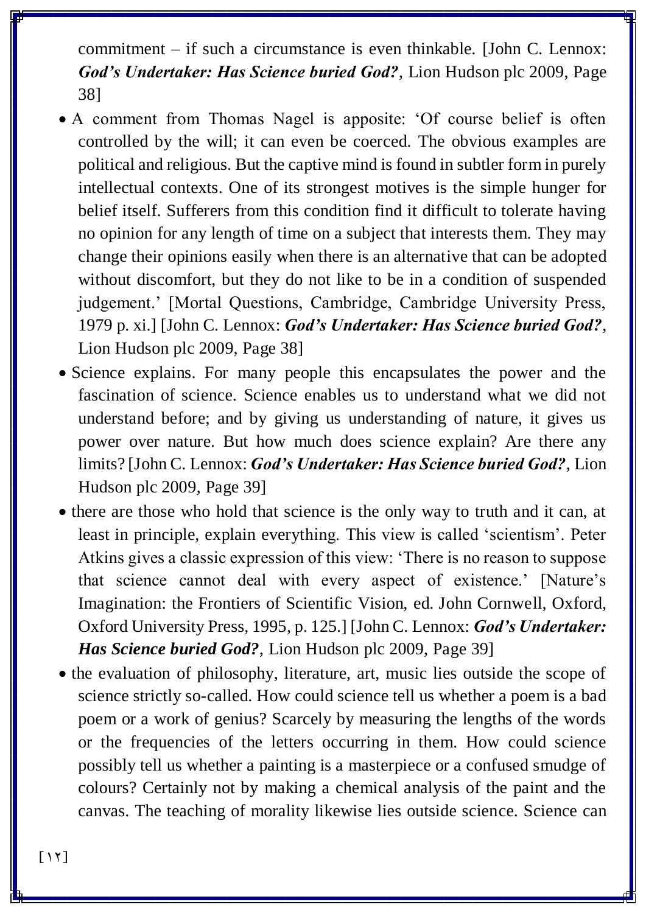commitment – if such a circumstance is even thinkable. [John C. Lennox: ***God's Undertaker: Has Science buried God?***, Lion Hudson plc 2009, Page 38]

- A comment from Thomas Nagel is apposite: 'Of course belief is often controlled by the will; it can even be coerced. The obvious examples are political and religious. But the captive mind is found in subtler form in purely intellectual contexts. One of its strongest motives is the simple hunger for belief itself. Sufferers from this condition find it difficult to tolerate having no opinion for any length of time on a subject that interests them. They may change their opinions easily when there is an alternative that can be adopted without discomfort, but they do not like to be in a condition of suspended judgement.' [Mortal Questions, Cambridge, Cambridge University Press, 1979 p. xi.] [John C. Lennox: ***God's Undertaker: Has Science buried God?***, Lion Hudson plc 2009, Page 38]
- Science explains. For many people this encapsulates the power and the fascination of science. Science enables us to understand what we did not understand before; and by giving us understanding of nature, it gives us power over nature. But how much does science explain? Are there any limits? [John C. Lennox: ***God's Undertaker: Has Science buried God?***, Lion Hudson plc 2009, Page 39]
- there are those who hold that science is the only way to truth and it can, at least in principle, explain everything. This view is called 'scientism'. Peter Atkins gives a classic expression of this view: 'There is no reason to suppose that science cannot deal with every aspect of existence.' [Nature's Imagination: the Frontiers of Scientific Vision, ed. John Cornwell, Oxford, Oxford University Press, 1995, p. 125.] [John C. Lennox: ***God's Undertaker: Has Science buried God?***, Lion Hudson plc 2009, Page 39]
- the evaluation of philosophy, literature, art, music lies outside the scope of science strictly so-called. How could science tell us whether a poem is a bad poem or a work of genius? Scarcely by measuring the lengths of the words or the frequencies of the letters occurring in them. How could science possibly tell us whether a painting is a masterpiece or a confused smudge of colours? Certainly not by making a chemical analysis of the paint and the canvas. The teaching of morality likewise lies outside science. Science can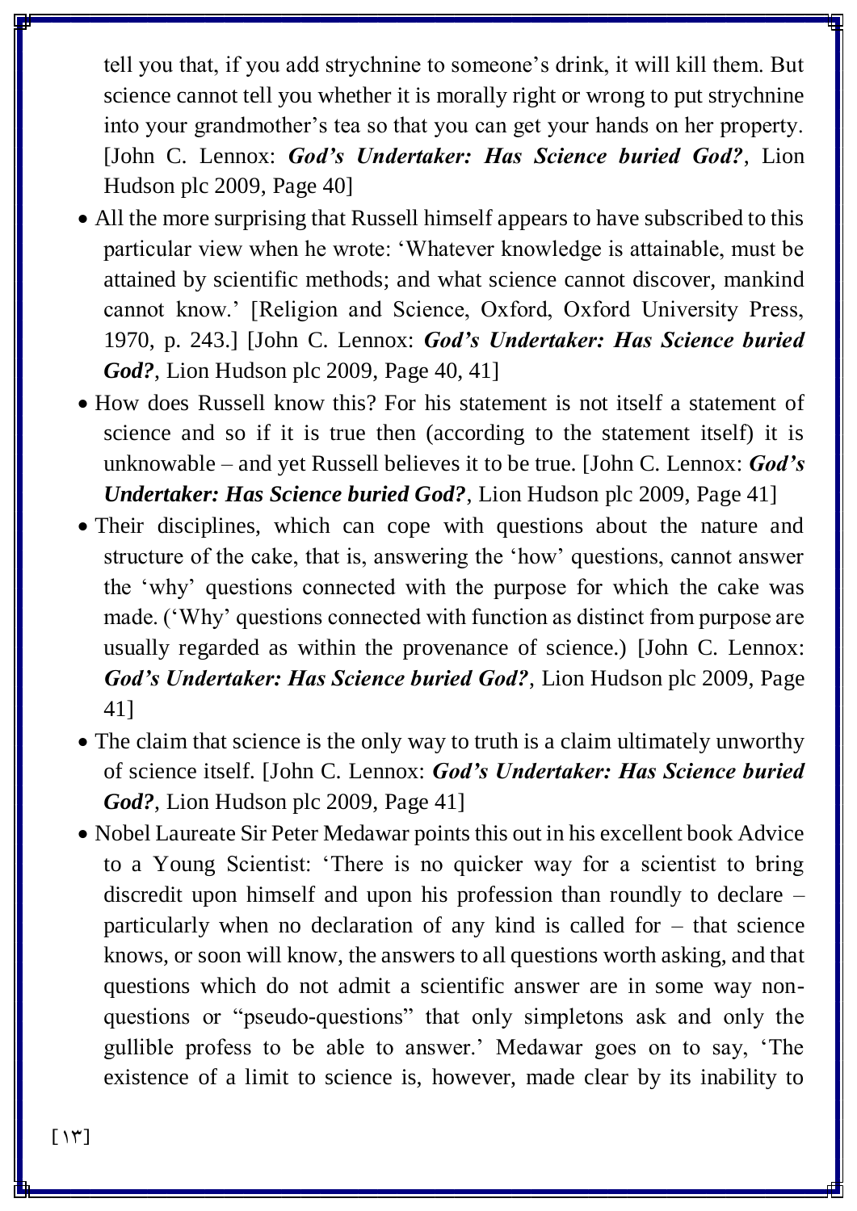tell you that, if you add strychnine to someone's drink, it will kill them. But science cannot tell you whether it is morally right or wrong to put strychnine into your grandmother's tea so that you can get your hands on her property. [John C. Lennox: ***God's Undertaker: Has Science buried God?***, Lion Hudson plc 2009, Page 40]

- All the more surprising that Russell himself appears to have subscribed to this particular view when he wrote: 'Whatever knowledge is attainable, must be attained by scientific methods; and what science cannot discover, mankind cannot know.' [Religion and Science, Oxford, Oxford University Press, 1970, p. 243.] [John C. Lennox: ***God's Undertaker: Has Science buried God?***, Lion Hudson plc 2009, Page 40, 41]
- How does Russell know this? For his statement is not itself a statement of science and so if it is true then (according to the statement itself) it is unknowable – and yet Russell believes it to be true. [John C. Lennox: ***God's Undertaker: Has Science buried God?***, Lion Hudson plc 2009, Page 41]
- Their disciplines, which can cope with questions about the nature and structure of the cake, that is, answering the 'how' questions, cannot answer the 'why' questions connected with the purpose for which the cake was made. ('Why' questions connected with function as distinct from purpose are usually regarded as within the provenance of science.) [John C. Lennox: ***God's Undertaker: Has Science buried God?***, Lion Hudson plc 2009, Page 41]
- The claim that science is the only way to truth is a claim ultimately unworthy of science itself. [John C. Lennox: ***God's Undertaker: Has Science buried God?***, Lion Hudson plc 2009, Page 41]
- Nobel Laureate Sir Peter Medawar points this out in his excellent book Advice to a Young Scientist: 'There is no quicker way for a scientist to bring discredit upon himself and upon his profession than roundly to declare – particularly when no declaration of any kind is called for – that science knows, or soon will know, the answers to all questions worth asking, and that questions which do not admit a scientific answer are in some way non-questions or "pseudo-questions" that only simpletons ask and only the gullible profess to be able to answer.' Medawar goes on to say, 'The existence of a limit to science is, however, made clear by its inability to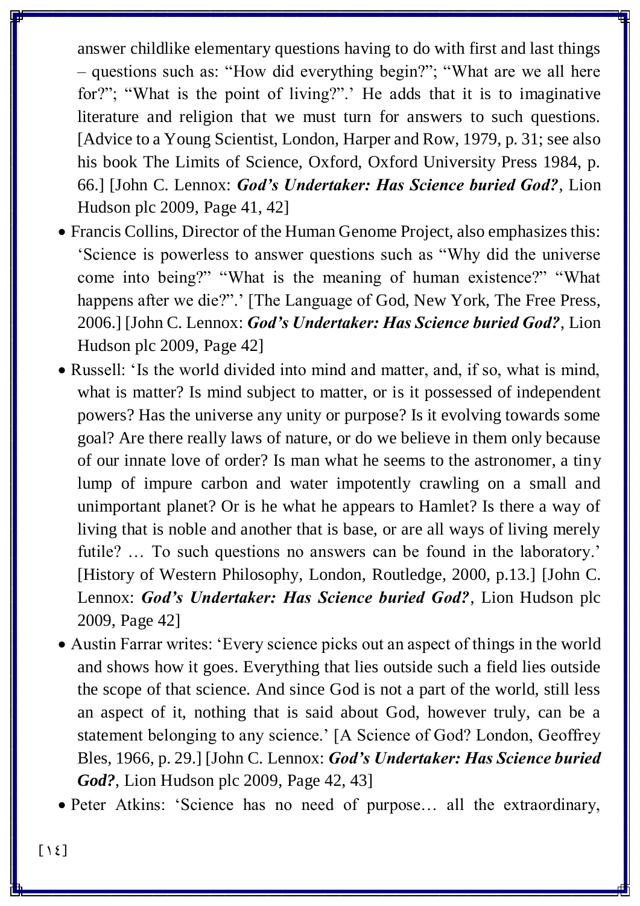answer childlike elementary questions having to do with first and last things – questions such as: "How did everything begin?"; "What are we all here for?"; "What is the point of living?".' He adds that it is to imaginative literature and religion that we must turn for answers to such questions. [Advice to a Young Scientist, London, Harper and Row, 1979, p. 31; see also his book The Limits of Science, Oxford, Oxford University Press 1984, p. 66.] [John C. Lennox: ***God's Undertaker: Has Science buried God?***, Lion Hudson plc 2009, Page 41, 42]

- Francis Collins, Director of the Human Genome Project, also emphasizes this: 'Science is powerless to answer questions such as "Why did the universe come into being?" "What is the meaning of human existence?" "What happens after we die?".' [The Language of God, New York, The Free Press, 2006.] [John C. Lennox: ***God's Undertaker: Has Science buried God?***, Lion Hudson plc 2009, Page 42]
- Russell: 'Is the world divided into mind and matter, and, if so, what is mind, what is matter? Is mind subject to matter, or is it possessed of independent powers? Has the universe any unity or purpose? Is it evolving towards some goal? Are there really laws of nature, or do we believe in them only because of our innate love of order? Is man what he seems to the astronomer, a tiny lump of impure carbon and water impotently crawling on a small and unimportant planet? Or is he what he appears to Hamlet? Is there a way of living that is noble and another that is base, or are all ways of living merely futile? … To such questions no answers can be found in the laboratory.' [History of Western Philosophy, London, Routledge, 2000, p.13.] [John C. Lennox: ***God's Undertaker: Has Science buried God?***, Lion Hudson plc 2009, Page 42]
- Austin Farrar writes: 'Every science picks out an aspect of things in the world and shows how it goes. Everything that lies outside such a field lies outside the scope of that science. And since God is not a part of the world, still less an aspect of it, nothing that is said about God, however truly, can be a statement belonging to any science.' [A Science of God? London, Geoffrey Bles, 1966, p. 29.] [John C. Lennox: ***God's Undertaker: Has Science buried God?***, Lion Hudson plc 2009, Page 42, 43]
- Peter Atkins: 'Science has no need of purpose… all the extraordinary,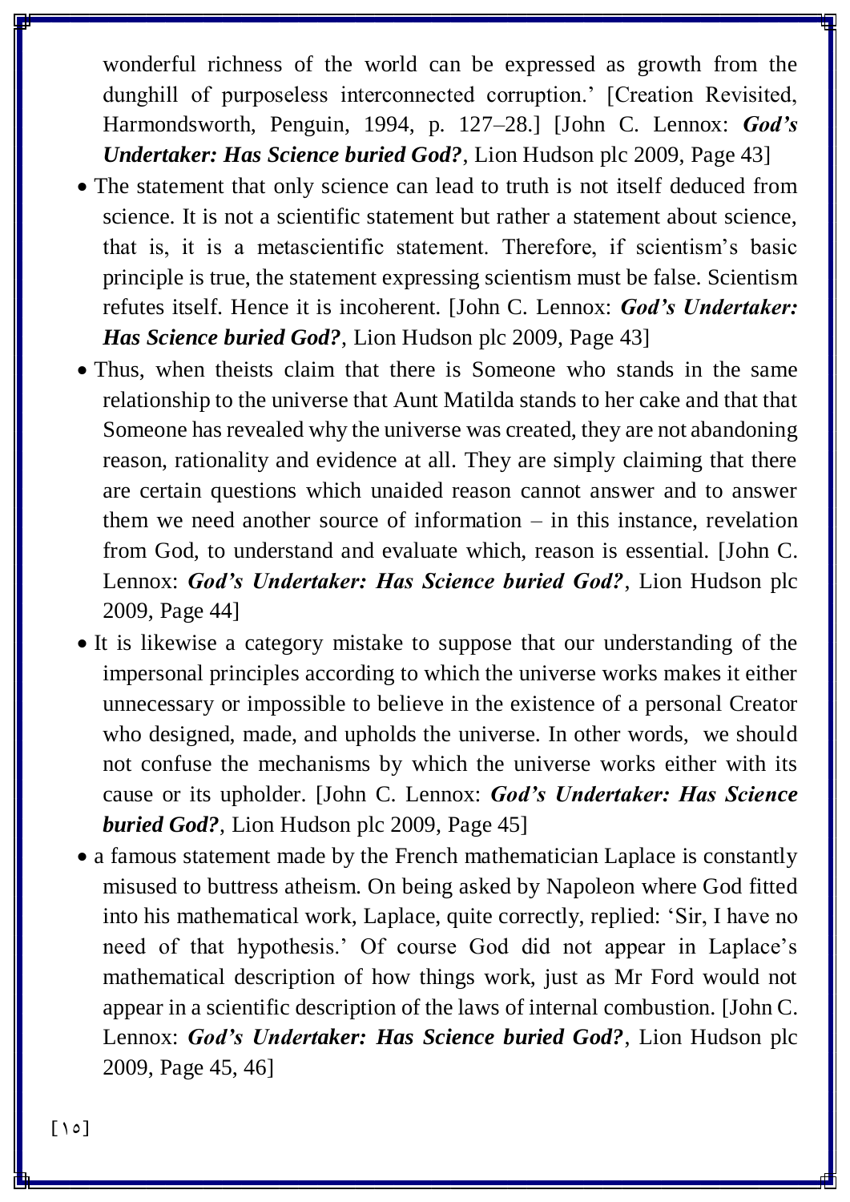wonderful richness of the world can be expressed as growth from the dunghill of purposeless interconnected corruption.' [Creation Revisited, Harmondsworth, Penguin, 1994, p. 127–28.] [John C. Lennox: ***God's Undertaker: Has Science buried God?***, Lion Hudson plc 2009, Page 43]

- The statement that only science can lead to truth is not itself deduced from science. It is not a scientific statement but rather a statement about science, that is, it is a metascientific statement. Therefore, if scientism's basic principle is true, the statement expressing scientism must be false. Scientism refutes itself. Hence it is incoherent. [John C. Lennox: ***God's Undertaker: Has Science buried God?***, Lion Hudson plc 2009, Page 43]
- Thus, when theists claim that there is Someone who stands in the same relationship to the universe that Aunt Matilda stands to her cake and that that Someone has revealed why the universe was created, they are not abandoning reason, rationality and evidence at all. They are simply claiming that there are certain questions which unaided reason cannot answer and to answer them we need another source of information – in this instance, revelation from God, to understand and evaluate which, reason is essential. [John C. Lennox: ***God's Undertaker: Has Science buried God?***, Lion Hudson plc 2009, Page 44]
- It is likewise a category mistake to suppose that our understanding of the impersonal principles according to which the universe works makes it either unnecessary or impossible to believe in the existence of a personal Creator who designed, made, and upholds the universe. In other words, we should not confuse the mechanisms by which the universe works either with its cause or its upholder. [John C. Lennox: ***God's Undertaker: Has Science buried God?***, Lion Hudson plc 2009, Page 45]
- a famous statement made by the French mathematician Laplace is constantly misused to buttress atheism. On being asked by Napoleon where God fitted into his mathematical work, Laplace, quite correctly, replied: 'Sir, I have no need of that hypothesis.' Of course God did not appear in Laplace's mathematical description of how things work, just as Mr Ford would not appear in a scientific description of the laws of internal combustion. [John C. Lennox: ***God's Undertaker: Has Science buried God?***, Lion Hudson plc 2009, Page 45, 46]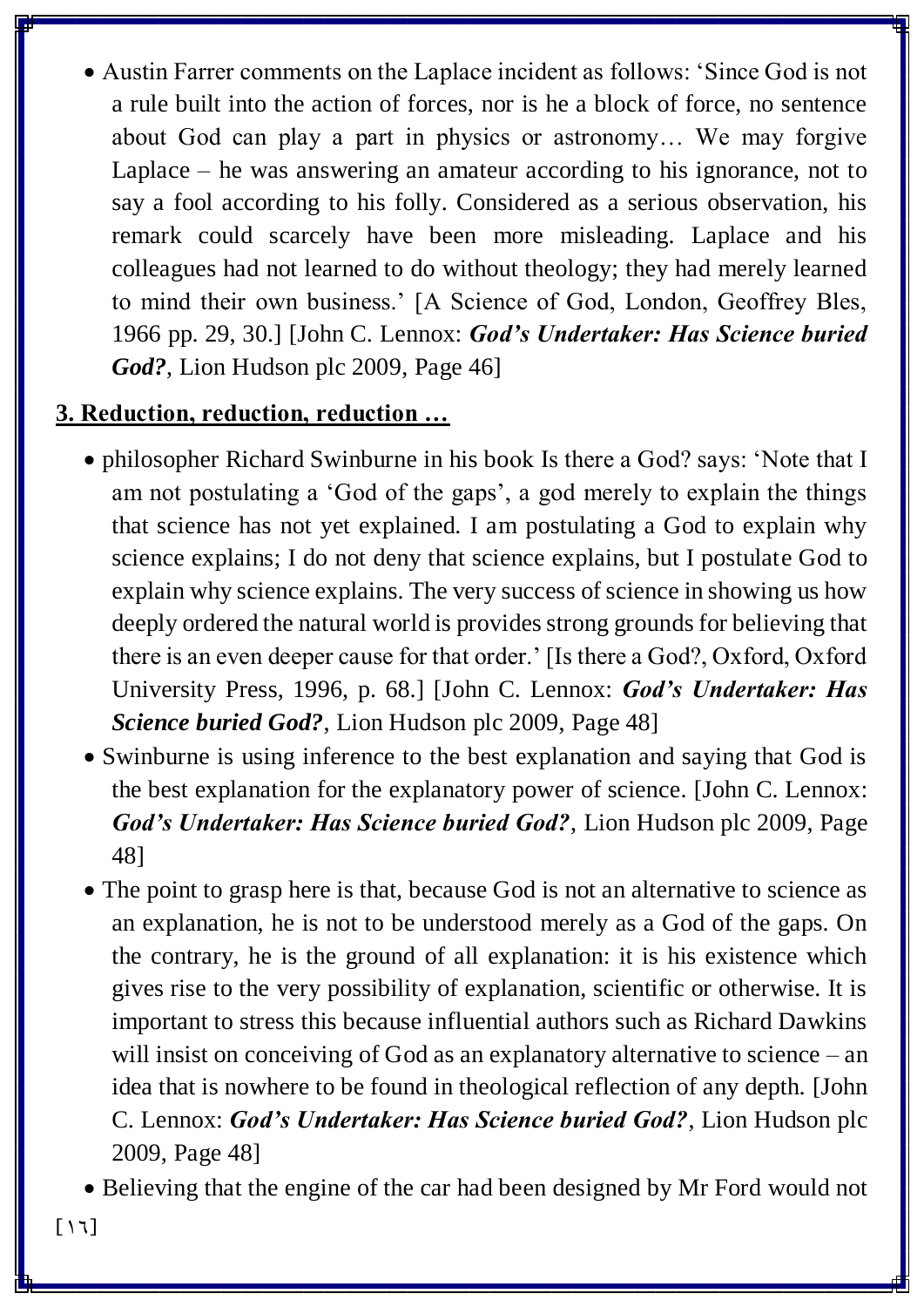- Austin Farrer comments on the Laplace incident as follows: 'Since God is not a rule built into the action of forces, nor is he a block of force, no sentence about God can play a part in physics or astronomy… We may forgive Laplace – he was answering an amateur according to his ignorance, not to say a fool according to his folly. Considered as a serious observation, his remark could scarcely have been more misleading. Laplace and his colleagues had not learned to do without theology; they had merely learned to mind their own business.' [A Science of God, London, Geoffrey Bles, 1966 pp. 29, 30.] [John C. Lennox: ***God's Undertaker: Has Science buried God?***, Lion Hudson plc 2009, Page 46]

## 3. Reduction, reduction, reduction …

- philosopher Richard Swinburne in his book Is there a God? says: 'Note that I am not postulating a 'God of the gaps', a god merely to explain the things that science has not yet explained. I am postulating a God to explain why science explains; I do not deny that science explains, but I postulate God to explain why science explains. The very success of science in showing us how deeply ordered the natural world is provides strong grounds for believing that there is an even deeper cause for that order.' [Is there a God?, Oxford, Oxford University Press, 1996, p. 68.] [John C. Lennox: ***God's Undertaker: Has Science buried God?***, Lion Hudson plc 2009, Page 48]
- Swinburne is using inference to the best explanation and saying that God is the best explanation for the explanatory power of science. [John C. Lennox: ***God's Undertaker: Has Science buried God?***, Lion Hudson plc 2009, Page 48]
- The point to grasp here is that, because God is not an alternative to science as an explanation, he is not to be understood merely as a God of the gaps. On the contrary, he is the ground of all explanation: it is his existence which gives rise to the very possibility of explanation, scientific or otherwise. It is important to stress this because influential authors such as Richard Dawkins will insist on conceiving of God as an explanatory alternative to science – an idea that is nowhere to be found in theological reflection of any depth. [John C. Lennox: ***God's Undertaker: Has Science buried God?***, Lion Hudson plc 2009, Page 48]
- Believing that the engine of the car had been designed by Mr Ford would not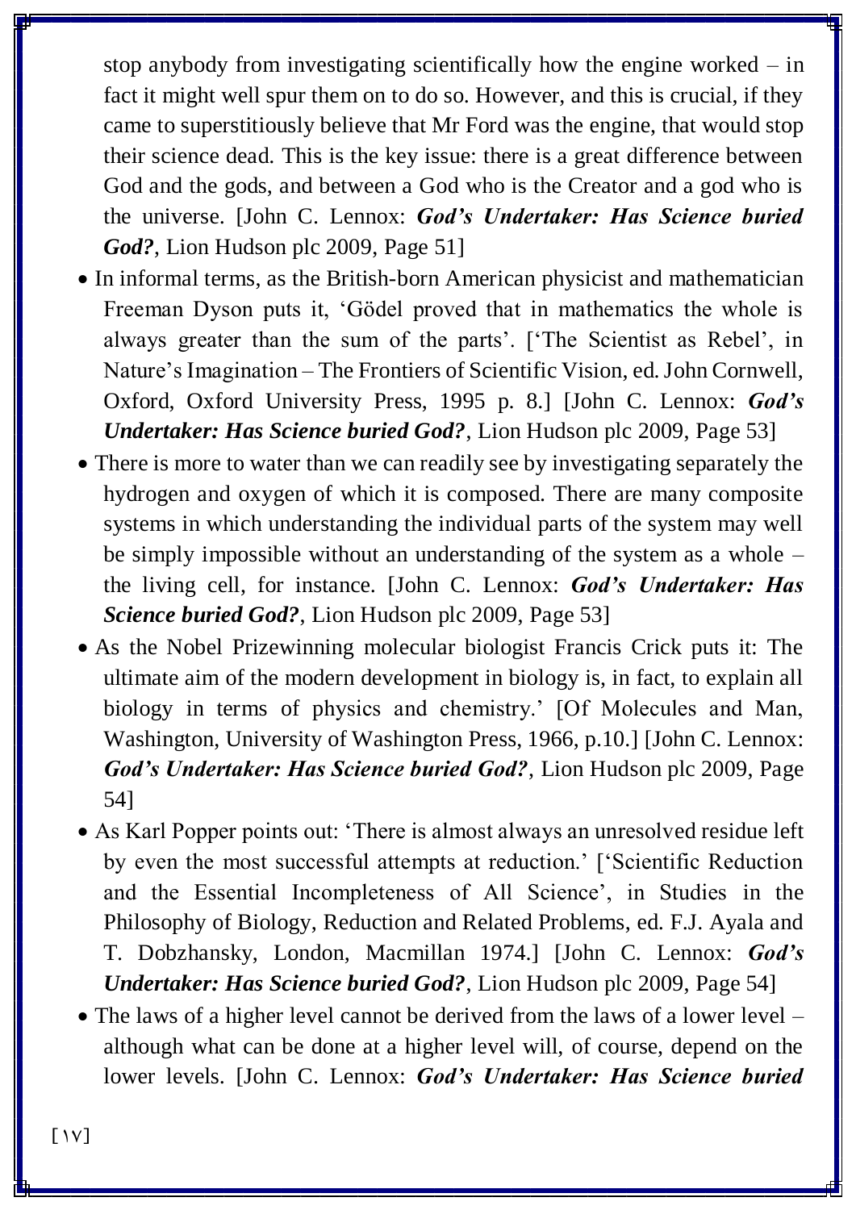stop anybody from investigating scientifically how the engine worked – in fact it might well spur them on to do so. However, and this is crucial, if they came to superstitiously believe that Mr Ford was the engine, that would stop their science dead. This is the key issue: there is a great difference between God and the gods, and between a God who is the Creator and a god who is the universe. [John C. Lennox: ***God's Undertaker: Has Science buried God?***, Lion Hudson plc 2009, Page 51]

- In informal terms, as the British-born American physicist and mathematician Freeman Dyson puts it, 'Gödel proved that in mathematics the whole is always greater than the sum of the parts'. ['The Scientist as Rebel', in Nature's Imagination – The Frontiers of Scientific Vision, ed. John Cornwell, Oxford, Oxford University Press, 1995 p. 8.] [John C. Lennox: ***God's Undertaker: Has Science buried God?***, Lion Hudson plc 2009, Page 53]
- There is more to water than we can readily see by investigating separately the hydrogen and oxygen of which it is composed. There are many composite systems in which understanding the individual parts of the system may well be simply impossible without an understanding of the system as a whole – the living cell, for instance. [John C. Lennox: ***God's Undertaker: Has Science buried God?***, Lion Hudson plc 2009, Page 53]
- As the Nobel Prizewinning molecular biologist Francis Crick puts it: The ultimate aim of the modern development in biology is, in fact, to explain all biology in terms of physics and chemistry.' [Of Molecules and Man, Washington, University of Washington Press, 1966, p.10.] [John C. Lennox: ***God's Undertaker: Has Science buried God?***, Lion Hudson plc 2009, Page 54]
- As Karl Popper points out: 'There is almost always an unresolved residue left by even the most successful attempts at reduction.' ['Scientific Reduction and the Essential Incompleteness of All Science', in Studies in the Philosophy of Biology, Reduction and Related Problems, ed. F.J. Ayala and T. Dobzhansky, London, Macmillan 1974.] [John C. Lennox: ***God's Undertaker: Has Science buried God?***, Lion Hudson plc 2009, Page 54]
- The laws of a higher level cannot be derived from the laws of a lower level – although what can be done at a higher level will, of course, depend on the lower levels. [John C. Lennox: ***God's Undertaker: Has Science buried***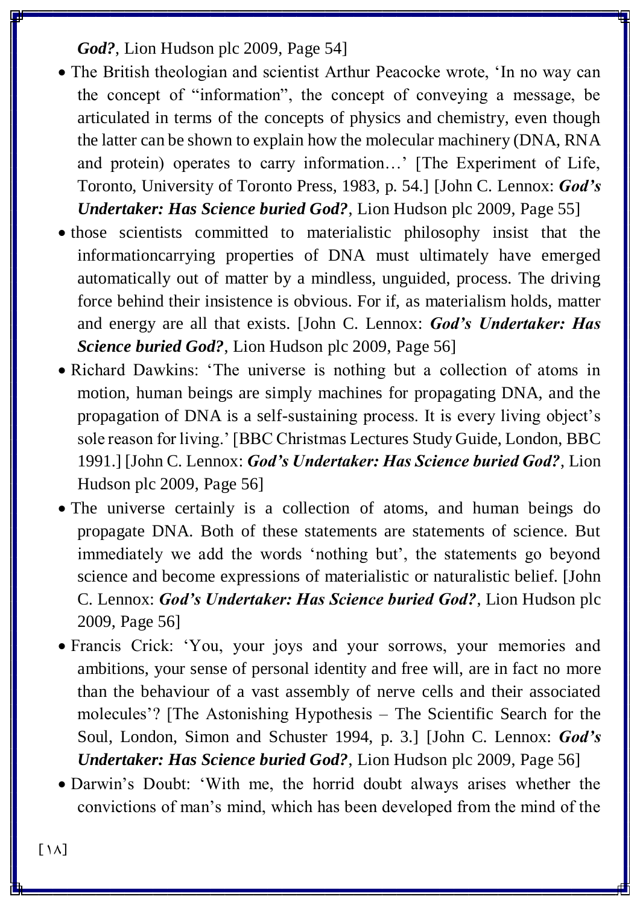*God?*, Lion Hudson plc 2009, Page 54]

- The British theologian and scientist Arthur Peacocke wrote, 'In no way can the concept of "information", the concept of conveying a message, be articulated in terms of the concepts of physics and chemistry, even though the latter can be shown to explain how the molecular machinery (DNA, RNA and protein) operates to carry information…' [The Experiment of Life, Toronto, University of Toronto Press, 1983, p. 54.] [John C. Lennox: ***God's Undertaker: Has Science buried God?***, Lion Hudson plc 2009, Page 55]
- those scientists committed to materialistic philosophy insist that the informationcarrying properties of DNA must ultimately have emerged automatically out of matter by a mindless, unguided, process. The driving force behind their insistence is obvious. For if, as materialism holds, matter and energy are all that exists. [John C. Lennox: ***God's Undertaker: Has Science buried God?***, Lion Hudson plc 2009, Page 56]
- Richard Dawkins: 'The universe is nothing but a collection of atoms in motion, human beings are simply machines for propagating DNA, and the propagation of DNA is a self-sustaining process. It is every living object's sole reason for living.' [BBC Christmas Lectures Study Guide, London, BBC 1991.] [John C. Lennox: ***God's Undertaker: Has Science buried God?***, Lion Hudson plc 2009, Page 56]
- The universe certainly is a collection of atoms, and human beings do propagate DNA. Both of these statements are statements of science. But immediately we add the words 'nothing but', the statements go beyond science and become expressions of materialistic or naturalistic belief. [John C. Lennox: ***God's Undertaker: Has Science buried God?***, Lion Hudson plc 2009, Page 56]
- Francis Crick: 'You, your joys and your sorrows, your memories and ambitions, your sense of personal identity and free will, are in fact no more than the behaviour of a vast assembly of nerve cells and their associated molecules'? [The Astonishing Hypothesis – The Scientific Search for the Soul, London, Simon and Schuster 1994, p. 3.] [John C. Lennox: ***God's Undertaker: Has Science buried God?***, Lion Hudson plc 2009, Page 56]
- Darwin's Doubt: 'With me, the horrid doubt always arises whether the convictions of man's mind, which has been developed from the mind of the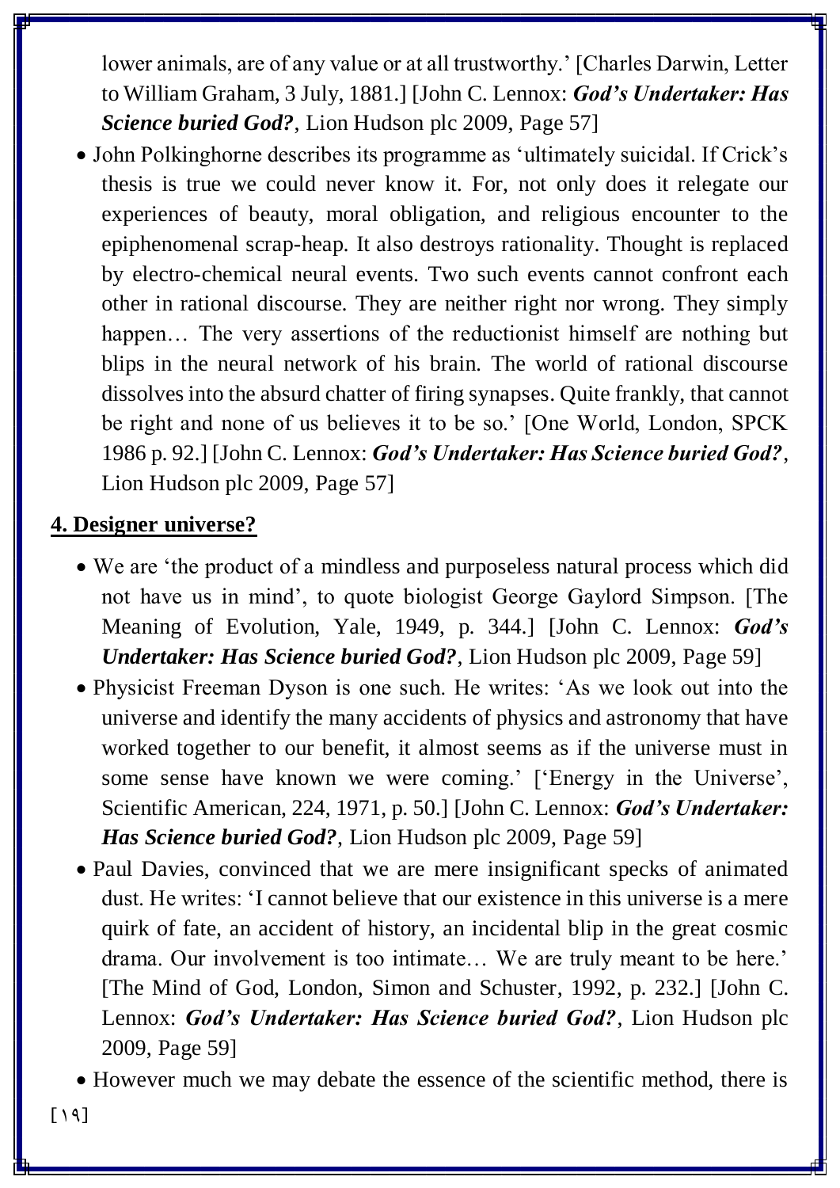lower animals, are of any value or at all trustworthy.' [Charles Darwin, Letter to William Graham, 3 July, 1881.] [John C. Lennox: ***God's Undertaker: Has Science buried God?***, Lion Hudson plc 2009, Page 57]

- John Polkinghorne describes its programme as 'ultimately suicidal. If Crick's thesis is true we could never know it. For, not only does it relegate our experiences of beauty, moral obligation, and religious encounter to the epiphenomenal scrap-heap. It also destroys rationality. Thought is replaced by electro-chemical neural events. Two such events cannot confront each other in rational discourse. They are neither right nor wrong. They simply happen… The very assertions of the reductionist himself are nothing but blips in the neural network of his brain. The world of rational discourse dissolves into the absurd chatter of firing synapses. Quite frankly, that cannot be right and none of us believes it to be so.' [One World, London, SPCK 1986 p. 92.] [John C. Lennox: ***God's Undertaker: Has Science buried God?***, Lion Hudson plc 2009, Page 57]

## 4. Designer universe?

- We are 'the product of a mindless and purposeless natural process which did not have us in mind', to quote biologist George Gaylord Simpson. [The Meaning of Evolution, Yale, 1949, p. 344.] [John C. Lennox: ***God's Undertaker: Has Science buried God?***, Lion Hudson plc 2009, Page 59]
- Physicist Freeman Dyson is one such. He writes: 'As we look out into the universe and identify the many accidents of physics and astronomy that have worked together to our benefit, it almost seems as if the universe must in some sense have known we were coming.' ['Energy in the Universe', Scientific American, 224, 1971, p. 50.] [John C. Lennox: ***God's Undertaker: Has Science buried God?***, Lion Hudson plc 2009, Page 59]
- Paul Davies, convinced that we are mere insignificant specks of animated dust. He writes: 'I cannot believe that our existence in this universe is a mere quirk of fate, an accident of history, an incidental blip in the great cosmic drama. Our involvement is too intimate… We are truly meant to be here.' [The Mind of God, London, Simon and Schuster, 1992, p. 232.] [John C. Lennox: ***God's Undertaker: Has Science buried God?***, Lion Hudson plc 2009, Page 59]
- However much we may debate the essence of the scientific method, there is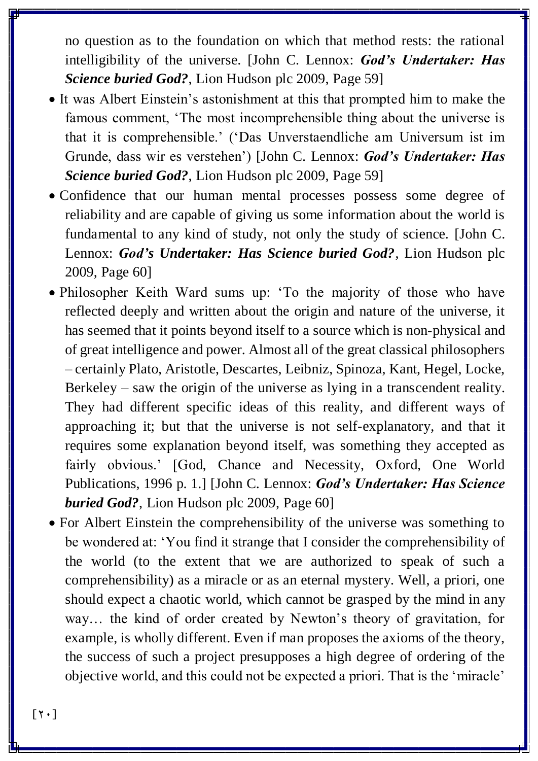no question as to the foundation on which that method rests: the rational intelligibility of the universe. [John C. Lennox: ***God's Undertaker: Has Science buried God?***, Lion Hudson plc 2009, Page 59]

- It was Albert Einstein's astonishment at this that prompted him to make the famous comment, 'The most incomprehensible thing about the universe is that it is comprehensible.' ('Das Unverstaendliche am Universum ist im Grunde, dass wir es verstehen') [John C. Lennox: ***God's Undertaker: Has Science buried God?***, Lion Hudson plc 2009, Page 59]
- Confidence that our human mental processes possess some degree of reliability and are capable of giving us some information about the world is fundamental to any kind of study, not only the study of science. [John C. Lennox: ***God's Undertaker: Has Science buried God?***, Lion Hudson plc 2009, Page 60]
- Philosopher Keith Ward sums up: 'To the majority of those who have reflected deeply and written about the origin and nature of the universe, it has seemed that it points beyond itself to a source which is non-physical and of great intelligence and power. Almost all of the great classical philosophers – certainly Plato, Aristotle, Descartes, Leibniz, Spinoza, Kant, Hegel, Locke, Berkeley – saw the origin of the universe as lying in a transcendent reality. They had different specific ideas of this reality, and different ways of approaching it; but that the universe is not self-explanatory, and that it requires some explanation beyond itself, was something they accepted as fairly obvious.' [God, Chance and Necessity, Oxford, One World Publications, 1996 p. 1.] [John C. Lennox: ***God's Undertaker: Has Science buried God?***, Lion Hudson plc 2009, Page 60]
- For Albert Einstein the comprehensibility of the universe was something to be wondered at: 'You find it strange that I consider the comprehensibility of the world (to the extent that we are authorized to speak of such a comprehensibility) as a miracle or as an eternal mystery. Well, a priori, one should expect a chaotic world, which cannot be grasped by the mind in any way… the kind of order created by Newton's theory of gravitation, for example, is wholly different. Even if man proposes the axioms of the theory, the success of such a project presupposes a high degree of ordering of the objective world, and this could not be expected a priori. That is the 'miracle'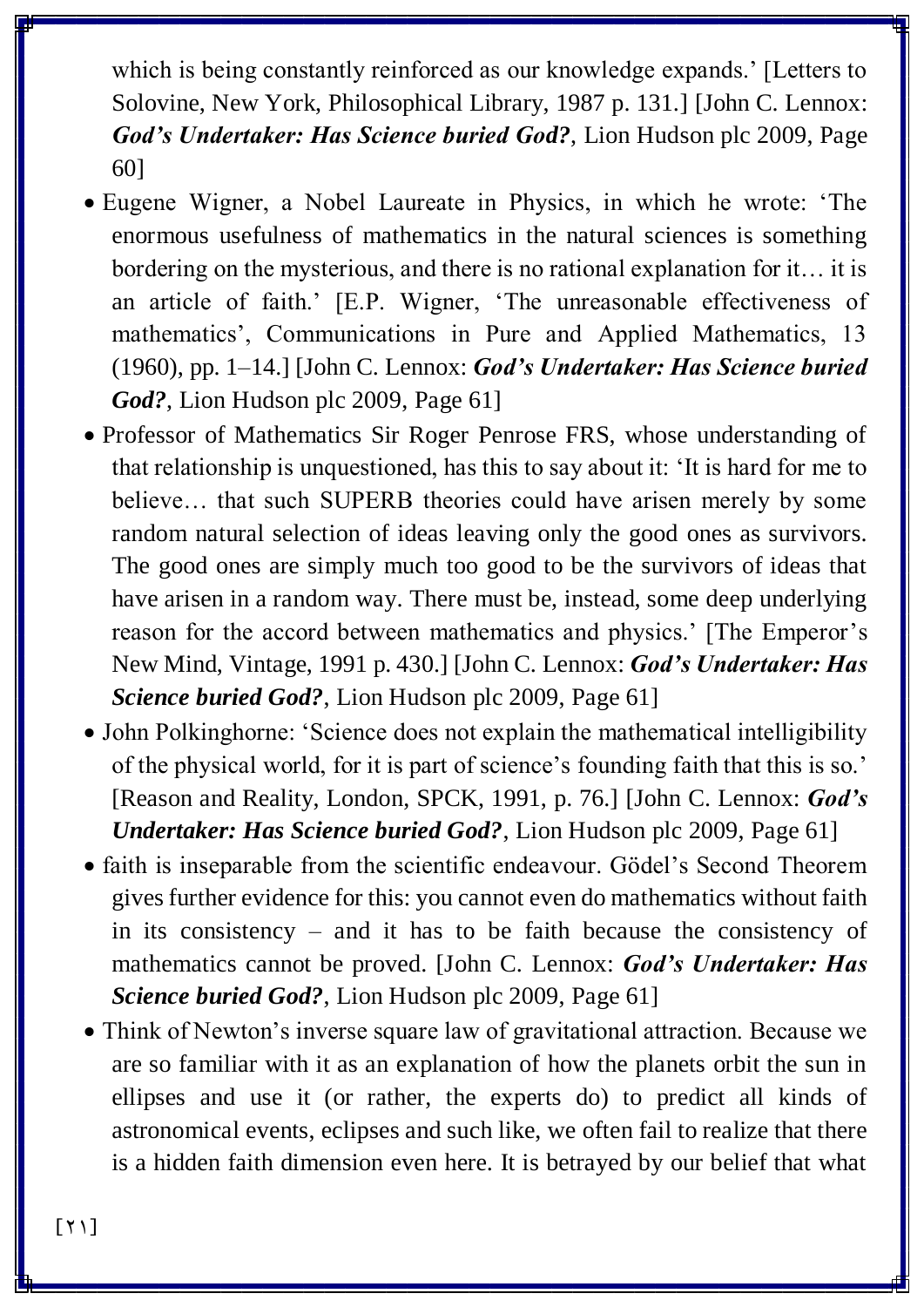which is being constantly reinforced as our knowledge expands.' [Letters to Solovine, New York, Philosophical Library, 1987 p. 131.] [John C. Lennox: ***God's Undertaker: Has Science buried God?***, Lion Hudson plc 2009, Page 60]

- Eugene Wigner, a Nobel Laureate in Physics, in which he wrote: 'The enormous usefulness of mathematics in the natural sciences is something bordering on the mysterious, and there is no rational explanation for it… it is an article of faith.' [E.P. Wigner, 'The unreasonable effectiveness of mathematics', Communications in Pure and Applied Mathematics, 13 (1960), pp. 1–14.] [John C. Lennox: ***God's Undertaker: Has Science buried God?***, Lion Hudson plc 2009, Page 61]
- Professor of Mathematics Sir Roger Penrose FRS, whose understanding of that relationship is unquestioned, has this to say about it: 'It is hard for me to believe… that such SUPERB theories could have arisen merely by some random natural selection of ideas leaving only the good ones as survivors. The good ones are simply much too good to be the survivors of ideas that have arisen in a random way. There must be, instead, some deep underlying reason for the accord between mathematics and physics.' [The Emperor's New Mind, Vintage, 1991 p. 430.] [John C. Lennox: ***God's Undertaker: Has Science buried God?***, Lion Hudson plc 2009, Page 61]
- John Polkinghorne: 'Science does not explain the mathematical intelligibility of the physical world, for it is part of science's founding faith that this is so.' [Reason and Reality, London, SPCK, 1991, p. 76.] [John C. Lennox: ***God's Undertaker: Has Science buried God?***, Lion Hudson plc 2009, Page 61]
- faith is inseparable from the scientific endeavour. Gödel's Second Theorem gives further evidence for this: you cannot even do mathematics without faith in its consistency – and it has to be faith because the consistency of mathematics cannot be proved. [John C. Lennox: ***God's Undertaker: Has Science buried God?***, Lion Hudson plc 2009, Page 61]
- Think of Newton's inverse square law of gravitational attraction. Because we are so familiar with it as an explanation of how the planets orbit the sun in ellipses and use it (or rather, the experts do) to predict all kinds of astronomical events, eclipses and such like, we often fail to realize that there is a hidden faith dimension even here. It is betrayed by our belief that what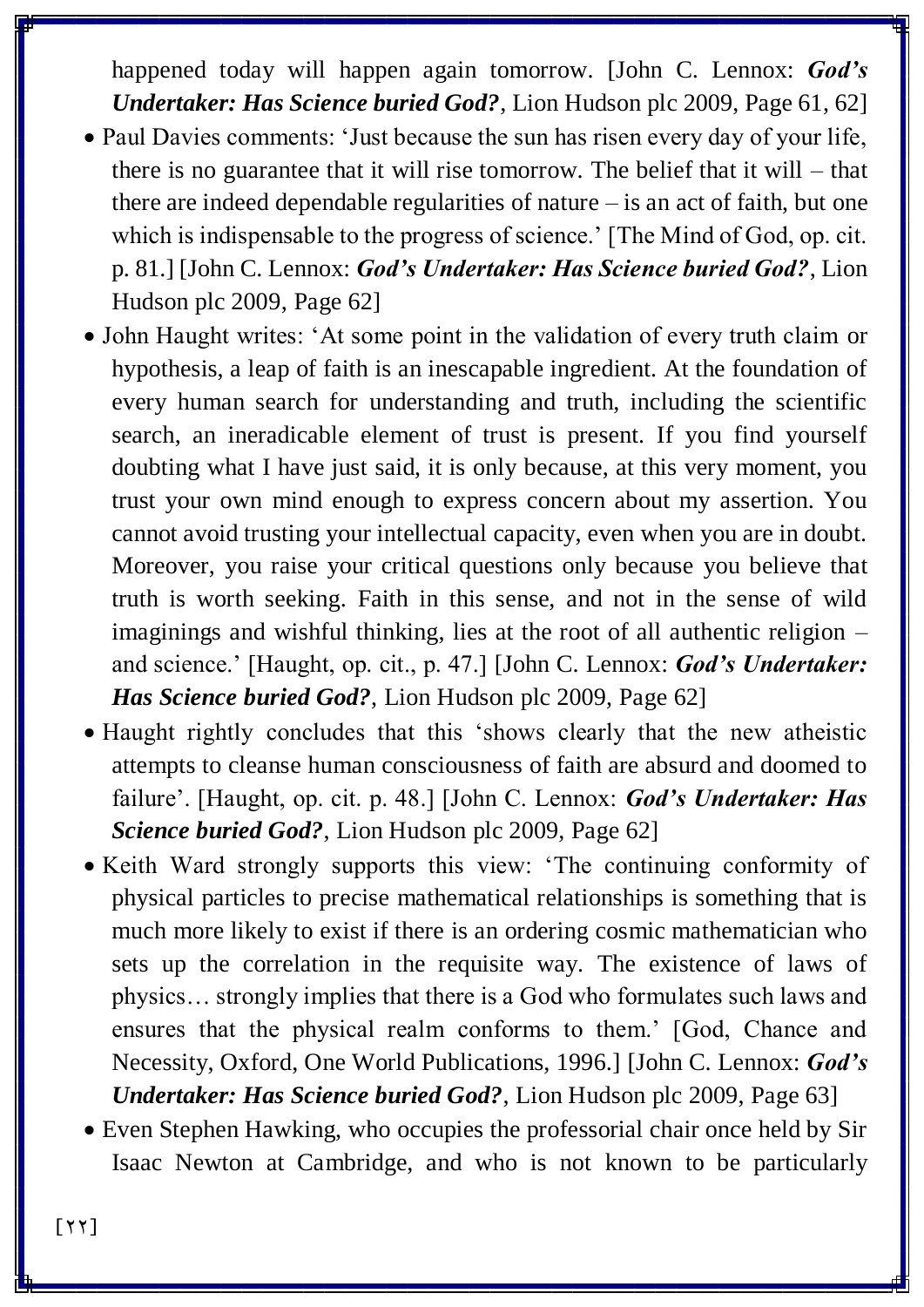happened today will happen again tomorrow. [John C. Lennox: ***God's Undertaker: Has Science buried God?***, Lion Hudson plc 2009, Page 61, 62]

- Paul Davies comments: 'Just because the sun has risen every day of your life, there is no guarantee that it will rise tomorrow. The belief that it will – that there are indeed dependable regularities of nature – is an act of faith, but one which is indispensable to the progress of science.' [The Mind of God, op. cit. p. 81.] [John C. Lennox: ***God's Undertaker: Has Science buried God?***, Lion Hudson plc 2009, Page 62]
- John Haught writes: 'At some point in the validation of every truth claim or hypothesis, a leap of faith is an inescapable ingredient. At the foundation of every human search for understanding and truth, including the scientific search, an ineradicable element of trust is present. If you find yourself doubting what I have just said, it is only because, at this very moment, you trust your own mind enough to express concern about my assertion. You cannot avoid trusting your intellectual capacity, even when you are in doubt. Moreover, you raise your critical questions only because you believe that truth is worth seeking. Faith in this sense, and not in the sense of wild imaginings and wishful thinking, lies at the root of all authentic religion – and science.' [Haught, op. cit., p. 47.] [John C. Lennox: ***God's Undertaker: Has Science buried God?***, Lion Hudson plc 2009, Page 62]
- Haught rightly concludes that this 'shows clearly that the new atheistic attempts to cleanse human consciousness of faith are absurd and doomed to failure'. [Haught, op. cit. p. 48.] [John C. Lennox: ***God's Undertaker: Has Science buried God?***, Lion Hudson plc 2009, Page 62]
- Keith Ward strongly supports this view: 'The continuing conformity of physical particles to precise mathematical relationships is something that is much more likely to exist if there is an ordering cosmic mathematician who sets up the correlation in the requisite way. The existence of laws of physics… strongly implies that there is a God who formulates such laws and ensures that the physical realm conforms to them.' [God, Chance and Necessity, Oxford, One World Publications, 1996.] [John C. Lennox: ***God's Undertaker: Has Science buried God?***, Lion Hudson plc 2009, Page 63]
- Even Stephen Hawking, who occupies the professorial chair once held by Sir Isaac Newton at Cambridge, and who is not known to be particularly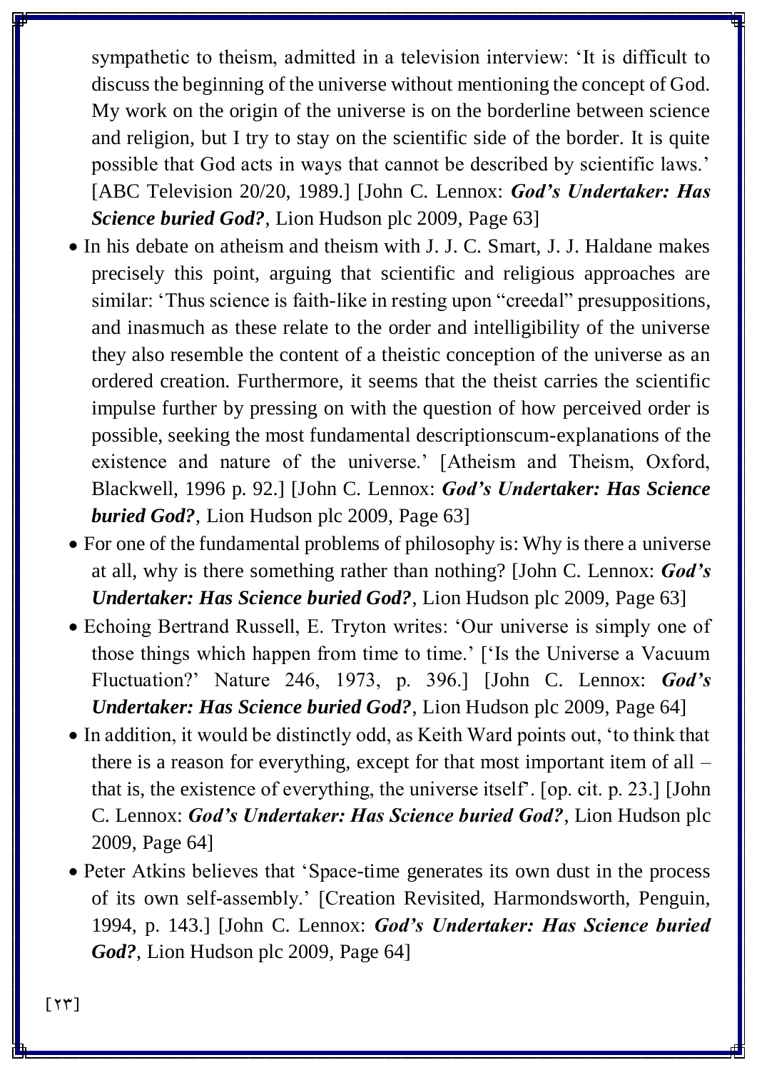sympathetic to theism, admitted in a television interview: 'It is difficult to discuss the beginning of the universe without mentioning the concept of God. My work on the origin of the universe is on the borderline between science and religion, but I try to stay on the scientific side of the border. It is quite possible that God acts in ways that cannot be described by scientific laws.' [ABC Television 20/20, 1989.] [John C. Lennox: ***God's Undertaker: Has Science buried God?***, Lion Hudson plc 2009, Page 63]

- In his debate on atheism and theism with J. J. C. Smart, J. J. Haldane makes precisely this point, arguing that scientific and religious approaches are similar: 'Thus science is faith-like in resting upon "creedal" presuppositions, and inasmuch as these relate to the order and intelligibility of the universe they also resemble the content of a theistic conception of the universe as an ordered creation. Furthermore, it seems that the theist carries the scientific impulse further by pressing on with the question of how perceived order is possible, seeking the most fundamental descriptionscum-explanations of the existence and nature of the universe.' [Atheism and Theism, Oxford, Blackwell, 1996 p. 92.] [John C. Lennox: ***God's Undertaker: Has Science buried God?***, Lion Hudson plc 2009, Page 63]
- For one of the fundamental problems of philosophy is: Why is there a universe at all, why is there something rather than nothing? [John C. Lennox: ***God's Undertaker: Has Science buried God?***, Lion Hudson plc 2009, Page 63]
- Echoing Bertrand Russell, E. Tryton writes: 'Our universe is simply one of those things which happen from time to time.' ['Is the Universe a Vacuum Fluctuation?' Nature 246, 1973, p. 396.] [John C. Lennox: ***God's Undertaker: Has Science buried God?***, Lion Hudson plc 2009, Page 64]
- In addition, it would be distinctly odd, as Keith Ward points out, 'to think that there is a reason for everything, except for that most important item of all – that is, the existence of everything, the universe itself'. [op. cit. p. 23.] [John C. Lennox: ***God's Undertaker: Has Science buried God?***, Lion Hudson plc 2009, Page 64]
- Peter Atkins believes that 'Space-time generates its own dust in the process of its own self-assembly.' [Creation Revisited, Harmondsworth, Penguin, 1994, p. 143.] [John C. Lennox: ***God's Undertaker: Has Science buried God?***, Lion Hudson plc 2009, Page 64]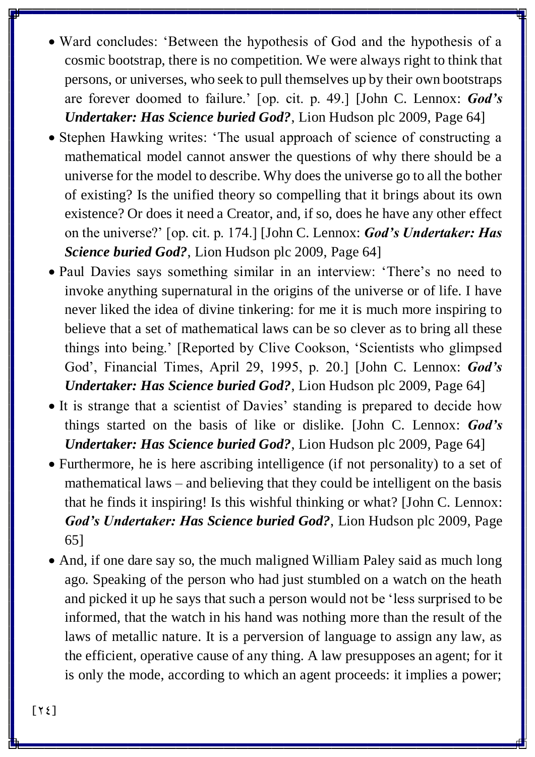- Ward concludes: 'Between the hypothesis of God and the hypothesis of a cosmic bootstrap, there is no competition. We were always right to think that persons, or universes, who seek to pull themselves up by their own bootstraps are forever doomed to failure.' [op. cit. p. 49.] [John C. Lennox: ***God's Undertaker: Has Science buried God?***, Lion Hudson plc 2009, Page 64]
- Stephen Hawking writes: 'The usual approach of science of constructing a mathematical model cannot answer the questions of why there should be a universe for the model to describe. Why does the universe go to all the bother of existing? Is the unified theory so compelling that it brings about its own existence? Or does it need a Creator, and, if so, does he have any other effect on the universe?' [op. cit. p. 174.] [John C. Lennox: ***God's Undertaker: Has Science buried God?***, Lion Hudson plc 2009, Page 64]
- Paul Davies says something similar in an interview: 'There's no need to invoke anything supernatural in the origins of the universe or of life. I have never liked the idea of divine tinkering: for me it is much more inspiring to believe that a set of mathematical laws can be so clever as to bring all these things into being.' [Reported by Clive Cookson, 'Scientists who glimpsed God', Financial Times, April 29, 1995, p. 20.] [John C. Lennox: ***God's Undertaker: Has Science buried God?***, Lion Hudson plc 2009, Page 64]
- It is strange that a scientist of Davies' standing is prepared to decide how things started on the basis of like or dislike. [John C. Lennox: ***God's Undertaker: Has Science buried God?***, Lion Hudson plc 2009, Page 64]
- Furthermore, he is here ascribing intelligence (if not personality) to a set of mathematical laws – and believing that they could be intelligent on the basis that he finds it inspiring! Is this wishful thinking or what? [John C. Lennox: ***God's Undertaker: Has Science buried God?***, Lion Hudson plc 2009, Page 65]
- And, if one dare say so, the much maligned William Paley said as much long ago. Speaking of the person who had just stumbled on a watch on the heath and picked it up he says that such a person would not be 'less surprised to be informed, that the watch in his hand was nothing more than the result of the laws of metallic nature. It is a perversion of language to assign any law, as the efficient, operative cause of any thing. A law presupposes an agent; for it is only the mode, according to which an agent proceeds: it implies a power;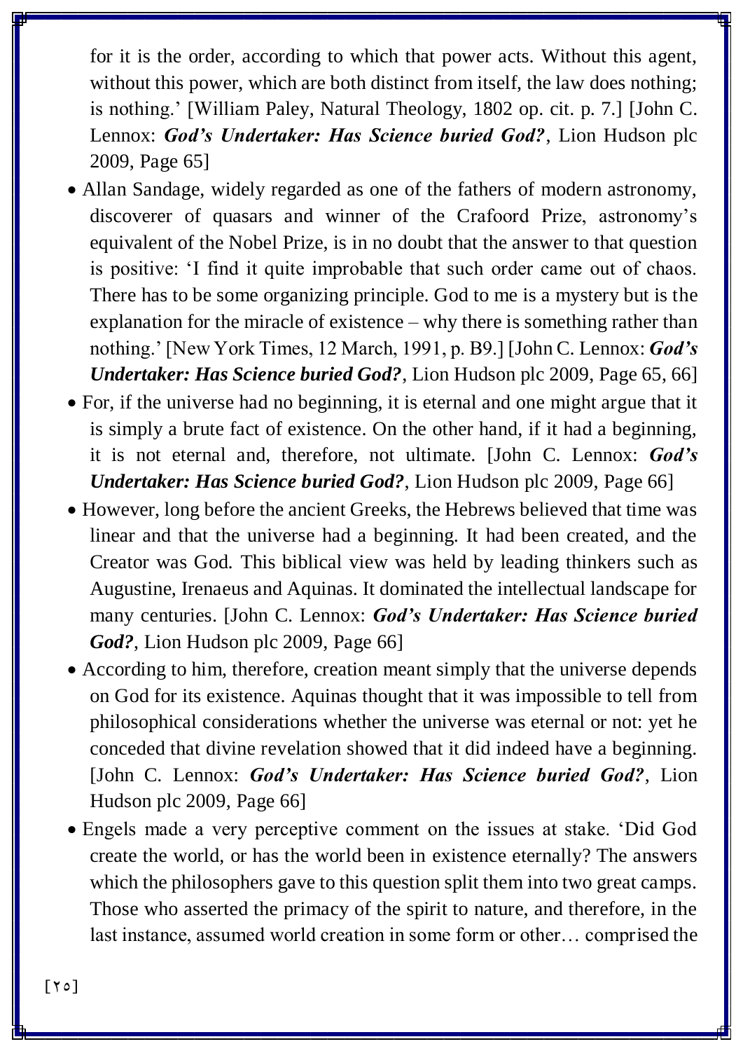for it is the order, according to which that power acts. Without this agent, without this power, which are both distinct from itself, the law does nothing; is nothing.' [William Paley, Natural Theology, 1802 op. cit. p. 7.] [John C. Lennox: ***God's Undertaker: Has Science buried God?***, Lion Hudson plc 2009, Page 65]

- Allan Sandage, widely regarded as one of the fathers of modern astronomy, discoverer of quasars and winner of the Crafoord Prize, astronomy's equivalent of the Nobel Prize, is in no doubt that the answer to that question is positive: 'I find it quite improbable that such order came out of chaos. There has to be some organizing principle. God to me is a mystery but is the explanation for the miracle of existence – why there is something rather than nothing.' [New York Times, 12 March, 1991, p. B9.] [John C. Lennox: ***God's Undertaker: Has Science buried God?***, Lion Hudson plc 2009, Page 65, 66]
- For, if the universe had no beginning, it is eternal and one might argue that it is simply a brute fact of existence. On the other hand, if it had a beginning, it is not eternal and, therefore, not ultimate. [John C. Lennox: ***God's Undertaker: Has Science buried God?***, Lion Hudson plc 2009, Page 66]
- However, long before the ancient Greeks, the Hebrews believed that time was linear and that the universe had a beginning. It had been created, and the Creator was God. This biblical view was held by leading thinkers such as Augustine, Irenaeus and Aquinas. It dominated the intellectual landscape for many centuries. [John C. Lennox: ***God's Undertaker: Has Science buried God?***, Lion Hudson plc 2009, Page 66]
- According to him, therefore, creation meant simply that the universe depends on God for its existence. Aquinas thought that it was impossible to tell from philosophical considerations whether the universe was eternal or not: yet he conceded that divine revelation showed that it did indeed have a beginning. [John C. Lennox: ***God's Undertaker: Has Science buried God?***, Lion Hudson plc 2009, Page 66]
- Engels made a very perceptive comment on the issues at stake. 'Did God create the world, or has the world been in existence eternally? The answers which the philosophers gave to this question split them into two great camps. Those who asserted the primacy of the spirit to nature, and therefore, in the last instance, assumed world creation in some form or other… comprised the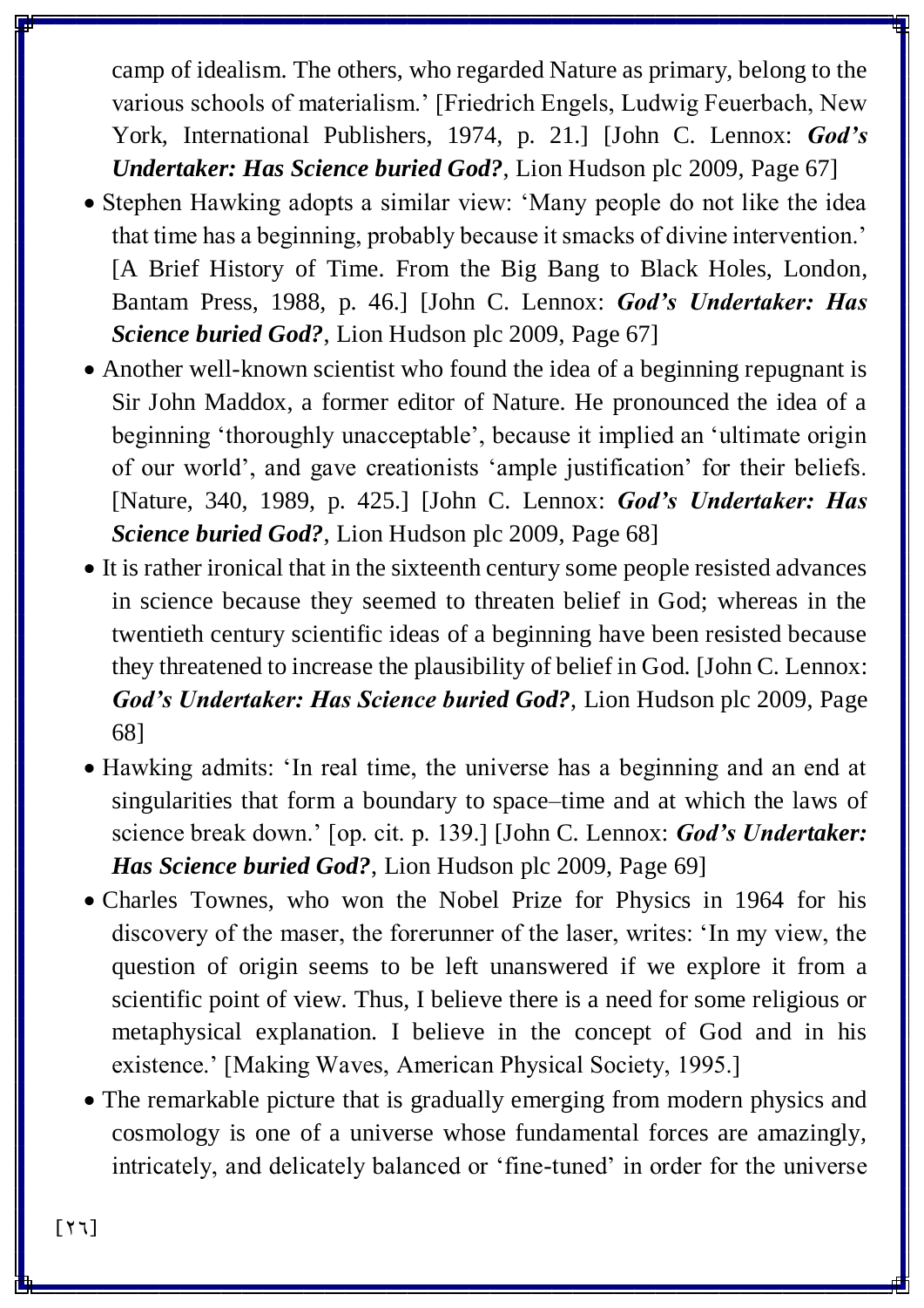camp of idealism. The others, who regarded Nature as primary, belong to the various schools of materialism.' [Friedrich Engels, Ludwig Feuerbach, New York, International Publishers, 1974, p. 21.] [John C. Lennox: ***God's Undertaker: Has Science buried God?***, Lion Hudson plc 2009, Page 67]

- Stephen Hawking adopts a similar view: 'Many people do not like the idea that time has a beginning, probably because it smacks of divine intervention.' [A Brief History of Time. From the Big Bang to Black Holes, London, Bantam Press, 1988, p. 46.] [John C. Lennox: ***God's Undertaker: Has Science buried God?***, Lion Hudson plc 2009, Page 67]
- Another well-known scientist who found the idea of a beginning repugnant is Sir John Maddox, a former editor of Nature. He pronounced the idea of a beginning 'thoroughly unacceptable', because it implied an 'ultimate origin of our world', and gave creationists 'ample justification' for their beliefs. [Nature, 340, 1989, p. 425.] [John C. Lennox: ***God's Undertaker: Has Science buried God?***, Lion Hudson plc 2009, Page 68]
- It is rather ironical that in the sixteenth century some people resisted advances in science because they seemed to threaten belief in God; whereas in the twentieth century scientific ideas of a beginning have been resisted because they threatened to increase the plausibility of belief in God. [John C. Lennox: ***God's Undertaker: Has Science buried God?***, Lion Hudson plc 2009, Page 68]
- Hawking admits: 'In real time, the universe has a beginning and an end at singularities that form a boundary to space–time and at which the laws of science break down.' [op. cit. p. 139.] [John C. Lennox: ***God's Undertaker: Has Science buried God?***, Lion Hudson plc 2009, Page 69]
- Charles Townes, who won the Nobel Prize for Physics in 1964 for his discovery of the maser, the forerunner of the laser, writes: 'In my view, the question of origin seems to be left unanswered if we explore it from a scientific point of view. Thus, I believe there is a need for some religious or metaphysical explanation. I believe in the concept of God and in his existence.' [Making Waves, American Physical Society, 1995.]
- The remarkable picture that is gradually emerging from modern physics and cosmology is one of a universe whose fundamental forces are amazingly, intricately, and delicately balanced or 'fine-tuned' in order for the universe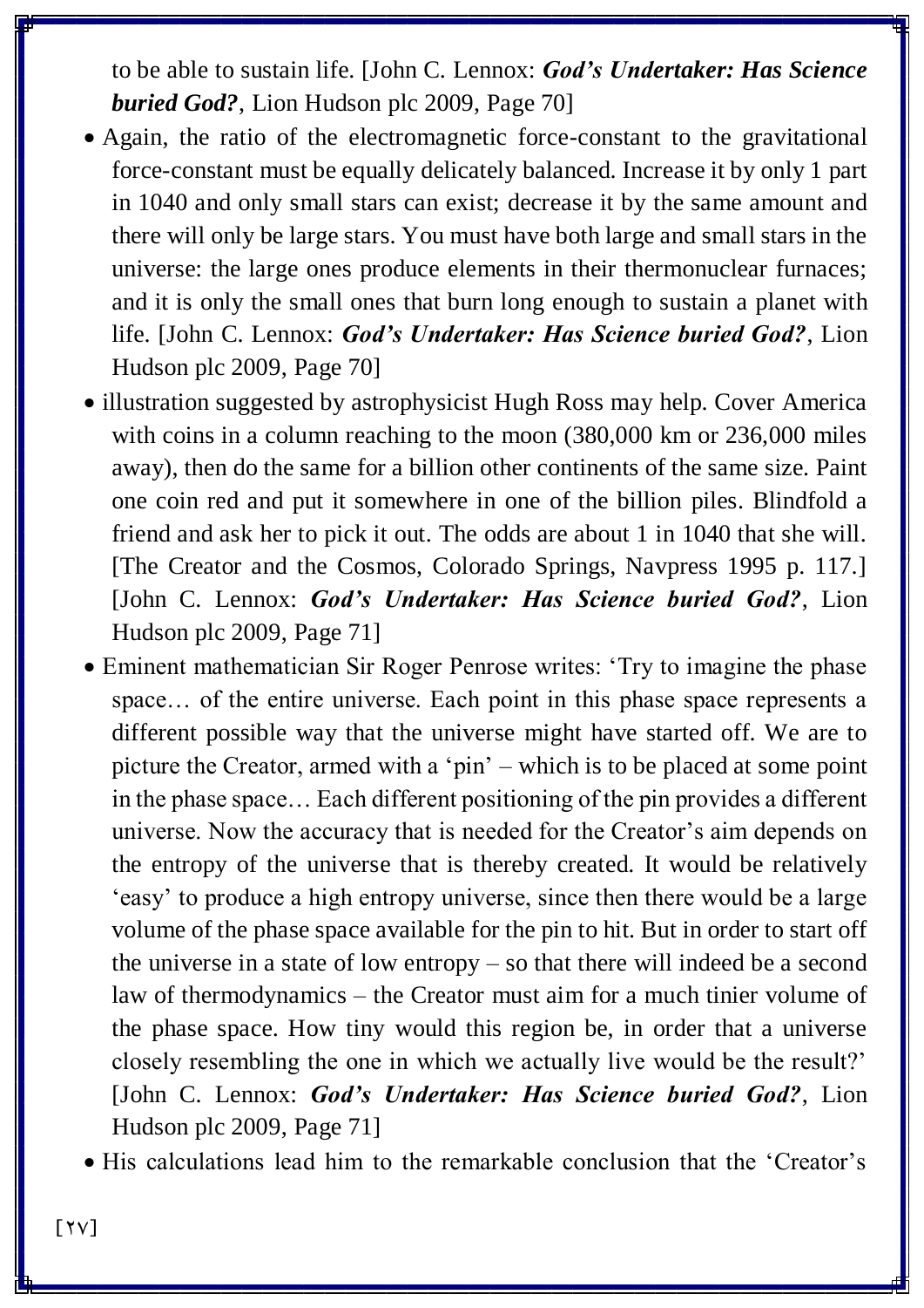to be able to sustain life. [John C. Lennox: ***God's Undertaker: Has Science buried God?***, Lion Hudson plc 2009, Page 70]

- Again, the ratio of the electromagnetic force-constant to the gravitational force-constant must be equally delicately balanced. Increase it by only 1 part in 1040 and only small stars can exist; decrease it by the same amount and there will only be large stars. You must have both large and small stars in the universe: the large ones produce elements in their thermonuclear furnaces; and it is only the small ones that burn long enough to sustain a planet with life. [John C. Lennox: ***God's Undertaker: Has Science buried God?***, Lion Hudson plc 2009, Page 70]
- illustration suggested by astrophysicist Hugh Ross may help. Cover America with coins in a column reaching to the moon (380,000 km or 236,000 miles away), then do the same for a billion other continents of the same size. Paint one coin red and put it somewhere in one of the billion piles. Blindfold a friend and ask her to pick it out. The odds are about 1 in 1040 that she will. [The Creator and the Cosmos, Colorado Springs, Navpress 1995 p. 117.] [John C. Lennox: ***God's Undertaker: Has Science buried God?***, Lion Hudson plc 2009, Page 71]
- Eminent mathematician Sir Roger Penrose writes: 'Try to imagine the phase space… of the entire universe. Each point in this phase space represents a different possible way that the universe might have started off. We are to picture the Creator, armed with a 'pin' – which is to be placed at some point in the phase space… Each different positioning of the pin provides a different universe. Now the accuracy that is needed for the Creator's aim depends on the entropy of the universe that is thereby created. It would be relatively 'easy' to produce a high entropy universe, since then there would be a large volume of the phase space available for the pin to hit. But in order to start off the universe in a state of low entropy – so that there will indeed be a second law of thermodynamics – the Creator must aim for a much tinier volume of the phase space. How tiny would this region be, in order that a universe closely resembling the one in which we actually live would be the result?' [John C. Lennox: ***God's Undertaker: Has Science buried God?***, Lion Hudson plc 2009, Page 71]
- His calculations lead him to the remarkable conclusion that the 'Creator's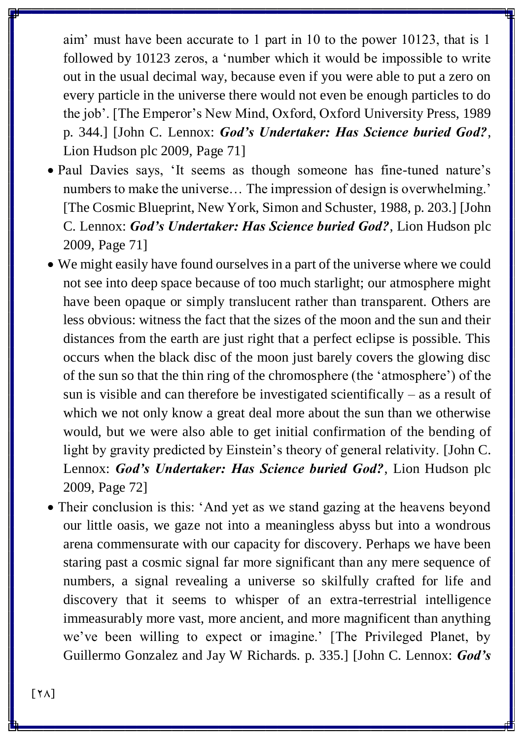aim' must have been accurate to 1 part in 10 to the power 10123, that is 1 followed by 10123 zeros, a 'number which it would be impossible to write out in the usual decimal way, because even if you were able to put a zero on every particle in the universe there would not even be enough particles to do the job'. [The Emperor's New Mind, Oxford, Oxford University Press, 1989 p. 344.] [John C. Lennox: ***God's Undertaker: Has Science buried God?***, Lion Hudson plc 2009, Page 71]

- Paul Davies says, 'It seems as though someone has fine-tuned nature's numbers to make the universe… The impression of design is overwhelming.' [The Cosmic Blueprint, New York, Simon and Schuster, 1988, p. 203.] [John C. Lennox: ***God's Undertaker: Has Science buried God?***, Lion Hudson plc 2009, Page 71]
- We might easily have found ourselves in a part of the universe where we could not see into deep space because of too much starlight; our atmosphere might have been opaque or simply translucent rather than transparent. Others are less obvious: witness the fact that the sizes of the moon and the sun and their distances from the earth are just right that a perfect eclipse is possible. This occurs when the black disc of the moon just barely covers the glowing disc of the sun so that the thin ring of the chromosphere (the 'atmosphere') of the sun is visible and can therefore be investigated scientifically – as a result of which we not only know a great deal more about the sun than we otherwise would, but we were also able to get initial confirmation of the bending of light by gravity predicted by Einstein's theory of general relativity. [John C. Lennox: ***God's Undertaker: Has Science buried God?***, Lion Hudson plc 2009, Page 72]
- Their conclusion is this: 'And yet as we stand gazing at the heavens beyond our little oasis, we gaze not into a meaningless abyss but into a wondrous arena commensurate with our capacity for discovery. Perhaps we have been staring past a cosmic signal far more significant than any mere sequence of numbers, a signal revealing a universe so skilfully crafted for life and discovery that it seems to whisper of an extra-terrestrial intelligence immeasurably more vast, more ancient, and more magnificent than anything we've been willing to expect or imagine.' [The Privileged Planet, by Guillermo Gonzalez and Jay W Richards. p. 335.] [John C. Lennox: ***God's***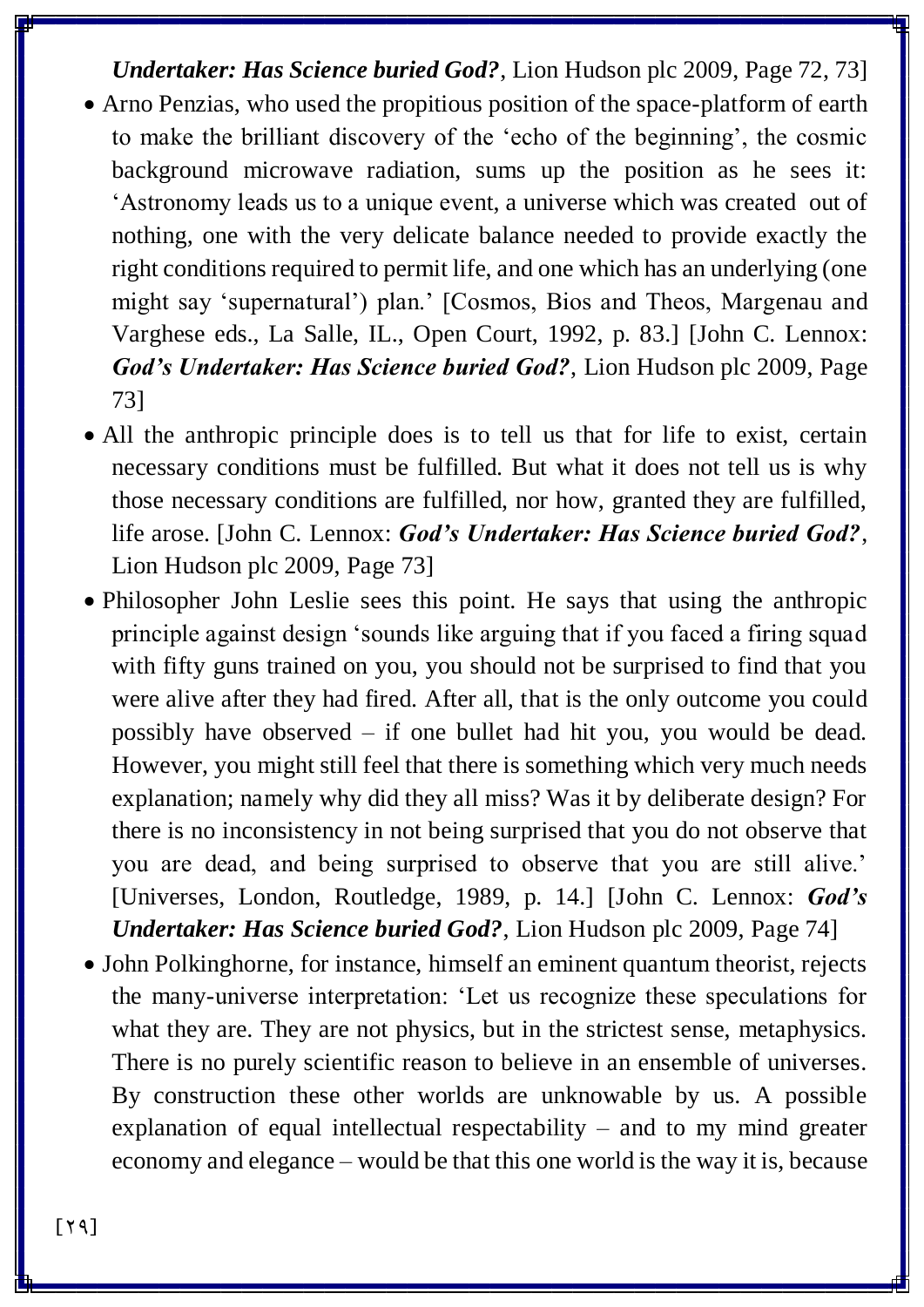***Undertaker: Has Science buried God?***, Lion Hudson plc 2009, Page 72, 73]

- Arno Penzias, who used the propitious position of the space-platform of earth to make the brilliant discovery of the 'echo of the beginning', the cosmic background microwave radiation, sums up the position as he sees it: 'Astronomy leads us to a unique event, a universe which was created out of nothing, one with the very delicate balance needed to provide exactly the right conditions required to permit life, and one which has an underlying (one might say 'supernatural') plan.' [Cosmos, Bios and Theos, Margenau and Varghese eds., La Salle, IL., Open Court, 1992, p. 83.] [John C. Lennox: ***God's Undertaker: Has Science buried God?***, Lion Hudson plc 2009, Page 73]
- All the anthropic principle does is to tell us that for life to exist, certain necessary conditions must be fulfilled. But what it does not tell us is why those necessary conditions are fulfilled, nor how, granted they are fulfilled, life arose. [John C. Lennox: ***God's Undertaker: Has Science buried God?***, Lion Hudson plc 2009, Page 73]
- Philosopher John Leslie sees this point. He says that using the anthropic principle against design 'sounds like arguing that if you faced a firing squad with fifty guns trained on you, you should not be surprised to find that you were alive after they had fired. After all, that is the only outcome you could possibly have observed – if one bullet had hit you, you would be dead. However, you might still feel that there is something which very much needs explanation; namely why did they all miss? Was it by deliberate design? For there is no inconsistency in not being surprised that you do not observe that you are dead, and being surprised to observe that you are still alive.' [Universes, London, Routledge, 1989, p. 14.] [John C. Lennox: ***God's Undertaker: Has Science buried God?***, Lion Hudson plc 2009, Page 74]
- John Polkinghorne, for instance, himself an eminent quantum theorist, rejects the many-universe interpretation: 'Let us recognize these speculations for what they are. They are not physics, but in the strictest sense, metaphysics. There is no purely scientific reason to believe in an ensemble of universes. By construction these other worlds are unknowable by us. A possible explanation of equal intellectual respectability – and to my mind greater economy and elegance – would be that this one world is the way it is, because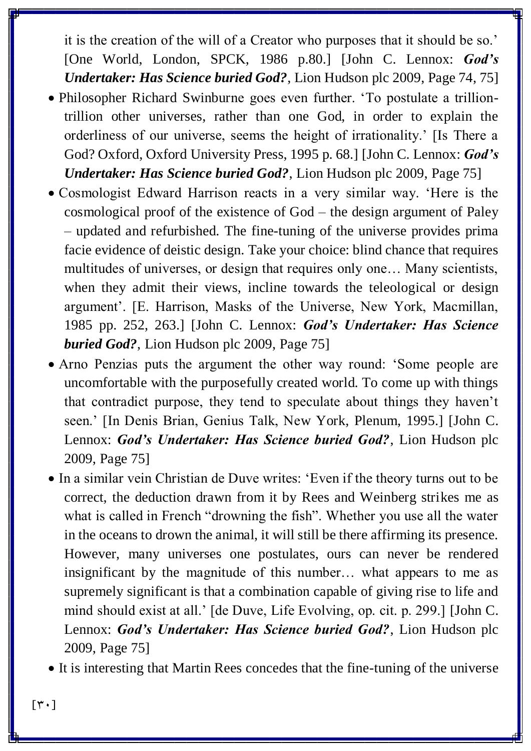it is the creation of the will of a Creator who purposes that it should be so.' [One World, London, SPCK, 1986 p.80.] [John C. Lennox: ***God's Undertaker: Has Science buried God?***, Lion Hudson plc 2009, Page 74, 75]

- Philosopher Richard Swinburne goes even further. 'To postulate a trillion-trillion other universes, rather than one God, in order to explain the orderliness of our universe, seems the height of irrationality.' [Is There a God? Oxford, Oxford University Press, 1995 p. 68.] [John C. Lennox: ***God's Undertaker: Has Science buried God?***, Lion Hudson plc 2009, Page 75]
- Cosmologist Edward Harrison reacts in a very similar way. 'Here is the cosmological proof of the existence of God – the design argument of Paley – updated and refurbished. The fine-tuning of the universe provides prima facie evidence of deistic design. Take your choice: blind chance that requires multitudes of universes, or design that requires only one… Many scientists, when they admit their views, incline towards the teleological or design argument'. [E. Harrison, Masks of the Universe, New York, Macmillan, 1985 pp. 252, 263.] [John C. Lennox: ***God's Undertaker: Has Science buried God?***, Lion Hudson plc 2009, Page 75]
- Arno Penzias puts the argument the other way round: 'Some people are uncomfortable with the purposefully created world. To come up with things that contradict purpose, they tend to speculate about things they haven't seen.' [In Denis Brian, Genius Talk, New York, Plenum, 1995.] [John C. Lennox: ***God's Undertaker: Has Science buried God?***, Lion Hudson plc 2009, Page 75]
- In a similar vein Christian de Duve writes: 'Even if the theory turns out to be correct, the deduction drawn from it by Rees and Weinberg strikes me as what is called in French "drowning the fish". Whether you use all the water in the oceans to drown the animal, it will still be there affirming its presence. However, many universes one postulates, ours can never be rendered insignificant by the magnitude of this number… what appears to me as supremely significant is that a combination capable of giving rise to life and mind should exist at all.' [de Duve, Life Evolving, op. cit. p. 299.] [John C. Lennox: ***God's Undertaker: Has Science buried God?***, Lion Hudson plc 2009, Page 75]
- It is interesting that Martin Rees concedes that the fine-tuning of the universe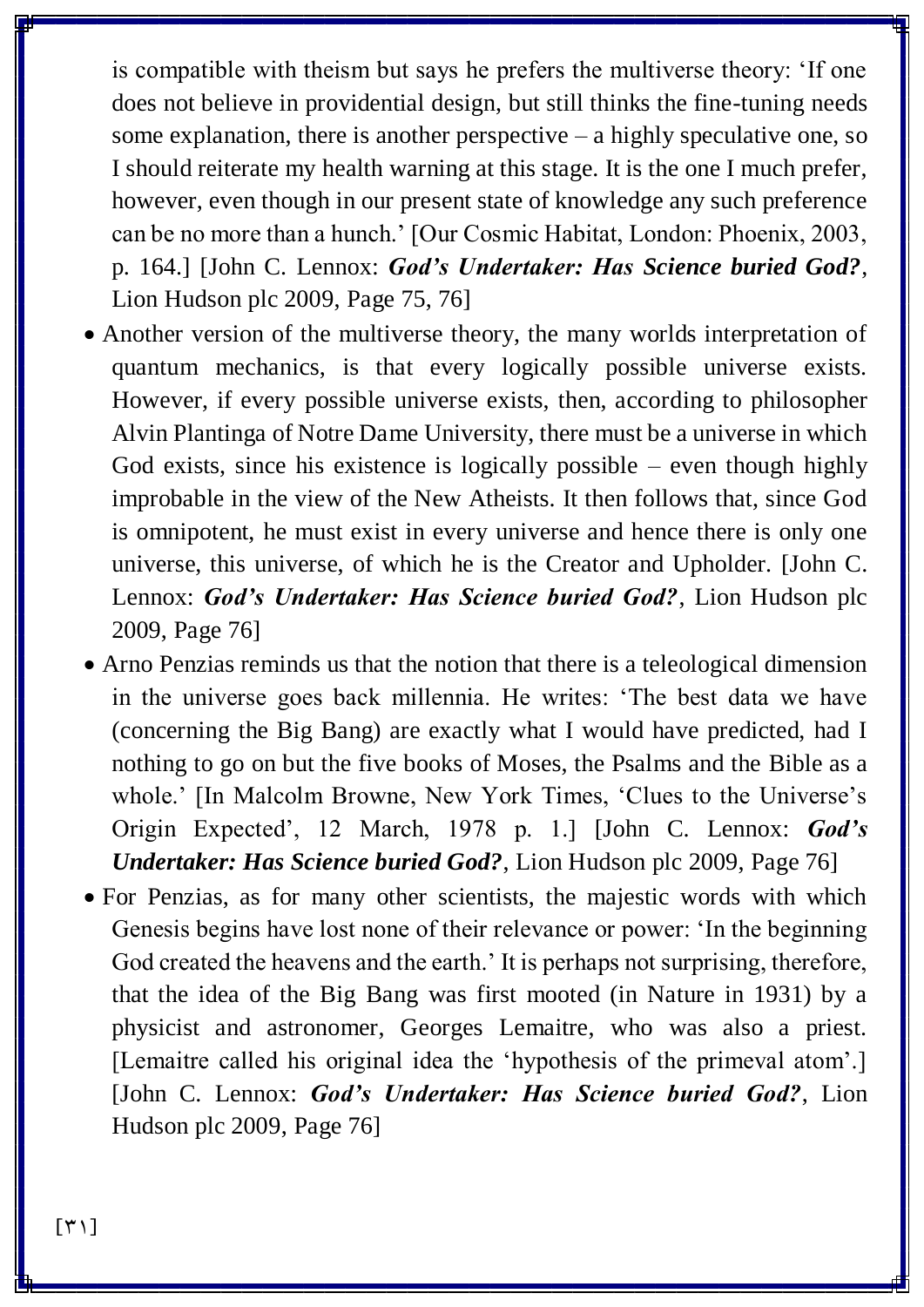is compatible with theism but says he prefers the multiverse theory: 'If one does not believe in providential design, but still thinks the fine-tuning needs some explanation, there is another perspective – a highly speculative one, so I should reiterate my health warning at this stage. It is the one I much prefer, however, even though in our present state of knowledge any such preference can be no more than a hunch.' [Our Cosmic Habitat, London: Phoenix, 2003, p. 164.] [John C. Lennox: ***God's Undertaker: Has Science buried God?***, Lion Hudson plc 2009, Page 75, 76]

- Another version of the multiverse theory, the many worlds interpretation of quantum mechanics, is that every logically possible universe exists. However, if every possible universe exists, then, according to philosopher Alvin Plantinga of Notre Dame University, there must be a universe in which God exists, since his existence is logically possible – even though highly improbable in the view of the New Atheists. It then follows that, since God is omnipotent, he must exist in every universe and hence there is only one universe, this universe, of which he is the Creator and Upholder. [John C. Lennox: ***God's Undertaker: Has Science buried God?***, Lion Hudson plc 2009, Page 76]
- Arno Penzias reminds us that the notion that there is a teleological dimension in the universe goes back millennia. He writes: 'The best data we have (concerning the Big Bang) are exactly what I would have predicted, had I nothing to go on but the five books of Moses, the Psalms and the Bible as a whole.' [In Malcolm Browne, New York Times, 'Clues to the Universe's Origin Expected', 12 March, 1978 p. 1.] [John C. Lennox: ***God's Undertaker: Has Science buried God?***, Lion Hudson plc 2009, Page 76]
- For Penzias, as for many other scientists, the majestic words with which Genesis begins have lost none of their relevance or power: 'In the beginning God created the heavens and the earth.' It is perhaps not surprising, therefore, that the idea of the Big Bang was first mooted (in Nature in 1931) by a physicist and astronomer, Georges Lemaitre, who was also a priest. [Lemaitre called his original idea the 'hypothesis of the primeval atom'.] [John C. Lennox: ***God's Undertaker: Has Science buried God?***, Lion Hudson plc 2009, Page 76]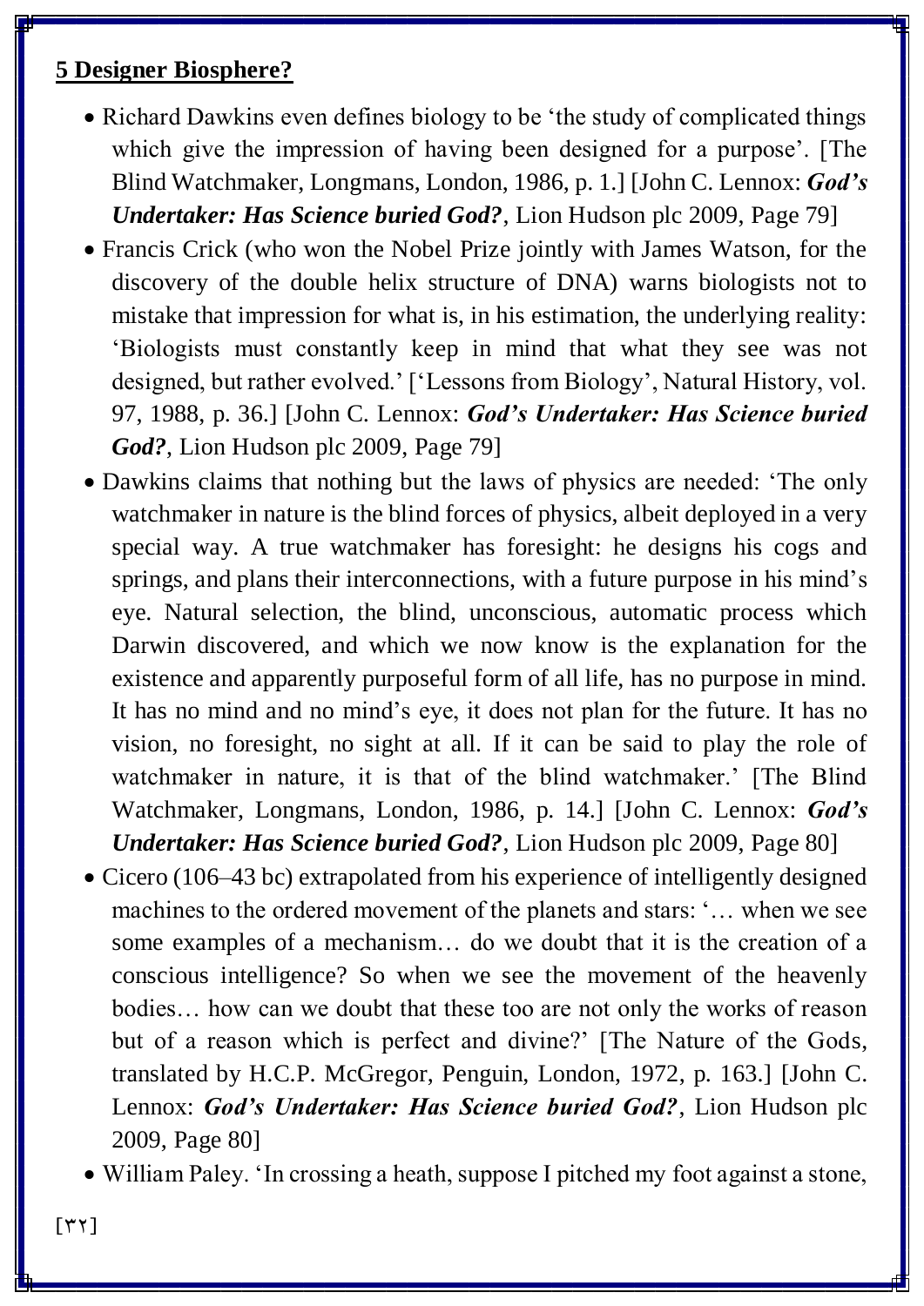**5 Designer Biosphere?**

- Richard Dawkins even defines biology to be 'the study of complicated things which give the impression of having been designed for a purpose'. [The Blind Watchmaker, Longmans, London, 1986, p. 1.] [John C. Lennox: ***God's Undertaker: Has Science buried God?***, Lion Hudson plc 2009, Page 79]
- Francis Crick (who won the Nobel Prize jointly with James Watson, for the discovery of the double helix structure of DNA) warns biologists not to mistake that impression for what is, in his estimation, the underlying reality: 'Biologists must constantly keep in mind that what they see was not designed, but rather evolved.' ['Lessons from Biology', Natural History, vol. 97, 1988, p. 36.] [John C. Lennox: ***God's Undertaker: Has Science buried God?***, Lion Hudson plc 2009, Page 79]
- Dawkins claims that nothing but the laws of physics are needed: 'The only watchmaker in nature is the blind forces of physics, albeit deployed in a very special way. A true watchmaker has foresight: he designs his cogs and springs, and plans their interconnections, with a future purpose in his mind's eye. Natural selection, the blind, unconscious, automatic process which Darwin discovered, and which we now know is the explanation for the existence and apparently purposeful form of all life, has no purpose in mind. It has no mind and no mind's eye, it does not plan for the future. It has no vision, no foresight, no sight at all. If it can be said to play the role of watchmaker in nature, it is that of the blind watchmaker.' [The Blind Watchmaker, Longmans, London, 1986, p. 14.] [John C. Lennox: ***God's Undertaker: Has Science buried God?***, Lion Hudson plc 2009, Page 80]
- Cicero (106–43 bc) extrapolated from his experience of intelligently designed machines to the ordered movement of the planets and stars: '… when we see some examples of a mechanism… do we doubt that it is the creation of a conscious intelligence? So when we see the movement of the heavenly bodies… how can we doubt that these too are not only the works of reason but of a reason which is perfect and divine?' [The Nature of the Gods, translated by H.C.P. McGregor, Penguin, London, 1972, p. 163.] [John C. Lennox: ***God's Undertaker: Has Science buried God?***, Lion Hudson plc 2009, Page 80]
- William Paley. 'In crossing a heath, suppose I pitched my foot against a stone,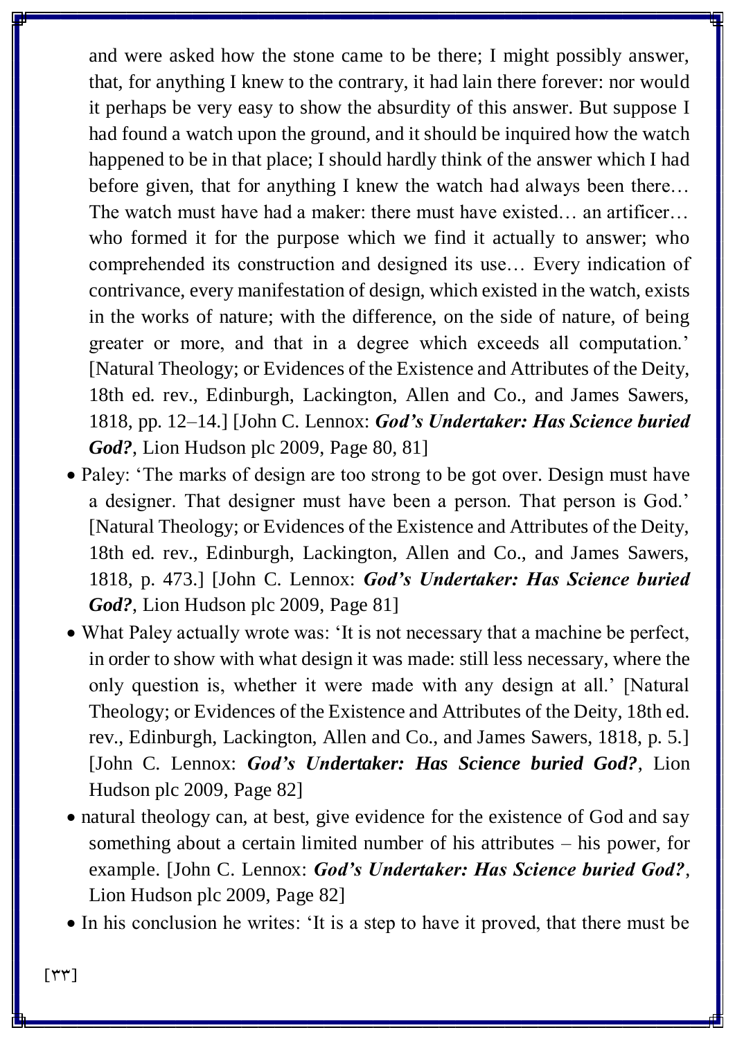and were asked how the stone came to be there; I might possibly answer, that, for anything I knew to the contrary, it had lain there forever: nor would it perhaps be very easy to show the absurdity of this answer. But suppose I had found a watch upon the ground, and it should be inquired how the watch happened to be in that place; I should hardly think of the answer which I had before given, that for anything I knew the watch had always been there… The watch must have had a maker: there must have existed… an artificer… who formed it for the purpose which we find it actually to answer; who comprehended its construction and designed its use… Every indication of contrivance, every manifestation of design, which existed in the watch, exists in the works of nature; with the difference, on the side of nature, of being greater or more, and that in a degree which exceeds all computation.' [Natural Theology; or Evidences of the Existence and Attributes of the Deity, 18th ed. rev., Edinburgh, Lackington, Allen and Co., and James Sawers, 1818, pp. 12–14.] [John C. Lennox: ***God's Undertaker: Has Science buried God?***, Lion Hudson plc 2009, Page 80, 81]

- Paley: 'The marks of design are too strong to be got over. Design must have a designer. That designer must have been a person. That person is God.' [Natural Theology; or Evidences of the Existence and Attributes of the Deity, 18th ed. rev., Edinburgh, Lackington, Allen and Co., and James Sawers, 1818, p. 473.] [John C. Lennox: ***God's Undertaker: Has Science buried God?***, Lion Hudson plc 2009, Page 81]
- What Paley actually wrote was: 'It is not necessary that a machine be perfect, in order to show with what design it was made: still less necessary, where the only question is, whether it were made with any design at all.' [Natural Theology; or Evidences of the Existence and Attributes of the Deity, 18th ed. rev., Edinburgh, Lackington, Allen and Co., and James Sawers, 1818, p. 5.] [John C. Lennox: ***God's Undertaker: Has Science buried God?***, Lion Hudson plc 2009, Page 82]
- natural theology can, at best, give evidence for the existence of God and say something about a certain limited number of his attributes – his power, for example. [John C. Lennox: ***God's Undertaker: Has Science buried God?***, Lion Hudson plc 2009, Page 82]
- In his conclusion he writes: 'It is a step to have it proved, that there must be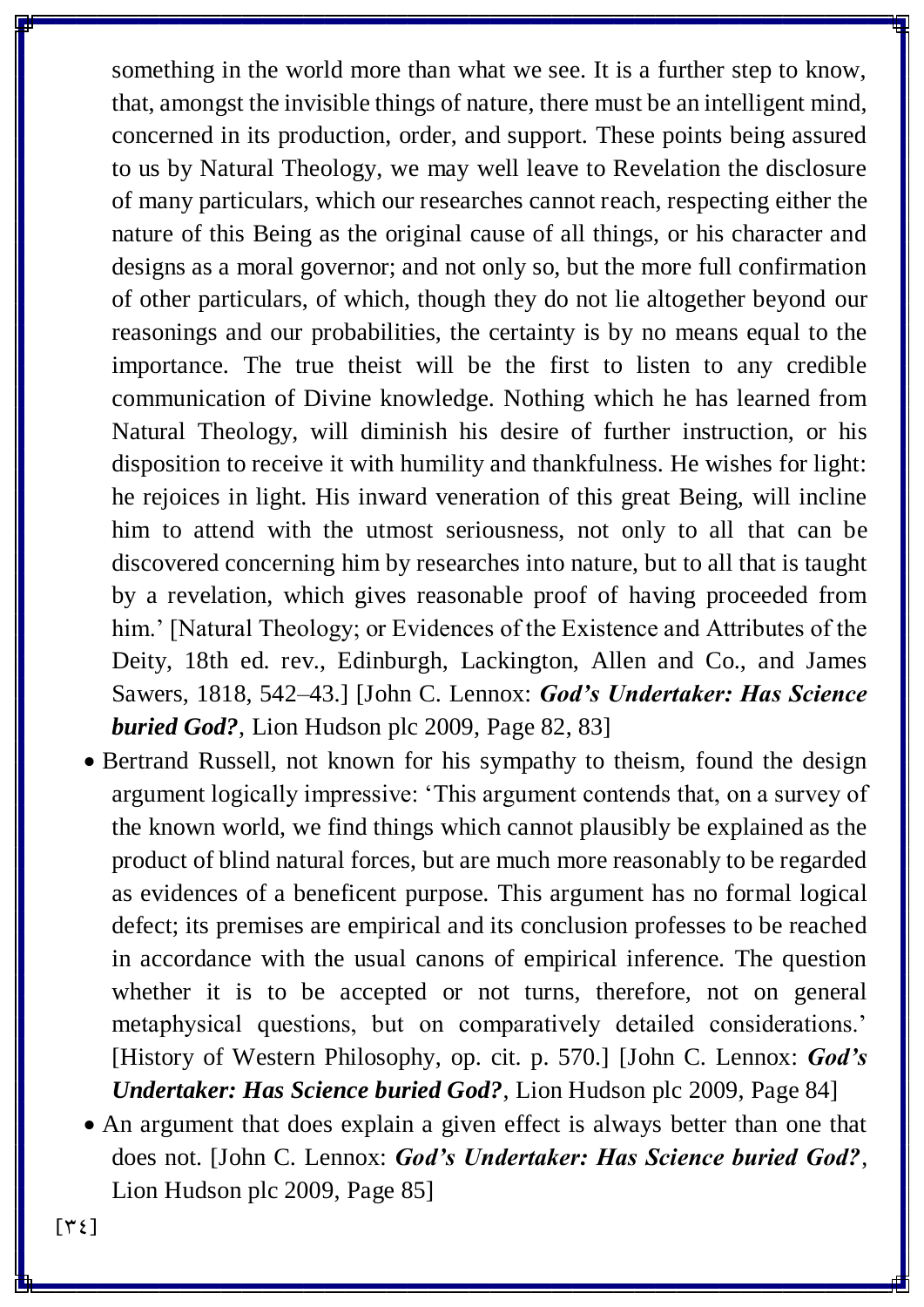something in the world more than what we see. It is a further step to know, that, amongst the invisible things of nature, there must be an intelligent mind, concerned in its production, order, and support. These points being assured to us by Natural Theology, we may well leave to Revelation the disclosure of many particulars, which our researches cannot reach, respecting either the nature of this Being as the original cause of all things, or his character and designs as a moral governor; and not only so, but the more full confirmation of other particulars, of which, though they do not lie altogether beyond our reasonings and our probabilities, the certainty is by no means equal to the importance. The true theist will be the first to listen to any credible communication of Divine knowledge. Nothing which he has learned from Natural Theology, will diminish his desire of further instruction, or his disposition to receive it with humility and thankfulness. He wishes for light: he rejoices in light. His inward veneration of this great Being, will incline him to attend with the utmost seriousness, not only to all that can be discovered concerning him by researches into nature, but to all that is taught by a revelation, which gives reasonable proof of having proceeded from him.' [Natural Theology; or Evidences of the Existence and Attributes of the Deity, 18th ed. rev., Edinburgh, Lackington, Allen and Co., and James Sawers, 1818, 542–43.] [John C. Lennox: ***God's Undertaker: Has Science buried God?***, Lion Hudson plc 2009, Page 82, 83]

- Bertrand Russell, not known for his sympathy to theism, found the design argument logically impressive: 'This argument contends that, on a survey of the known world, we find things which cannot plausibly be explained as the product of blind natural forces, but are much more reasonably to be regarded as evidences of a beneficent purpose. This argument has no formal logical defect; its premises are empirical and its conclusion professes to be reached in accordance with the usual canons of empirical inference. The question whether it is to be accepted or not turns, therefore, not on general metaphysical questions, but on comparatively detailed considerations.' [History of Western Philosophy, op. cit. p. 570.] [John C. Lennox: ***God's Undertaker: Has Science buried God?***, Lion Hudson plc 2009, Page 84]
- An argument that does explain a given effect is always better than one that does not. [John C. Lennox: ***God's Undertaker: Has Science buried God?***, Lion Hudson plc 2009, Page 85]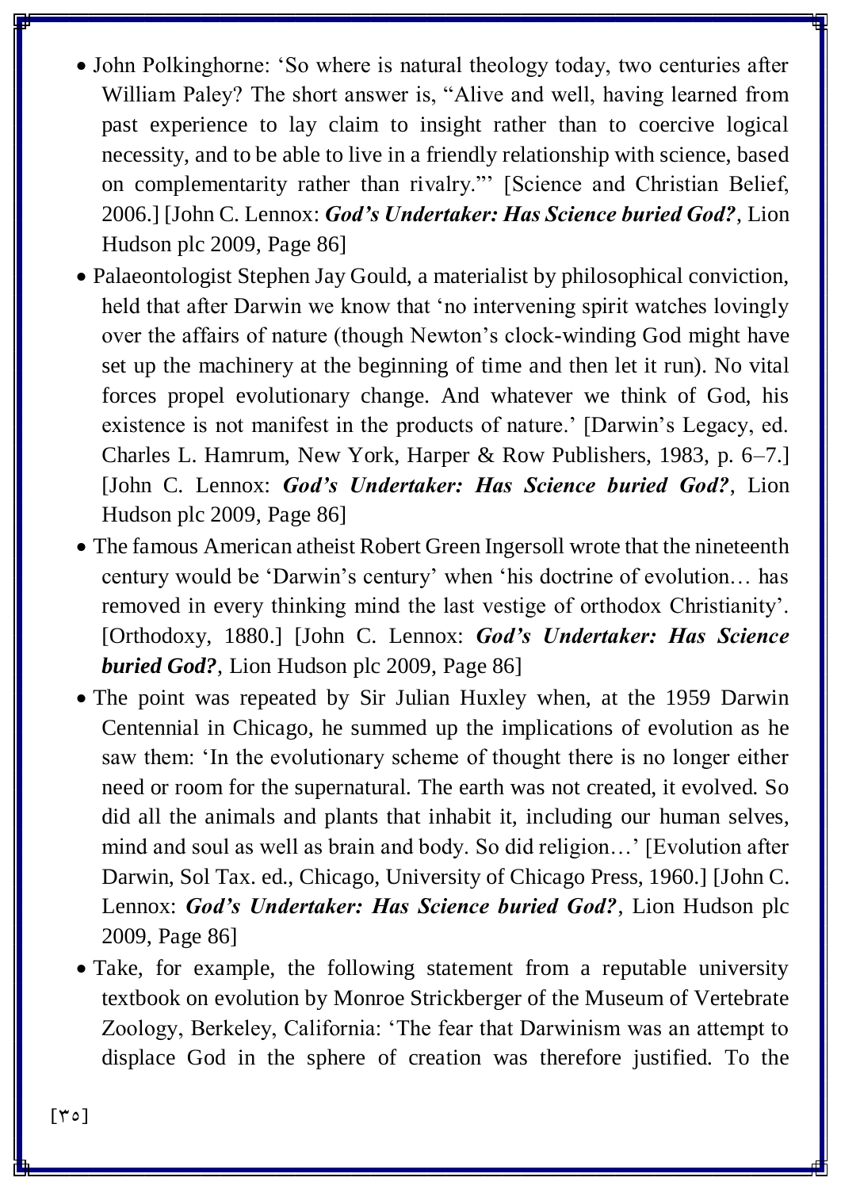- John Polkinghorne: 'So where is natural theology today, two centuries after William Paley? The short answer is, "Alive and well, having learned from past experience to lay claim to insight rather than to coercive logical necessity, and to be able to live in a friendly relationship with science, based on complementarity rather than rivalry."' [Science and Christian Belief, 2006.] [John C. Lennox: ***God's Undertaker: Has Science buried God?***, Lion Hudson plc 2009, Page 86]
- Palaeontologist Stephen Jay Gould, a materialist by philosophical conviction, held that after Darwin we know that 'no intervening spirit watches lovingly over the affairs of nature (though Newton's clock-winding God might have set up the machinery at the beginning of time and then let it run). No vital forces propel evolutionary change. And whatever we think of God, his existence is not manifest in the products of nature.' [Darwin's Legacy, ed. Charles L. Hamrum, New York, Harper & Row Publishers, 1983, p. 6–7.] [John C. Lennox: ***God's Undertaker: Has Science buried God?***, Lion Hudson plc 2009, Page 86]
- The famous American atheist Robert Green Ingersoll wrote that the nineteenth century would be 'Darwin's century' when 'his doctrine of evolution… has removed in every thinking mind the last vestige of orthodox Christianity'. [Orthodoxy, 1880.] [John C. Lennox: ***God's Undertaker: Has Science buried God?***, Lion Hudson plc 2009, Page 86]
- The point was repeated by Sir Julian Huxley when, at the 1959 Darwin Centennial in Chicago, he summed up the implications of evolution as he saw them: 'In the evolutionary scheme of thought there is no longer either need or room for the supernatural. The earth was not created, it evolved. So did all the animals and plants that inhabit it, including our human selves, mind and soul as well as brain and body. So did religion…' [Evolution after Darwin, Sol Tax. ed., Chicago, University of Chicago Press, 1960.] [John C. Lennox: ***God's Undertaker: Has Science buried God?***, Lion Hudson plc 2009, Page 86]
- Take, for example, the following statement from a reputable university textbook on evolution by Monroe Strickberger of the Museum of Vertebrate Zoology, Berkeley, California: 'The fear that Darwinism was an attempt to displace God in the sphere of creation was therefore justified. To the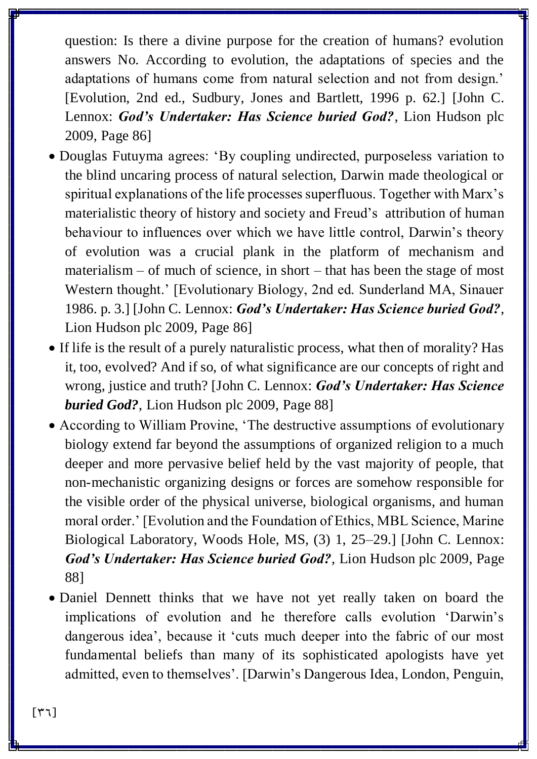question: Is there a divine purpose for the creation of humans? evolution answers No. According to evolution, the adaptations of species and the adaptations of humans come from natural selection and not from design.' [Evolution, 2nd ed., Sudbury, Jones and Bartlett, 1996 p. 62.] [John C. Lennox: ***God's Undertaker: Has Science buried God?***, Lion Hudson plc 2009, Page 86]

- Douglas Futuyma agrees: 'By coupling undirected, purposeless variation to the blind uncaring process of natural selection, Darwin made theological or spiritual explanations of the life processes superfluous. Together with Marx's materialistic theory of history and society and Freud's attribution of human behaviour to influences over which we have little control, Darwin's theory of evolution was a crucial plank in the platform of mechanism and materialism – of much of science, in short – that has been the stage of most Western thought.' [Evolutionary Biology, 2nd ed. Sunderland MA, Sinauer 1986. p. 3.] [John C. Lennox: ***God's Undertaker: Has Science buried God?***, Lion Hudson plc 2009, Page 86]
- If life is the result of a purely naturalistic process, what then of morality? Has it, too, evolved? And if so, of what significance are our concepts of right and wrong, justice and truth? [John C. Lennox: ***God's Undertaker: Has Science buried God?***, Lion Hudson plc 2009, Page 88]
- According to William Provine, 'The destructive assumptions of evolutionary biology extend far beyond the assumptions of organized religion to a much deeper and more pervasive belief held by the vast majority of people, that non-mechanistic organizing designs or forces are somehow responsible for the visible order of the physical universe, biological organisms, and human moral order.' [Evolution and the Foundation of Ethics, MBL Science, Marine Biological Laboratory, Woods Hole, MS, (3) 1, 25–29.] [John C. Lennox: ***God's Undertaker: Has Science buried God?***, Lion Hudson plc 2009, Page 88]
- Daniel Dennett thinks that we have not yet really taken on board the implications of evolution and he therefore calls evolution 'Darwin's dangerous idea', because it 'cuts much deeper into the fabric of our most fundamental beliefs than many of its sophisticated apologists have yet admitted, even to themselves'. [Darwin's Dangerous Idea, London, Penguin,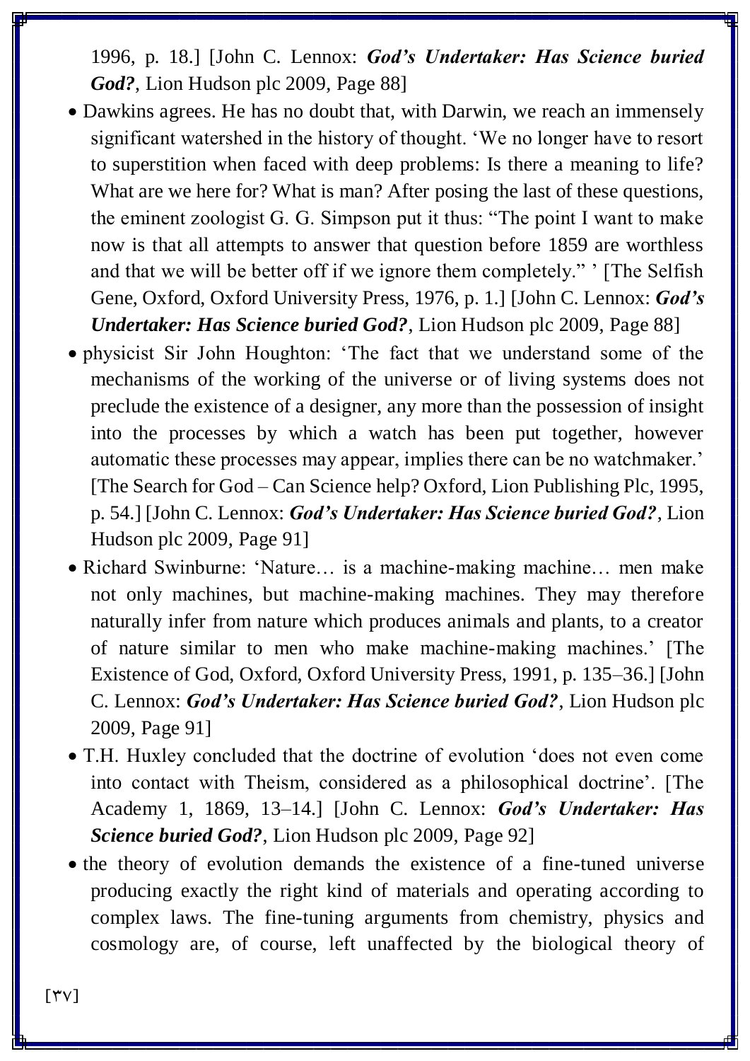1996, p. 18.] [John C. Lennox: ***God's Undertaker: Has Science buried God?***, Lion Hudson plc 2009, Page 88]

- Dawkins agrees. He has no doubt that, with Darwin, we reach an immensely significant watershed in the history of thought. 'We no longer have to resort to superstition when faced with deep problems: Is there a meaning to life? What are we here for? What is man? After posing the last of these questions, the eminent zoologist G. G. Simpson put it thus: "The point I want to make now is that all attempts to answer that question before 1859 are worthless and that we will be better off if we ignore them completely." ' [The Selfish Gene, Oxford, Oxford University Press, 1976, p. 1.] [John C. Lennox: ***God's Undertaker: Has Science buried God?***, Lion Hudson plc 2009, Page 88]
- physicist Sir John Houghton: 'The fact that we understand some of the mechanisms of the working of the universe or of living systems does not preclude the existence of a designer, any more than the possession of insight into the processes by which a watch has been put together, however automatic these processes may appear, implies there can be no watchmaker.' [The Search for God – Can Science help? Oxford, Lion Publishing Plc, 1995, p. 54.] [John C. Lennox: ***God's Undertaker: Has Science buried God?***, Lion Hudson plc 2009, Page 91]
- Richard Swinburne: 'Nature… is a machine-making machine… men make not only machines, but machine-making machines. They may therefore naturally infer from nature which produces animals and plants, to a creator of nature similar to men who make machine-making machines.' [The Existence of God, Oxford, Oxford University Press, 1991, p. 135–36.] [John C. Lennox: ***God's Undertaker: Has Science buried God?***, Lion Hudson plc 2009, Page 91]
- T.H. Huxley concluded that the doctrine of evolution 'does not even come into contact with Theism, considered as a philosophical doctrine'. [The Academy 1, 1869, 13–14.] [John C. Lennox: ***God's Undertaker: Has Science buried God?***, Lion Hudson plc 2009, Page 92]
- the theory of evolution demands the existence of a fine-tuned universe producing exactly the right kind of materials and operating according to complex laws. The fine-tuning arguments from chemistry, physics and cosmology are, of course, left unaffected by the biological theory of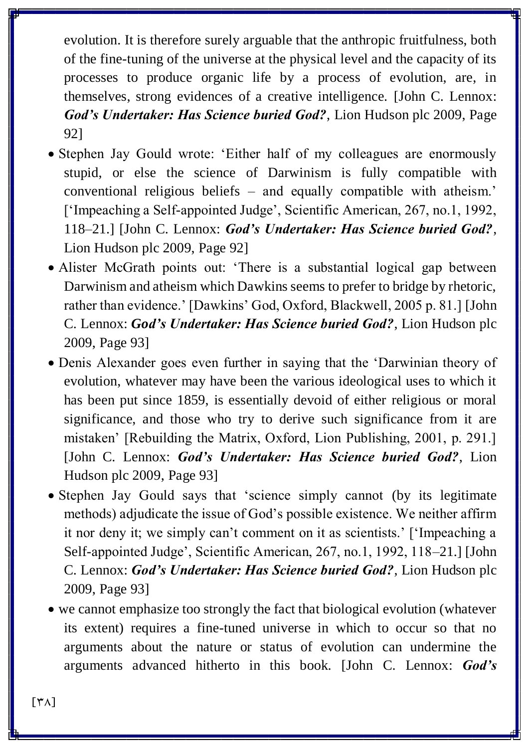evolution. It is therefore surely arguable that the anthropic fruitfulness, both of the fine-tuning of the universe at the physical level and the capacity of its processes to produce organic life by a process of evolution, are, in themselves, strong evidences of a creative intelligence. [John C. Lennox: ***God's Undertaker: Has Science buried God?***, Lion Hudson plc 2009, Page 92]

- Stephen Jay Gould wrote: 'Either half of my colleagues are enormously stupid, or else the science of Darwinism is fully compatible with conventional religious beliefs – and equally compatible with atheism.' ['Impeaching a Self-appointed Judge', Scientific American, 267, no.1, 1992, 118–21.] [John C. Lennox: ***God's Undertaker: Has Science buried God?***, Lion Hudson plc 2009, Page 92]
- Alister McGrath points out: 'There is a substantial logical gap between Darwinism and atheism which Dawkins seems to prefer to bridge by rhetoric, rather than evidence.' [Dawkins' God, Oxford, Blackwell, 2005 p. 81.] [John C. Lennox: ***God's Undertaker: Has Science buried God?***, Lion Hudson plc 2009, Page 93]
- Denis Alexander goes even further in saying that the 'Darwinian theory of evolution, whatever may have been the various ideological uses to which it has been put since 1859, is essentially devoid of either religious or moral significance, and those who try to derive such significance from it are mistaken' [Rebuilding the Matrix, Oxford, Lion Publishing, 2001, p. 291.] [John C. Lennox: ***God's Undertaker: Has Science buried God?***, Lion Hudson plc 2009, Page 93]
- Stephen Jay Gould says that 'science simply cannot (by its legitimate methods) adjudicate the issue of God's possible existence. We neither affirm it nor deny it; we simply can't comment on it as scientists.' ['Impeaching a Self-appointed Judge', Scientific American, 267, no.1, 1992, 118–21.] [John C. Lennox: ***God's Undertaker: Has Science buried God?***, Lion Hudson plc 2009, Page 93]
- we cannot emphasize too strongly the fact that biological evolution (whatever its extent) requires a fine-tuned universe in which to occur so that no arguments about the nature or status of evolution can undermine the arguments advanced hitherto in this book. [John C. Lennox: ***God's***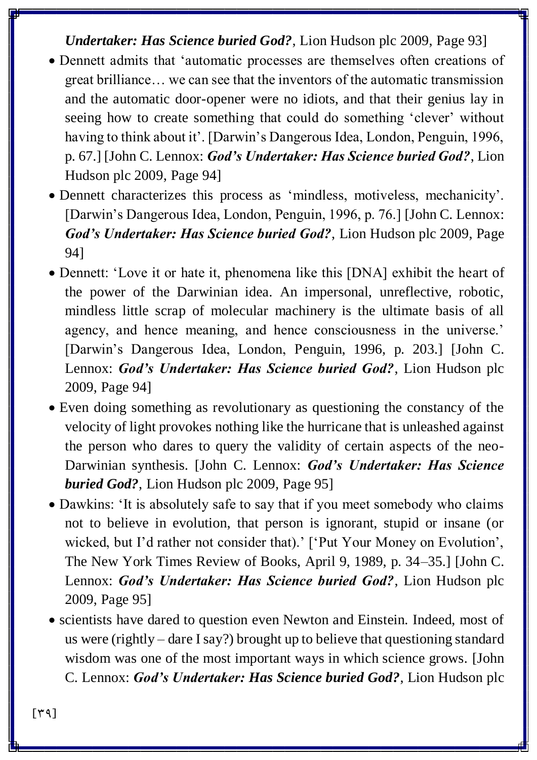***Undertaker: Has Science buried God?***, Lion Hudson plc 2009, Page 93]

- Dennett admits that 'automatic processes are themselves often creations of great brilliance… we can see that the inventors of the automatic transmission and the automatic door-opener were no idiots, and that their genius lay in seeing how to create something that could do something 'clever' without having to think about it'. [Darwin's Dangerous Idea, London, Penguin, 1996, p. 67.] [John C. Lennox: ***God's Undertaker: Has Science buried God?***, Lion Hudson plc 2009, Page 94]
- Dennett characterizes this process as 'mindless, motiveless, mechanicity'. [Darwin's Dangerous Idea, London, Penguin, 1996, p. 76.] [John C. Lennox: ***God's Undertaker: Has Science buried God?***, Lion Hudson plc 2009, Page 94]
- Dennett: 'Love it or hate it, phenomena like this [DNA] exhibit the heart of the power of the Darwinian idea. An impersonal, unreflective, robotic, mindless little scrap of molecular machinery is the ultimate basis of all agency, and hence meaning, and hence consciousness in the universe.' [Darwin's Dangerous Idea, London, Penguin, 1996, p. 203.] [John C. Lennox: ***God's Undertaker: Has Science buried God?***, Lion Hudson plc 2009, Page 94]
- Even doing something as revolutionary as questioning the constancy of the velocity of light provokes nothing like the hurricane that is unleashed against the person who dares to query the validity of certain aspects of the neo-Darwinian synthesis. [John C. Lennox: ***God's Undertaker: Has Science buried God?***, Lion Hudson plc 2009, Page 95]
- Dawkins: 'It is absolutely safe to say that if you meet somebody who claims not to believe in evolution, that person is ignorant, stupid or insane (or wicked, but I'd rather not consider that).' ['Put Your Money on Evolution', The New York Times Review of Books, April 9, 1989, p. 34–35.] [John C. Lennox: ***God's Undertaker: Has Science buried God?***, Lion Hudson plc 2009, Page 95]
- scientists have dared to question even Newton and Einstein. Indeed, most of us were (rightly – dare I say?) brought up to believe that questioning standard wisdom was one of the most important ways in which science grows. [John C. Lennox: ***God's Undertaker: Has Science buried God?***, Lion Hudson plc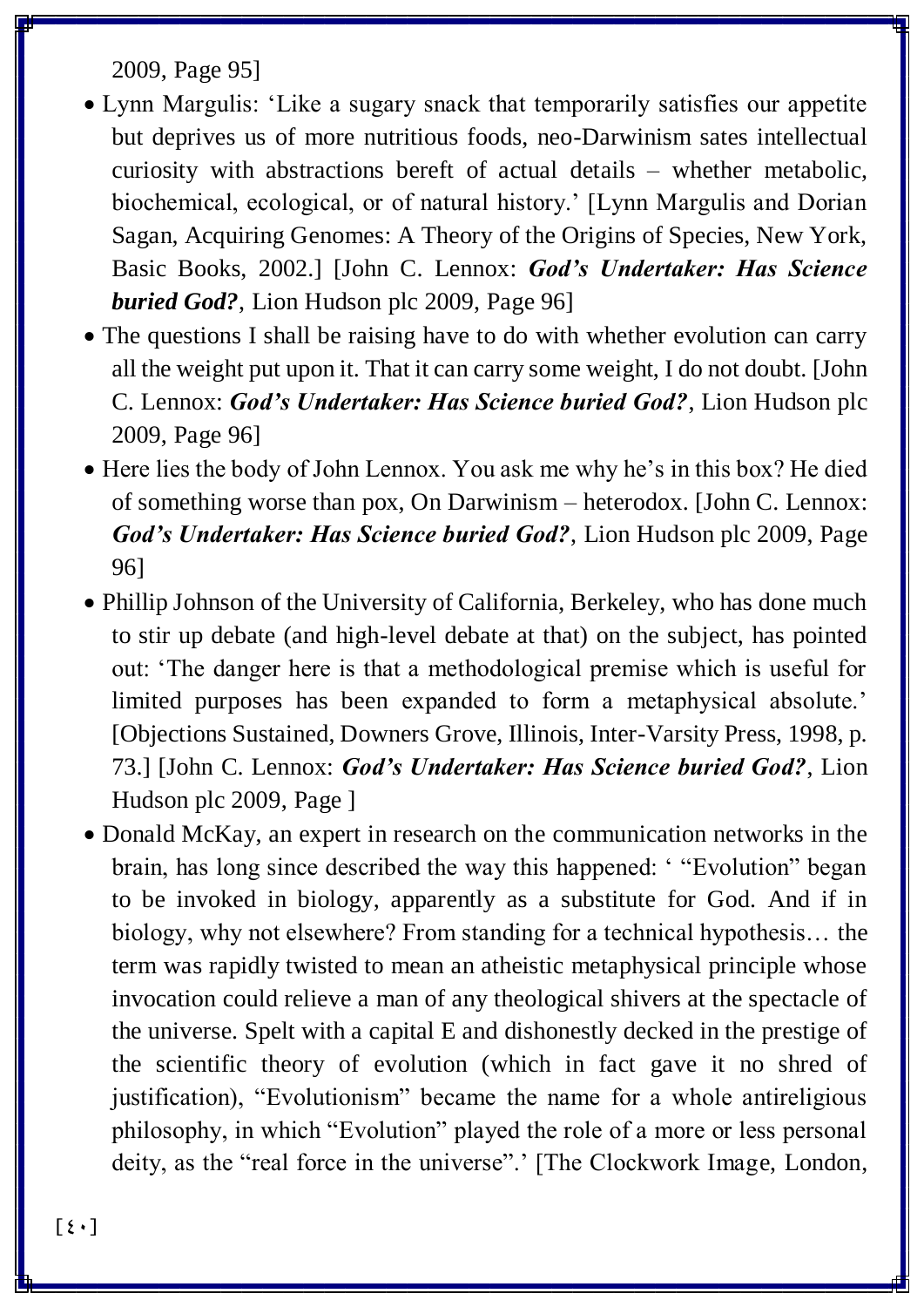2009, Page 95]

- Lynn Margulis: 'Like a sugary snack that temporarily satisfies our appetite but deprives us of more nutritious foods, neo-Darwinism sates intellectual curiosity with abstractions bereft of actual details – whether metabolic, biochemical, ecological, or of natural history.' [Lynn Margulis and Dorian Sagan, Acquiring Genomes: A Theory of the Origins of Species, New York, Basic Books, 2002.] [John C. Lennox: ***God's Undertaker: Has Science buried God?***, Lion Hudson plc 2009, Page 96]
- The questions I shall be raising have to do with whether evolution can carry all the weight put upon it. That it can carry some weight, I do not doubt. [John C. Lennox: ***God's Undertaker: Has Science buried God?***, Lion Hudson plc 2009, Page 96]
- Here lies the body of John Lennox. You ask me why he's in this box? He died of something worse than pox, On Darwinism – heterodox. [John C. Lennox: ***God's Undertaker: Has Science buried God?***, Lion Hudson plc 2009, Page 96]
- Phillip Johnson of the University of California, Berkeley, who has done much to stir up debate (and high-level debate at that) on the subject, has pointed out: 'The danger here is that a methodological premise which is useful for limited purposes has been expanded to form a metaphysical absolute.' [Objections Sustained, Downers Grove, Illinois, Inter-Varsity Press, 1998, p. 73.] [John C. Lennox: ***God's Undertaker: Has Science buried God?***, Lion Hudson plc 2009, Page ]
- Donald McKay, an expert in research on the communication networks in the brain, has long since described the way this happened: ' "Evolution" began to be invoked in biology, apparently as a substitute for God. And if in biology, why not elsewhere? From standing for a technical hypothesis… the term was rapidly twisted to mean an atheistic metaphysical principle whose invocation could relieve a man of any theological shivers at the spectacle of the universe. Spelt with a capital E and dishonestly decked in the prestige of the scientific theory of evolution (which in fact gave it no shred of justification), "Evolutionism" became the name for a whole antireligious philosophy, in which "Evolution" played the role of a more or less personal deity, as the "real force in the universe".' [The Clockwork Image, London,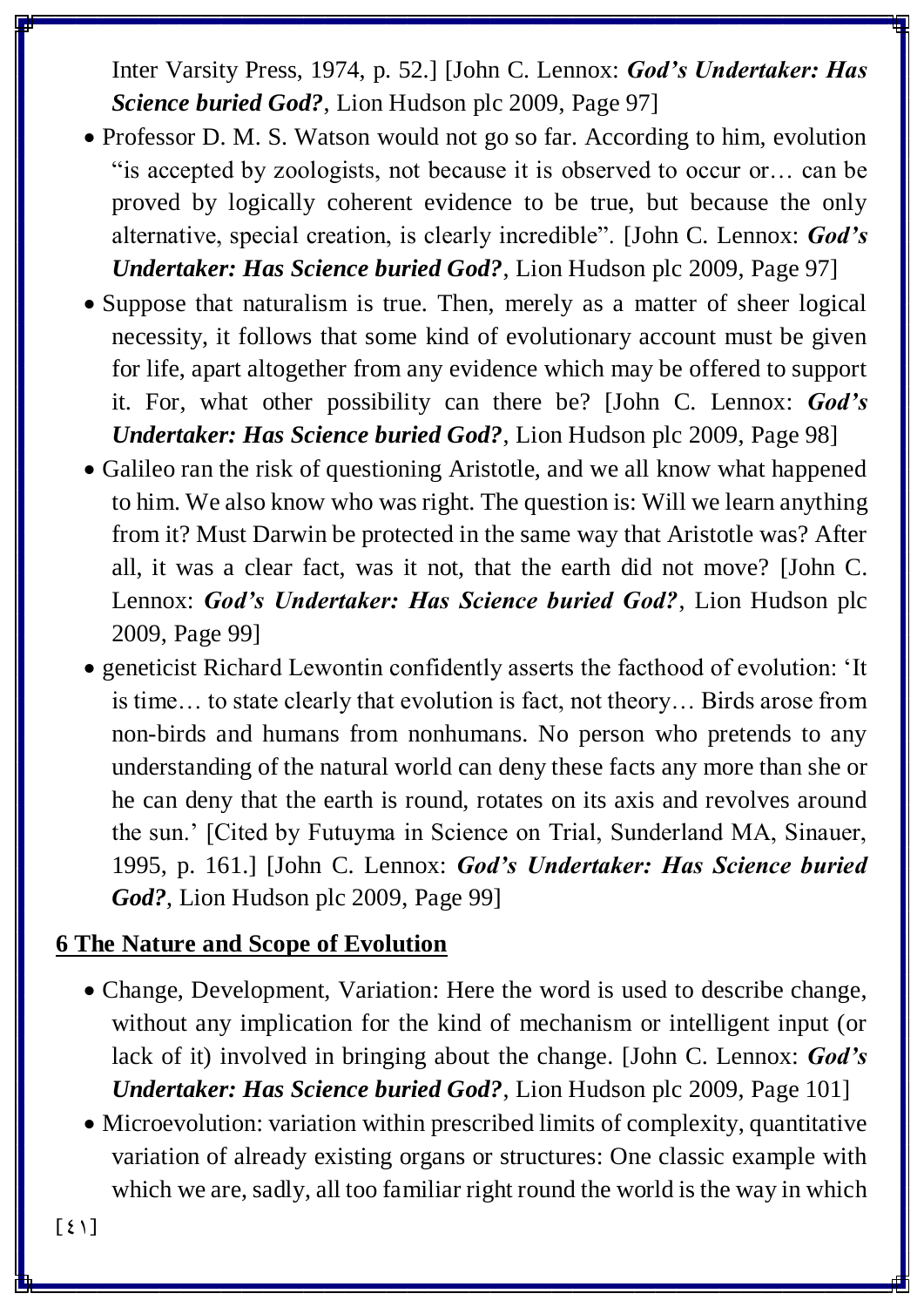Inter Varsity Press, 1974, p. 52.] [John C. Lennox: ***God's Undertaker: Has Science buried God?***, Lion Hudson plc 2009, Page 97]

- Professor D. M. S. Watson would not go so far. According to him, evolution "is accepted by zoologists, not because it is observed to occur or… can be proved by logically coherent evidence to be true, but because the only alternative, special creation, is clearly incredible". [John C. Lennox: ***God's Undertaker: Has Science buried God?***, Lion Hudson plc 2009, Page 97]
- Suppose that naturalism is true. Then, merely as a matter of sheer logical necessity, it follows that some kind of evolutionary account must be given for life, apart altogether from any evidence which may be offered to support it. For, what other possibility can there be? [John C. Lennox: ***God's Undertaker: Has Science buried God?***, Lion Hudson plc 2009, Page 98]
- Galileo ran the risk of questioning Aristotle, and we all know what happened to him. We also know who was right. The question is: Will we learn anything from it? Must Darwin be protected in the same way that Aristotle was? After all, it was a clear fact, was it not, that the earth did not move? [John C. Lennox: ***God's Undertaker: Has Science buried God?***, Lion Hudson plc 2009, Page 99]
- geneticist Richard Lewontin confidently asserts the facthood of evolution: 'It is time… to state clearly that evolution is fact, not theory… Birds arose from non-birds and humans from nonhumans. No person who pretends to any understanding of the natural world can deny these facts any more than she or he can deny that the earth is round, rotates on its axis and revolves around the sun.' [Cited by Futuyma in Science on Trial, Sunderland MA, Sinauer, 1995, p. 161.] [John C. Lennox: ***God's Undertaker: Has Science buried God?***, Lion Hudson plc 2009, Page 99]

## 6 The Nature and Scope of Evolution

- Change, Development, Variation: Here the word is used to describe change, without any implication for the kind of mechanism or intelligent input (or lack of it) involved in bringing about the change. [John C. Lennox: ***God's Undertaker: Has Science buried God?***, Lion Hudson plc 2009, Page 101]
- Microevolution: variation within prescribed limits of complexity, quantitative variation of already existing organs or structures: One classic example with which we are, sadly, all too familiar right round the world is the way in which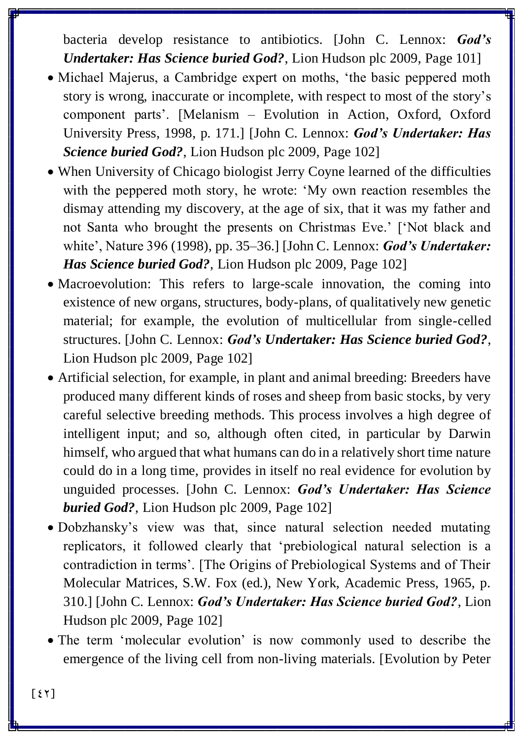bacteria develop resistance to antibiotics. [John C. Lennox: ***God's Undertaker: Has Science buried God?***, Lion Hudson plc 2009, Page 101]

- Michael Majerus, a Cambridge expert on moths, 'the basic peppered moth story is wrong, inaccurate or incomplete, with respect to most of the story's component parts'. [Melanism – Evolution in Action, Oxford, Oxford University Press, 1998, p. 171.] [John C. Lennox: ***God's Undertaker: Has Science buried God?***, Lion Hudson plc 2009, Page 102]
- When University of Chicago biologist Jerry Coyne learned of the difficulties with the peppered moth story, he wrote: 'My own reaction resembles the dismay attending my discovery, at the age of six, that it was my father and not Santa who brought the presents on Christmas Eve.' ['Not black and white', Nature 396 (1998), pp. 35–36.] [John C. Lennox: ***God's Undertaker: Has Science buried God?***, Lion Hudson plc 2009, Page 102]
- Macroevolution: This refers to large-scale innovation, the coming into existence of new organs, structures, body-plans, of qualitatively new genetic material; for example, the evolution of multicellular from single-celled structures. [John C. Lennox: ***God's Undertaker: Has Science buried God?***, Lion Hudson plc 2009, Page 102]
- Artificial selection, for example, in plant and animal breeding: Breeders have produced many different kinds of roses and sheep from basic stocks, by very careful selective breeding methods. This process involves a high degree of intelligent input; and so, although often cited, in particular by Darwin himself, who argued that what humans can do in a relatively short time nature could do in a long time, provides in itself no real evidence for evolution by unguided processes. [John C. Lennox: ***God's Undertaker: Has Science buried God?***, Lion Hudson plc 2009, Page 102]
- Dobzhansky's view was that, since natural selection needed mutating replicators, it followed clearly that 'prebiological natural selection is a contradiction in terms'. [The Origins of Prebiological Systems and of Their Molecular Matrices, S.W. Fox (ed.), New York, Academic Press, 1965, p. 310.] [John C. Lennox: ***God's Undertaker: Has Science buried God?***, Lion Hudson plc 2009, Page 102]
- The term 'molecular evolution' is now commonly used to describe the emergence of the living cell from non-living materials. [Evolution by Peter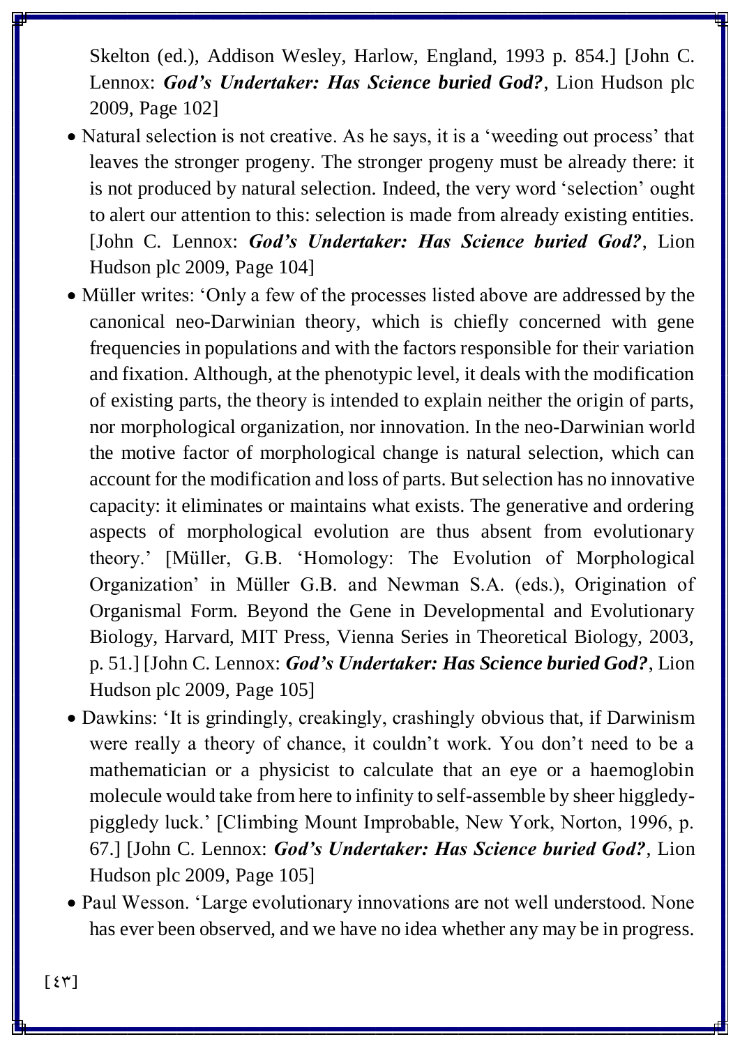Skelton (ed.), Addison Wesley, Harlow, England, 1993 p. 854.] [John C. Lennox: ***God's Undertaker: Has Science buried God?***, Lion Hudson plc 2009, Page 102]

- Natural selection is not creative. As he says, it is a 'weeding out process' that leaves the stronger progeny. The stronger progeny must be already there: it is not produced by natural selection. Indeed, the very word 'selection' ought to alert our attention to this: selection is made from already existing entities. [John C. Lennox: ***God's Undertaker: Has Science buried God?***, Lion Hudson plc 2009, Page 104]
- Müller writes: 'Only a few of the processes listed above are addressed by the canonical neo-Darwinian theory, which is chiefly concerned with gene frequencies in populations and with the factors responsible for their variation and fixation. Although, at the phenotypic level, it deals with the modification of existing parts, the theory is intended to explain neither the origin of parts, nor morphological organization, nor innovation. In the neo-Darwinian world the motive factor of morphological change is natural selection, which can account for the modification and loss of parts. But selection has no innovative capacity: it eliminates or maintains what exists. The generative and ordering aspects of morphological evolution are thus absent from evolutionary theory.' [Müller, G.B. 'Homology: The Evolution of Morphological Organization' in Müller G.B. and Newman S.A. (eds.), Origination of Organismal Form. Beyond the Gene in Developmental and Evolutionary Biology, Harvard, MIT Press, Vienna Series in Theoretical Biology, 2003, p. 51.] [John C. Lennox: ***God's Undertaker: Has Science buried God?***, Lion Hudson plc 2009, Page 105]
- Dawkins: 'It is grindingly, creakingly, crashingly obvious that, if Darwinism were really a theory of chance, it couldn't work. You don't need to be a mathematician or a physicist to calculate that an eye or a haemoglobin molecule would take from here to infinity to self-assemble by sheer higgledy-piggledy luck.' [Climbing Mount Improbable, New York, Norton, 1996, p. 67.] [John C. Lennox: ***God's Undertaker: Has Science buried God?***, Lion Hudson plc 2009, Page 105]
- Paul Wesson. 'Large evolutionary innovations are not well understood. None has ever been observed, and we have no idea whether any may be in progress.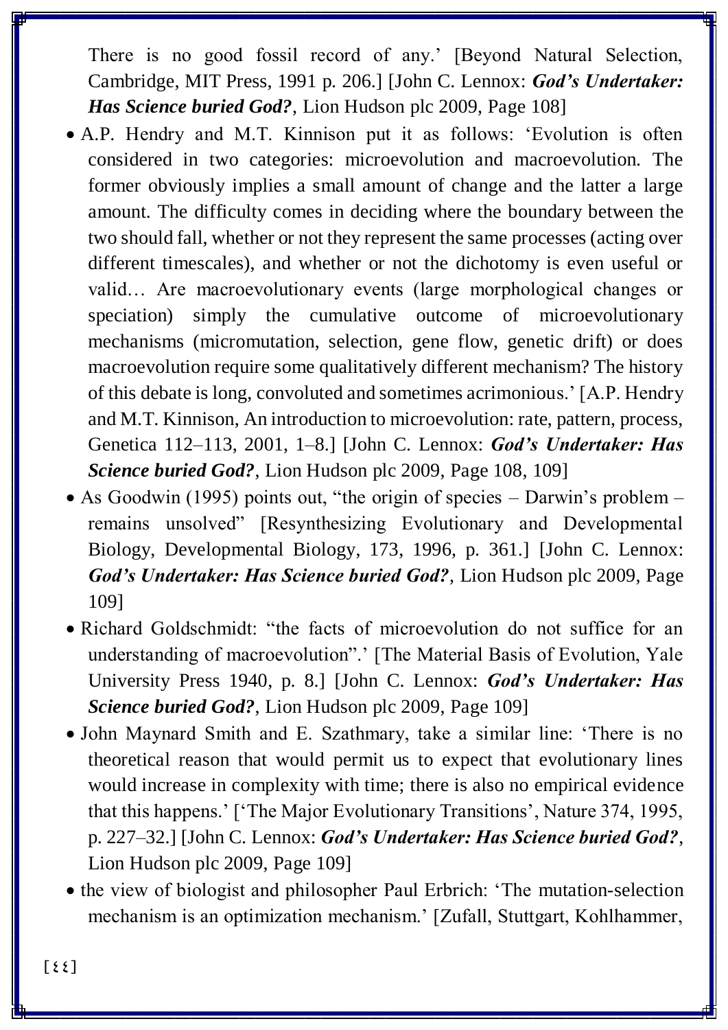There is no good fossil record of any.' [Beyond Natural Selection, Cambridge, MIT Press, 1991 p. 206.] [John C. Lennox: ***God's Undertaker: Has Science buried God?***, Lion Hudson plc 2009, Page 108]

- A.P. Hendry and M.T. Kinnison put it as follows: 'Evolution is often considered in two categories: microevolution and macroevolution. The former obviously implies a small amount of change and the latter a large amount. The difficulty comes in deciding where the boundary between the two should fall, whether or not they represent the same processes (acting over different timescales), and whether or not the dichotomy is even useful or valid… Are macroevolutionary events (large morphological changes or speciation) simply the cumulative outcome of microevolutionary mechanisms (micromutation, selection, gene flow, genetic drift) or does macroevolution require some qualitatively different mechanism? The history of this debate is long, convoluted and sometimes acrimonious.' [A.P. Hendry and M.T. Kinnison, An introduction to microevolution: rate, pattern, process, Genetica 112–113, 2001, 1–8.] [John C. Lennox: ***God's Undertaker: Has Science buried God?***, Lion Hudson plc 2009, Page 108, 109]
- As Goodwin (1995) points out, "the origin of species – Darwin's problem – remains unsolved" [Resynthesizing Evolutionary and Developmental Biology, Developmental Biology, 173, 1996, p. 361.] [John C. Lennox: ***God's Undertaker: Has Science buried God?***, Lion Hudson plc 2009, Page 109]
- Richard Goldschmidt: "the facts of microevolution do not suffice for an understanding of macroevolution".' [The Material Basis of Evolution, Yale University Press 1940, p. 8.] [John C. Lennox: ***God's Undertaker: Has Science buried God?***, Lion Hudson plc 2009, Page 109]
- John Maynard Smith and E. Szathmary, take a similar line: 'There is no theoretical reason that would permit us to expect that evolutionary lines would increase in complexity with time; there is also no empirical evidence that this happens.' ['The Major Evolutionary Transitions', Nature 374, 1995, p. 227–32.] [John C. Lennox: ***God's Undertaker: Has Science buried God?***, Lion Hudson plc 2009, Page 109]
- the view of biologist and philosopher Paul Erbrich: 'The mutation-selection mechanism is an optimization mechanism.' [Zufall, Stuttgart, Kohlhammer,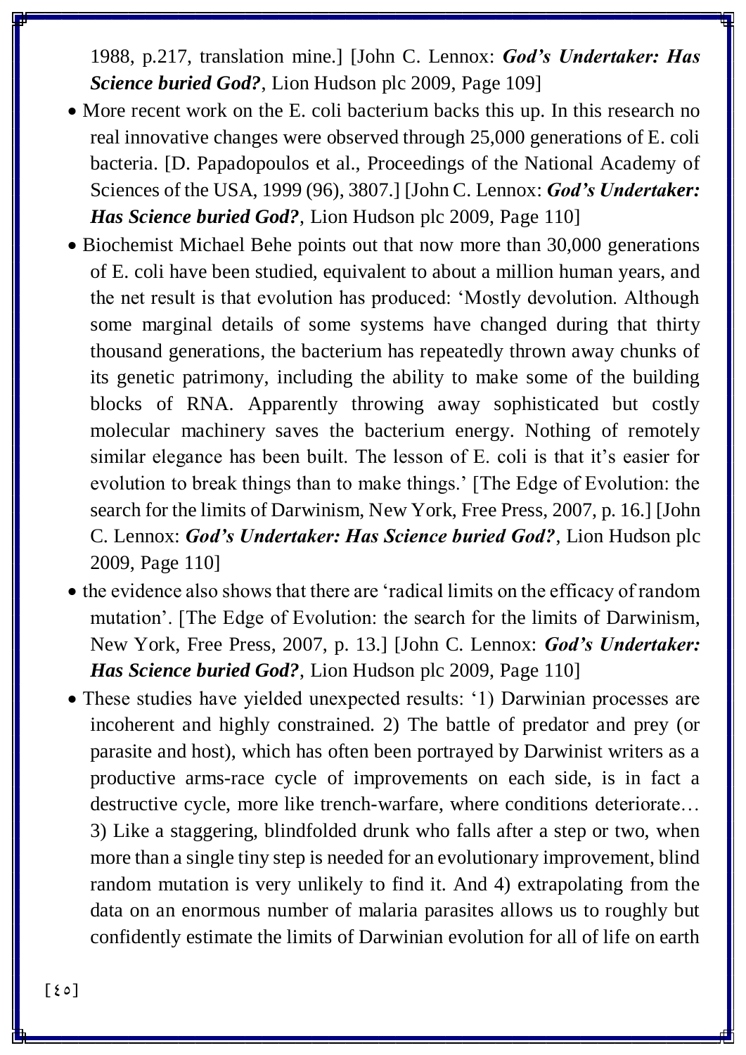1988, p.217, translation mine.] [John C. Lennox: ***God's Undertaker: Has Science buried God?***, Lion Hudson plc 2009, Page 109]

- More recent work on the E. coli bacterium backs this up. In this research no real innovative changes were observed through 25,000 generations of E. coli bacteria. [D. Papadopoulos et al., Proceedings of the National Academy of Sciences of the USA, 1999 (96), 3807.] [John C. Lennox: ***God's Undertaker: Has Science buried God?***, Lion Hudson plc 2009, Page 110]
- Biochemist Michael Behe points out that now more than 30,000 generations of E. coli have been studied, equivalent to about a million human years, and the net result is that evolution has produced: 'Mostly devolution. Although some marginal details of some systems have changed during that thirty thousand generations, the bacterium has repeatedly thrown away chunks of its genetic patrimony, including the ability to make some of the building blocks of RNA. Apparently throwing away sophisticated but costly molecular machinery saves the bacterium energy. Nothing of remotely similar elegance has been built. The lesson of E. coli is that it's easier for evolution to break things than to make things.' [The Edge of Evolution: the search for the limits of Darwinism, New York, Free Press, 2007, p. 16.] [John C. Lennox: ***God's Undertaker: Has Science buried God?***, Lion Hudson plc 2009, Page 110]
- the evidence also shows that there are 'radical limits on the efficacy of random mutation'. [The Edge of Evolution: the search for the limits of Darwinism, New York, Free Press, 2007, p. 13.] [John C. Lennox: ***God's Undertaker: Has Science buried God?***, Lion Hudson plc 2009, Page 110]
- These studies have yielded unexpected results: '1) Darwinian processes are incoherent and highly constrained. 2) The battle of predator and prey (or parasite and host), which has often been portrayed by Darwinist writers as a productive arms-race cycle of improvements on each side, is in fact a destructive cycle, more like trench-warfare, where conditions deteriorate… 3) Like a staggering, blindfolded drunk who falls after a step or two, when more than a single tiny step is needed for an evolutionary improvement, blind random mutation is very unlikely to find it. And 4) extrapolating from the data on an enormous number of malaria parasites allows us to roughly but confidently estimate the limits of Darwinian evolution for all of life on earth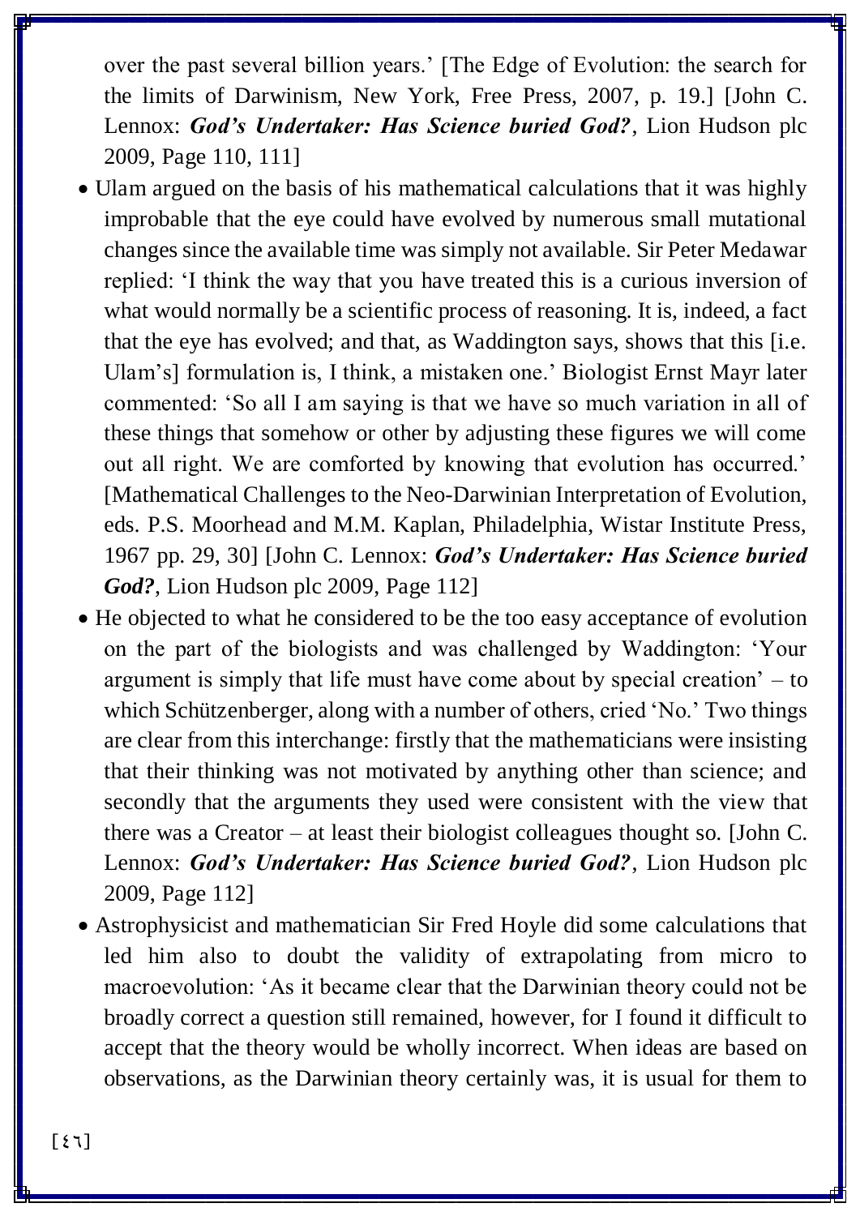over the past several billion years.' [The Edge of Evolution: the search for the limits of Darwinism, New York, Free Press, 2007, p. 19.] [John C. Lennox: ***God's Undertaker: Has Science buried God?***, Lion Hudson plc 2009, Page 110, 111]

- Ulam argued on the basis of his mathematical calculations that it was highly improbable that the eye could have evolved by numerous small mutational changes since the available time was simply not available. Sir Peter Medawar replied: 'I think the way that you have treated this is a curious inversion of what would normally be a scientific process of reasoning. It is, indeed, a fact that the eye has evolved; and that, as Waddington says, shows that this [i.e. Ulam's] formulation is, I think, a mistaken one.' Biologist Ernst Mayr later commented: 'So all I am saying is that we have so much variation in all of these things that somehow or other by adjusting these figures we will come out all right. We are comforted by knowing that evolution has occurred.' [Mathematical Challenges to the Neo-Darwinian Interpretation of Evolution, eds. P.S. Moorhead and M.M. Kaplan, Philadelphia, Wistar Institute Press, 1967 pp. 29, 30] [John C. Lennox: ***God's Undertaker: Has Science buried God?***, Lion Hudson plc 2009, Page 112]
- He objected to what he considered to be the too easy acceptance of evolution on the part of the biologists and was challenged by Waddington: 'Your argument is simply that life must have come about by special creation' – to which Schützenberger, along with a number of others, cried 'No.' Two things are clear from this interchange: firstly that the mathematicians were insisting that their thinking was not motivated by anything other than science; and secondly that the arguments they used were consistent with the view that there was a Creator – at least their biologist colleagues thought so. [John C. Lennox: ***God's Undertaker: Has Science buried God?***, Lion Hudson plc 2009, Page 112]
- Astrophysicist and mathematician Sir Fred Hoyle did some calculations that led him also to doubt the validity of extrapolating from micro to macroevolution: 'As it became clear that the Darwinian theory could not be broadly correct a question still remained, however, for I found it difficult to accept that the theory would be wholly incorrect. When ideas are based on observations, as the Darwinian theory certainly was, it is usual for them to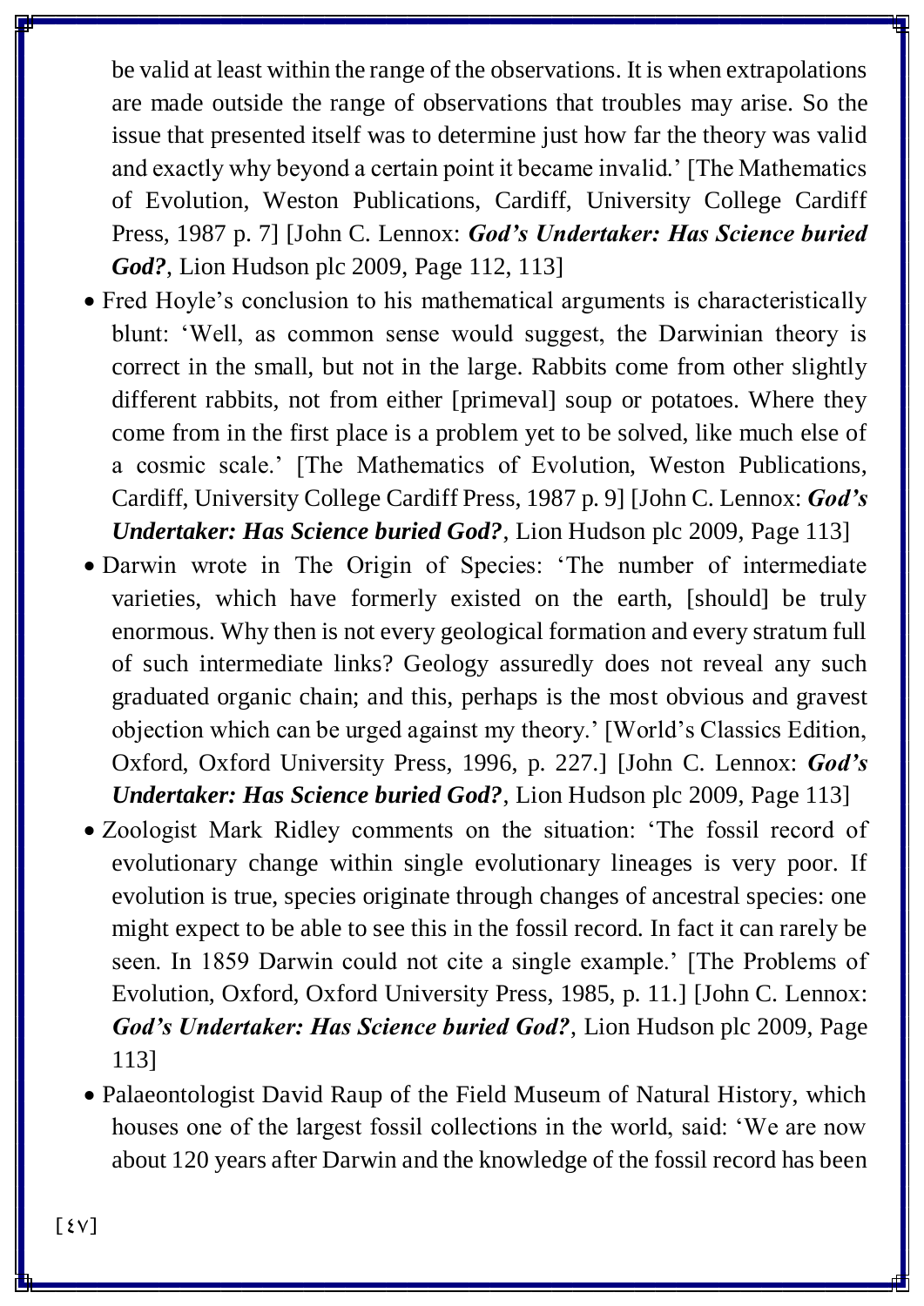be valid at least within the range of the observations. It is when extrapolations are made outside the range of observations that troubles may arise. So the issue that presented itself was to determine just how far the theory was valid and exactly why beyond a certain point it became invalid.' [The Mathematics of Evolution, Weston Publications, Cardiff, University College Cardiff Press, 1987 p. 7] [John C. Lennox: ***God's Undertaker: Has Science buried God?***, Lion Hudson plc 2009, Page 112, 113]

- Fred Hoyle's conclusion to his mathematical arguments is characteristically blunt: 'Well, as common sense would suggest, the Darwinian theory is correct in the small, but not in the large. Rabbits come from other slightly different rabbits, not from either [primeval] soup or potatoes. Where they come from in the first place is a problem yet to be solved, like much else of a cosmic scale.' [The Mathematics of Evolution, Weston Publications, Cardiff, University College Cardiff Press, 1987 p. 9] [John C. Lennox: ***God's Undertaker: Has Science buried God?***, Lion Hudson plc 2009, Page 113]
- Darwin wrote in The Origin of Species: 'The number of intermediate varieties, which have formerly existed on the earth, [should] be truly enormous. Why then is not every geological formation and every stratum full of such intermediate links? Geology assuredly does not reveal any such graduated organic chain; and this, perhaps is the most obvious and gravest objection which can be urged against my theory.' [World's Classics Edition, Oxford, Oxford University Press, 1996, p. 227.] [John C. Lennox: ***God's Undertaker: Has Science buried God?***, Lion Hudson plc 2009, Page 113]
- Zoologist Mark Ridley comments on the situation: 'The fossil record of evolutionary change within single evolutionary lineages is very poor. If evolution is true, species originate through changes of ancestral species: one might expect to be able to see this in the fossil record. In fact it can rarely be seen. In 1859 Darwin could not cite a single example.' [The Problems of Evolution, Oxford, Oxford University Press, 1985, p. 11.] [John C. Lennox: ***God's Undertaker: Has Science buried God?***, Lion Hudson plc 2009, Page 113]
- Palaeontologist David Raup of the Field Museum of Natural History, which houses one of the largest fossil collections in the world, said: 'We are now about 120 years after Darwin and the knowledge of the fossil record has been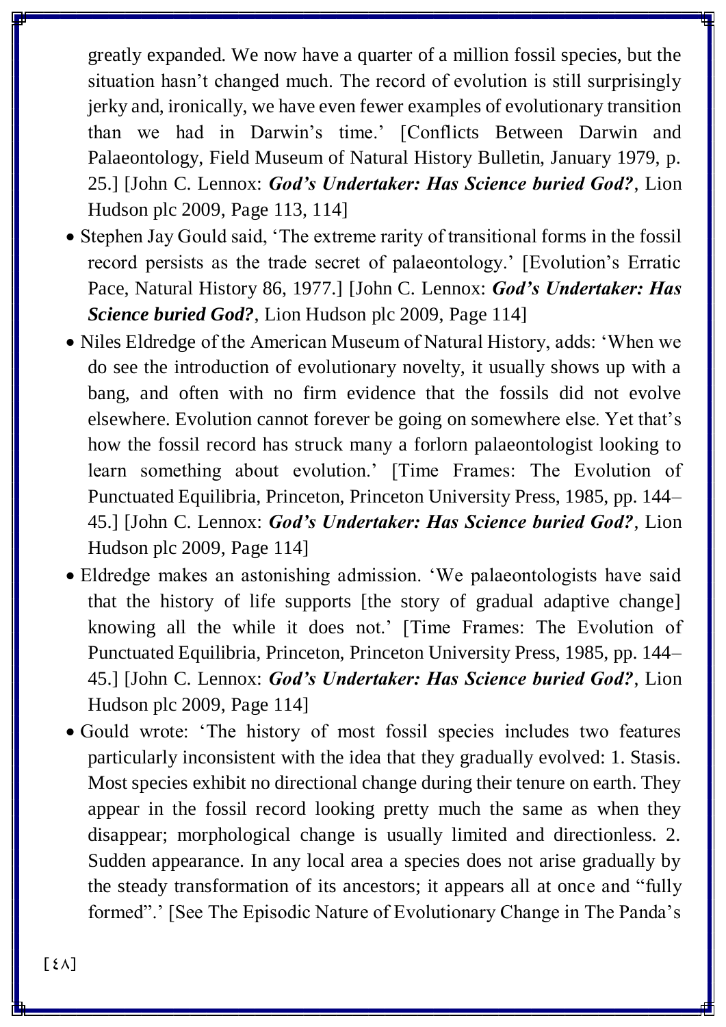greatly expanded. We now have a quarter of a million fossil species, but the situation hasn't changed much. The record of evolution is still surprisingly jerky and, ironically, we have even fewer examples of evolutionary transition than we had in Darwin's time.' [Conflicts Between Darwin and Palaeontology, Field Museum of Natural History Bulletin, January 1979, p. 25.] [John C. Lennox: ***God's Undertaker: Has Science buried God?***, Lion Hudson plc 2009, Page 113, 114]

- Stephen Jay Gould said, 'The extreme rarity of transitional forms in the fossil record persists as the trade secret of palaeontology.' [Evolution's Erratic Pace, Natural History 86, 1977.] [John C. Lennox: ***God's Undertaker: Has Science buried God?***, Lion Hudson plc 2009, Page 114]
- Niles Eldredge of the American Museum of Natural History, adds: 'When we do see the introduction of evolutionary novelty, it usually shows up with a bang, and often with no firm evidence that the fossils did not evolve elsewhere. Evolution cannot forever be going on somewhere else. Yet that's how the fossil record has struck many a forlorn palaeontologist looking to learn something about evolution.' [Time Frames: The Evolution of Punctuated Equilibria, Princeton, Princeton University Press, 1985, pp. 144–45.] [John C. Lennox: ***God's Undertaker: Has Science buried God?***, Lion Hudson plc 2009, Page 114]
- Eldredge makes an astonishing admission. 'We palaeontologists have said that the history of life supports [the story of gradual adaptive change] knowing all the while it does not.' [Time Frames: The Evolution of Punctuated Equilibria, Princeton, Princeton University Press, 1985, pp. 144–45.] [John C. Lennox: ***God's Undertaker: Has Science buried God?***, Lion Hudson plc 2009, Page 114]
- Gould wrote: 'The history of most fossil species includes two features particularly inconsistent with the idea that they gradually evolved: 1. Stasis. Most species exhibit no directional change during their tenure on earth. They appear in the fossil record looking pretty much the same as when they disappear; morphological change is usually limited and directionless. 2. Sudden appearance. In any local area a species does not arise gradually by the steady transformation of its ancestors; it appears all at once and "fully formed".' [See The Episodic Nature of Evolutionary Change in The Panda's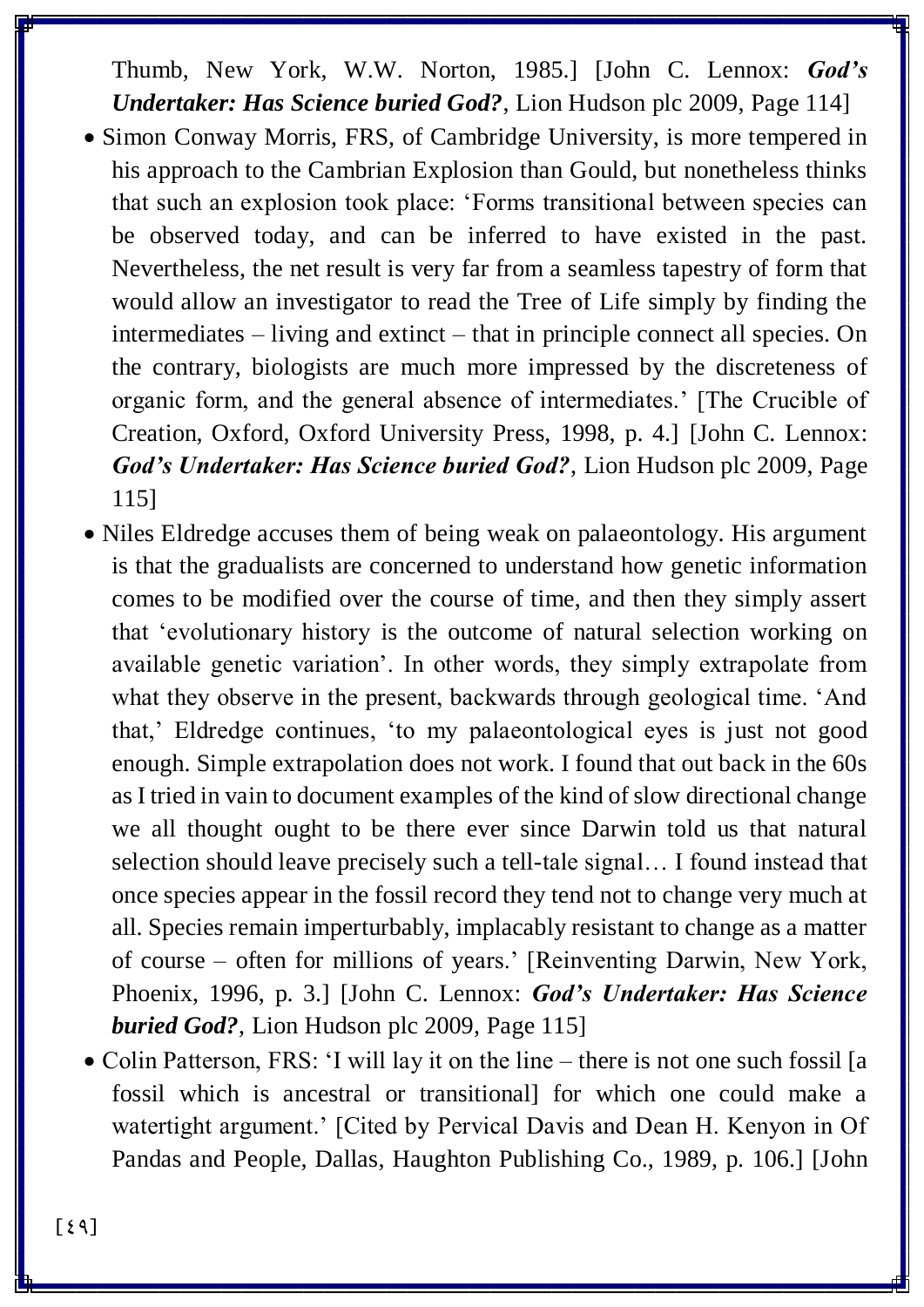Thumb, New York, W.W. Norton, 1985.] [John C. Lennox: ***God's Undertaker: Has Science buried God?***, Lion Hudson plc 2009, Page 114]

- Simon Conway Morris, FRS, of Cambridge University, is more tempered in his approach to the Cambrian Explosion than Gould, but nonetheless thinks that such an explosion took place: 'Forms transitional between species can be observed today, and can be inferred to have existed in the past. Nevertheless, the net result is very far from a seamless tapestry of form that would allow an investigator to read the Tree of Life simply by finding the intermediates – living and extinct – that in principle connect all species. On the contrary, biologists are much more impressed by the discreteness of organic form, and the general absence of intermediates.' [The Crucible of Creation, Oxford, Oxford University Press, 1998, p. 4.] [John C. Lennox: ***God's Undertaker: Has Science buried God?***, Lion Hudson plc 2009, Page 115]
- Niles Eldredge accuses them of being weak on palaeontology. His argument is that the gradualists are concerned to understand how genetic information comes to be modified over the course of time, and then they simply assert that 'evolutionary history is the outcome of natural selection working on available genetic variation'. In other words, they simply extrapolate from what they observe in the present, backwards through geological time. 'And that,' Eldredge continues, 'to my palaeontological eyes is just not good enough. Simple extrapolation does not work. I found that out back in the 60s as I tried in vain to document examples of the kind of slow directional change we all thought ought to be there ever since Darwin told us that natural selection should leave precisely such a tell-tale signal… I found instead that once species appear in the fossil record they tend not to change very much at all. Species remain imperturbably, implacably resistant to change as a matter of course – often for millions of years.' [Reinventing Darwin, New York, Phoenix, 1996, p. 3.] [John C. Lennox: ***God's Undertaker: Has Science buried God?***, Lion Hudson plc 2009, Page 115]
- Colin Patterson, FRS: 'I will lay it on the line – there is not one such fossil [a fossil which is ancestral or transitional] for which one could make a watertight argument.' [Cited by Pervical Davis and Dean H. Kenyon in Of Pandas and People, Dallas, Haughton Publishing Co., 1989, p. 106.] [John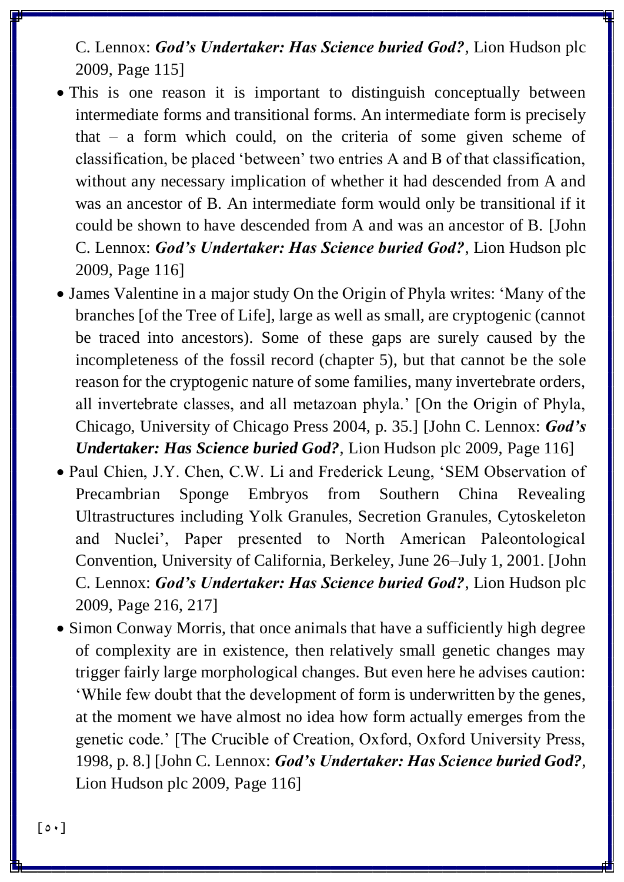C. Lennox: ***God's Undertaker: Has Science buried God?***, Lion Hudson plc 2009, Page 115]

- This is one reason it is important to distinguish conceptually between intermediate forms and transitional forms. An intermediate form is precisely that – a form which could, on the criteria of some given scheme of classification, be placed 'between' two entries A and B of that classification, without any necessary implication of whether it had descended from A and was an ancestor of B. An intermediate form would only be transitional if it could be shown to have descended from A and was an ancestor of B. [John C. Lennox: ***God's Undertaker: Has Science buried God?***, Lion Hudson plc 2009, Page 116]
- James Valentine in a major study On the Origin of Phyla writes: 'Many of the branches [of the Tree of Life], large as well as small, are cryptogenic (cannot be traced into ancestors). Some of these gaps are surely caused by the incompleteness of the fossil record (chapter 5), but that cannot be the sole reason for the cryptogenic nature of some families, many invertebrate orders, all invertebrate classes, and all metazoan phyla.' [On the Origin of Phyla, Chicago, University of Chicago Press 2004, p. 35.] [John C. Lennox: ***God's Undertaker: Has Science buried God?***, Lion Hudson plc 2009, Page 116]
- Paul Chien, J.Y. Chen, C.W. Li and Frederick Leung, 'SEM Observation of Precambrian Sponge Embryos from Southern China Revealing Ultrastructures including Yolk Granules, Secretion Granules, Cytoskeleton and Nuclei', Paper presented to North American Paleontological Convention, University of California, Berkeley, June 26–July 1, 2001. [John C. Lennox: ***God's Undertaker: Has Science buried God?***, Lion Hudson plc 2009, Page 216, 217]
- Simon Conway Morris, that once animals that have a sufficiently high degree of complexity are in existence, then relatively small genetic changes may trigger fairly large morphological changes. But even here he advises caution: 'While few doubt that the development of form is underwritten by the genes, at the moment we have almost no idea how form actually emerges from the genetic code.' [The Crucible of Creation, Oxford, Oxford University Press, 1998, p. 8.] [John C. Lennox: ***God's Undertaker: Has Science buried God?***, Lion Hudson plc 2009, Page 116]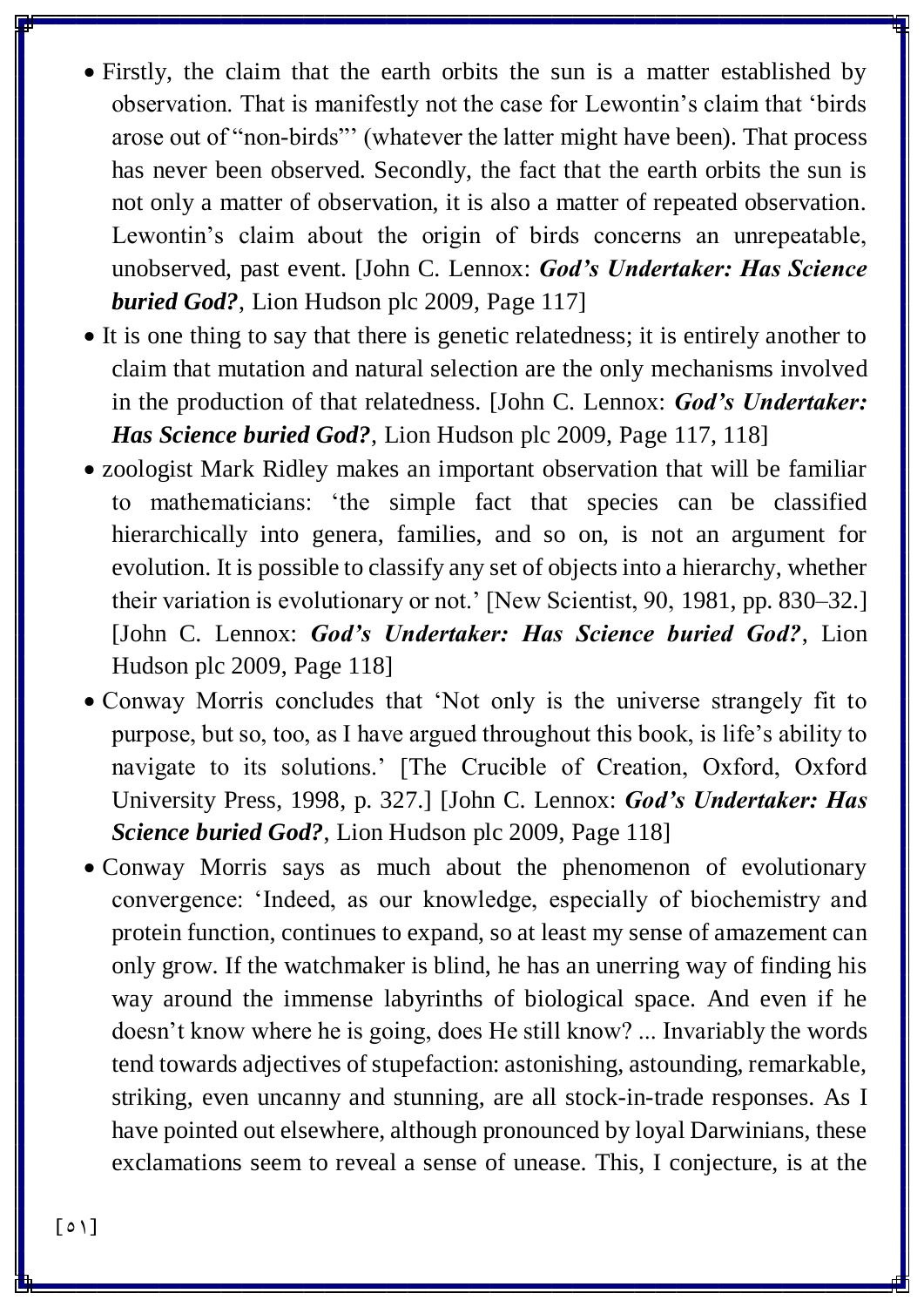- Firstly, the claim that the earth orbits the sun is a matter established by observation. That is manifestly not the case for Lewontin's claim that 'birds arose out of "non-birds"' (whatever the latter might have been). That process has never been observed. Secondly, the fact that the earth orbits the sun is not only a matter of observation, it is also a matter of repeated observation. Lewontin's claim about the origin of birds concerns an unrepeatable, unobserved, past event. [John C. Lennox: ***God's Undertaker: Has Science buried God?***, Lion Hudson plc 2009, Page 117]
- It is one thing to say that there is genetic relatedness; it is entirely another to claim that mutation and natural selection are the only mechanisms involved in the production of that relatedness. [John C. Lennox: ***God's Undertaker: Has Science buried God?***, Lion Hudson plc 2009, Page 117, 118]
- zoologist Mark Ridley makes an important observation that will be familiar to mathematicians: 'the simple fact that species can be classified hierarchically into genera, families, and so on, is not an argument for evolution. It is possible to classify any set of objects into a hierarchy, whether their variation is evolutionary or not.' [New Scientist, 90, 1981, pp. 830–32.] [John C. Lennox: ***God's Undertaker: Has Science buried God?***, Lion Hudson plc 2009, Page 118]
- Conway Morris concludes that 'Not only is the universe strangely fit to purpose, but so, too, as I have argued throughout this book, is life's ability to navigate to its solutions.' [The Crucible of Creation, Oxford, Oxford University Press, 1998, p. 327.] [John C. Lennox: ***God's Undertaker: Has Science buried God?***, Lion Hudson plc 2009, Page 118]
- Conway Morris says as much about the phenomenon of evolutionary convergence: 'Indeed, as our knowledge, especially of biochemistry and protein function, continues to expand, so at least my sense of amazement can only grow. If the watchmaker is blind, he has an unerring way of finding his way around the immense labyrinths of biological space. And even if he doesn't know where he is going, does He still know? ... Invariably the words tend towards adjectives of stupefaction: astonishing, astounding, remarkable, striking, even uncanny and stunning, are all stock-in-trade responses. As I have pointed out elsewhere, although pronounced by loyal Darwinians, these exclamations seem to reveal a sense of unease. This, I conjecture, is at the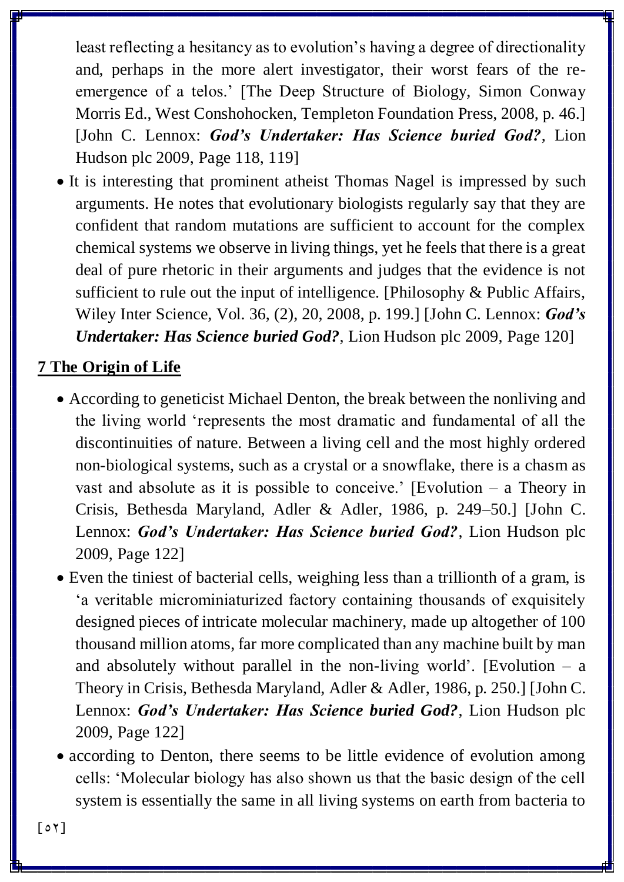least reflecting a hesitancy as to evolution's having a degree of directionality and, perhaps in the more alert investigator, their worst fears of the re-emergence of a telos.' [The Deep Structure of Biology, Simon Conway Morris Ed., West Conshohocken, Templeton Foundation Press, 2008, p. 46.] [John C. Lennox: ***God's Undertaker: Has Science buried God?***, Lion Hudson plc 2009, Page 118, 119]

- It is interesting that prominent atheist Thomas Nagel is impressed by such arguments. He notes that evolutionary biologists regularly say that they are confident that random mutations are sufficient to account for the complex chemical systems we observe in living things, yet he feels that there is a great deal of pure rhetoric in their arguments and judges that the evidence is not sufficient to rule out the input of intelligence. [Philosophy & Public Affairs, Wiley Inter Science, Vol. 36, (2), 20, 2008, p. 199.] [John C. Lennox: ***God's Undertaker: Has Science buried God?***, Lion Hudson plc 2009, Page 120]

## 7 The Origin of Life

- According to geneticist Michael Denton, the break between the nonliving and the living world 'represents the most dramatic and fundamental of all the discontinuities of nature. Between a living cell and the most highly ordered non-biological systems, such as a crystal or a snowflake, there is a chasm as vast and absolute as it is possible to conceive.' [Evolution – a Theory in Crisis, Bethesda Maryland, Adler & Adler, 1986, p. 249–50.] [John C. Lennox: ***God's Undertaker: Has Science buried God?***, Lion Hudson plc 2009, Page 122]
- Even the tiniest of bacterial cells, weighing less than a trillionth of a gram, is 'a veritable microminiaturized factory containing thousands of exquisitely designed pieces of intricate molecular machinery, made up altogether of 100 thousand million atoms, far more complicated than any machine built by man and absolutely without parallel in the non-living world'. [Evolution – a Theory in Crisis, Bethesda Maryland, Adler & Adler, 1986, p. 250.] [John C. Lennox: ***God's Undertaker: Has Science buried God?***, Lion Hudson plc 2009, Page 122]
- according to Denton, there seems to be little evidence of evolution among cells: 'Molecular biology has also shown us that the basic design of the cell system is essentially the same in all living systems on earth from bacteria to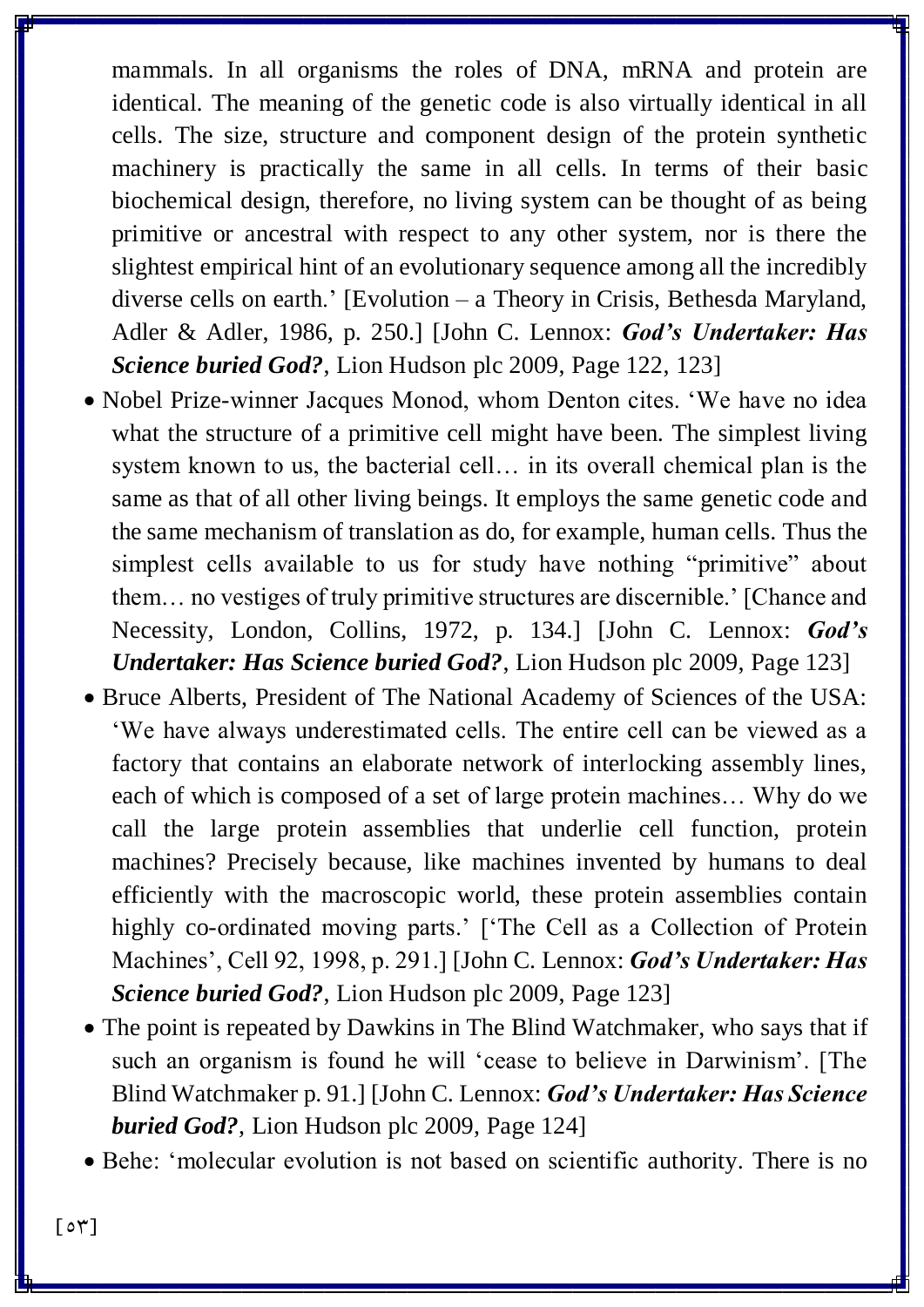mammals. In all organisms the roles of DNA, mRNA and protein are identical. The meaning of the genetic code is also virtually identical in all cells. The size, structure and component design of the protein synthetic machinery is practically the same in all cells. In terms of their basic biochemical design, therefore, no living system can be thought of as being primitive or ancestral with respect to any other system, nor is there the slightest empirical hint of an evolutionary sequence among all the incredibly diverse cells on earth.' [Evolution – a Theory in Crisis, Bethesda Maryland, Adler & Adler, 1986, p. 250.] [John C. Lennox: ***God's Undertaker: Has Science buried God?***, Lion Hudson plc 2009, Page 122, 123]

- Nobel Prize-winner Jacques Monod, whom Denton cites. 'We have no idea what the structure of a primitive cell might have been. The simplest living system known to us, the bacterial cell… in its overall chemical plan is the same as that of all other living beings. It employs the same genetic code and the same mechanism of translation as do, for example, human cells. Thus the simplest cells available to us for study have nothing "primitive" about them… no vestiges of truly primitive structures are discernible.' [Chance and Necessity, London, Collins, 1972, p. 134.] [John C. Lennox: ***God's Undertaker: Has Science buried God?***, Lion Hudson plc 2009, Page 123]
- Bruce Alberts, President of The National Academy of Sciences of the USA: 'We have always underestimated cells. The entire cell can be viewed as a factory that contains an elaborate network of interlocking assembly lines, each of which is composed of a set of large protein machines… Why do we call the large protein assemblies that underlie cell function, protein machines? Precisely because, like machines invented by humans to deal efficiently with the macroscopic world, these protein assemblies contain highly co-ordinated moving parts.' ['The Cell as a Collection of Protein Machines', Cell 92, 1998, p. 291.] [John C. Lennox: ***God's Undertaker: Has Science buried God?***, Lion Hudson plc 2009, Page 123]
- The point is repeated by Dawkins in The Blind Watchmaker, who says that if such an organism is found he will 'cease to believe in Darwinism'. [The Blind Watchmaker p. 91.] [John C. Lennox: ***God's Undertaker: Has Science buried God?***, Lion Hudson plc 2009, Page 124]
- Behe: 'molecular evolution is not based on scientific authority. There is no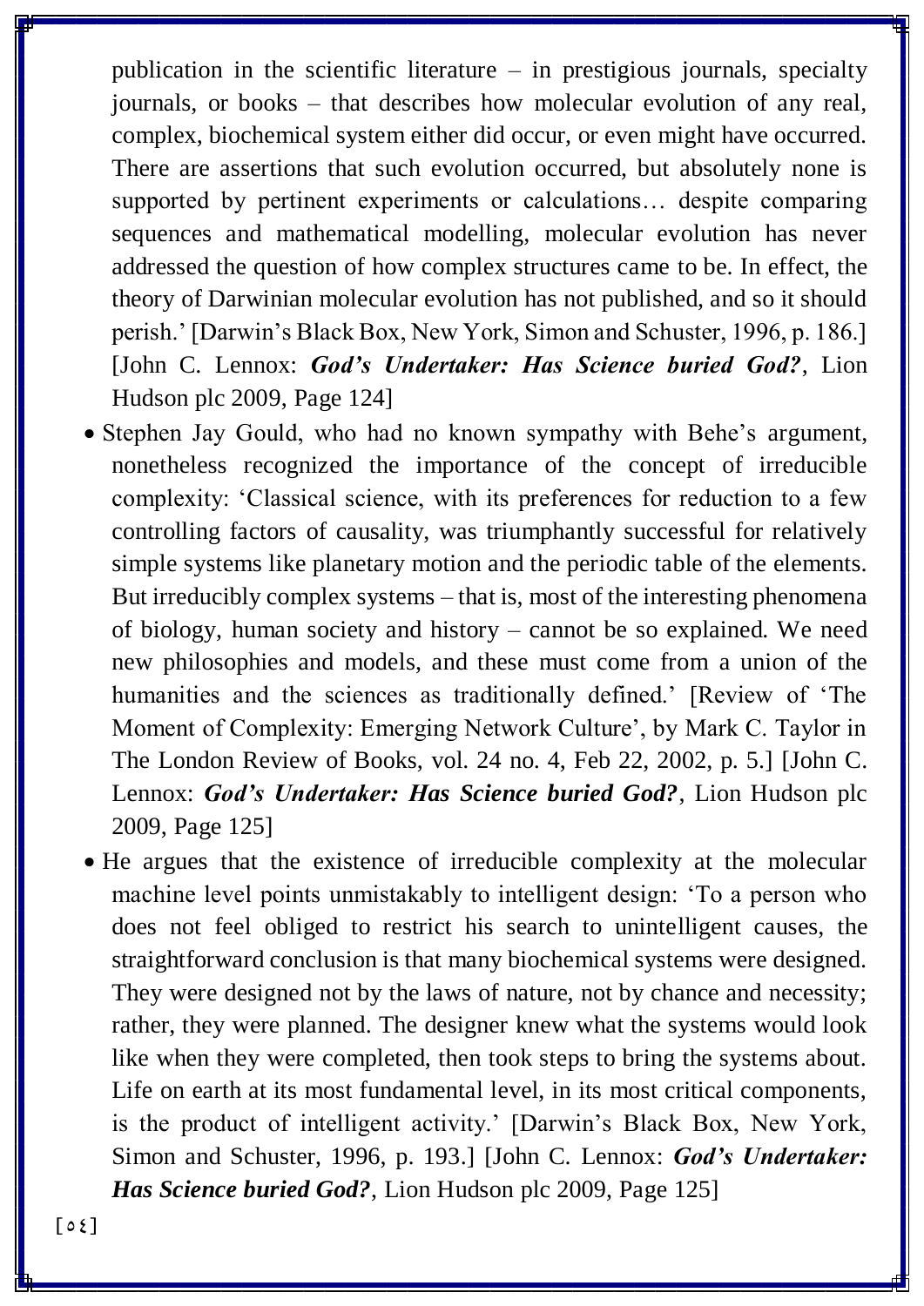publication in the scientific literature – in prestigious journals, specialty journals, or books – that describes how molecular evolution of any real, complex, biochemical system either did occur, or even might have occurred. There are assertions that such evolution occurred, but absolutely none is supported by pertinent experiments or calculations… despite comparing sequences and mathematical modelling, molecular evolution has never addressed the question of how complex structures came to be. In effect, the theory of Darwinian molecular evolution has not published, and so it should perish.' [Darwin's Black Box, New York, Simon and Schuster, 1996, p. 186.] [John C. Lennox: ***God's Undertaker: Has Science buried God?***, Lion Hudson plc 2009, Page 124]

- Stephen Jay Gould, who had no known sympathy with Behe's argument, nonetheless recognized the importance of the concept of irreducible complexity: 'Classical science, with its preferences for reduction to a few controlling factors of causality, was triumphantly successful for relatively simple systems like planetary motion and the periodic table of the elements. But irreducibly complex systems – that is, most of the interesting phenomena of biology, human society and history – cannot be so explained. We need new philosophies and models, and these must come from a union of the humanities and the sciences as traditionally defined.' [Review of 'The Moment of Complexity: Emerging Network Culture', by Mark C. Taylor in The London Review of Books, vol. 24 no. 4, Feb 22, 2002, p. 5.] [John C. Lennox: ***God's Undertaker: Has Science buried God?***, Lion Hudson plc 2009, Page 125]
- He argues that the existence of irreducible complexity at the molecular machine level points unmistakably to intelligent design: 'To a person who does not feel obliged to restrict his search to unintelligent causes, the straightforward conclusion is that many biochemical systems were designed. They were designed not by the laws of nature, not by chance and necessity; rather, they were planned. The designer knew what the systems would look like when they were completed, then took steps to bring the systems about. Life on earth at its most fundamental level, in its most critical components, is the product of intelligent activity.' [Darwin's Black Box, New York, Simon and Schuster, 1996, p. 193.] [John C. Lennox: ***God's Undertaker: Has Science buried God?***, Lion Hudson plc 2009, Page 125]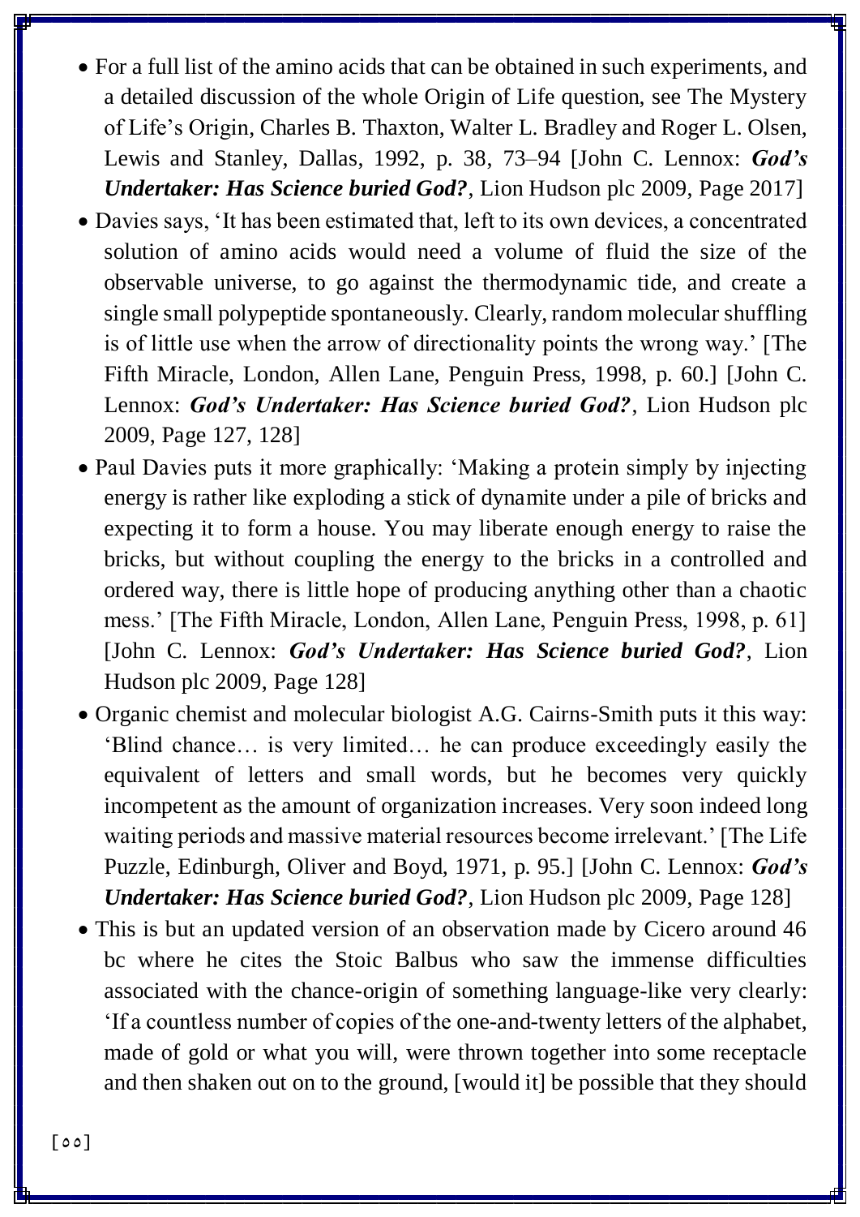- For a full list of the amino acids that can be obtained in such experiments, and a detailed discussion of the whole Origin of Life question, see The Mystery of Life's Origin, Charles B. Thaxton, Walter L. Bradley and Roger L. Olsen, Lewis and Stanley, Dallas, 1992, p. 38, 73–94 [John C. Lennox: ***God's Undertaker: Has Science buried God?***, Lion Hudson plc 2009, Page 2017]
- Davies says, 'It has been estimated that, left to its own devices, a concentrated solution of amino acids would need a volume of fluid the size of the observable universe, to go against the thermodynamic tide, and create a single small polypeptide spontaneously. Clearly, random molecular shuffling is of little use when the arrow of directionality points the wrong way.' [The Fifth Miracle, London, Allen Lane, Penguin Press, 1998, p. 60.] [John C. Lennox: ***God's Undertaker: Has Science buried God?***, Lion Hudson plc 2009, Page 127, 128]
- Paul Davies puts it more graphically: 'Making a protein simply by injecting energy is rather like exploding a stick of dynamite under a pile of bricks and expecting it to form a house. You may liberate enough energy to raise the bricks, but without coupling the energy to the bricks in a controlled and ordered way, there is little hope of producing anything other than a chaotic mess.' [The Fifth Miracle, London, Allen Lane, Penguin Press, 1998, p. 61] [John C. Lennox: ***God's Undertaker: Has Science buried God?***, Lion Hudson plc 2009, Page 128]
- Organic chemist and molecular biologist A.G. Cairns-Smith puts it this way: 'Blind chance… is very limited… he can produce exceedingly easily the equivalent of letters and small words, but he becomes very quickly incompetent as the amount of organization increases. Very soon indeed long waiting periods and massive material resources become irrelevant.' [The Life Puzzle, Edinburgh, Oliver and Boyd, 1971, p. 95.] [John C. Lennox: ***God's Undertaker: Has Science buried God?***, Lion Hudson plc 2009, Page 128]
- This is but an updated version of an observation made by Cicero around 46 bc where he cites the Stoic Balbus who saw the immense difficulties associated with the chance-origin of something language-like very clearly: 'If a countless number of copies of the one-and-twenty letters of the alphabet, made of gold or what you will, were thrown together into some receptacle and then shaken out on to the ground, [would it] be possible that they should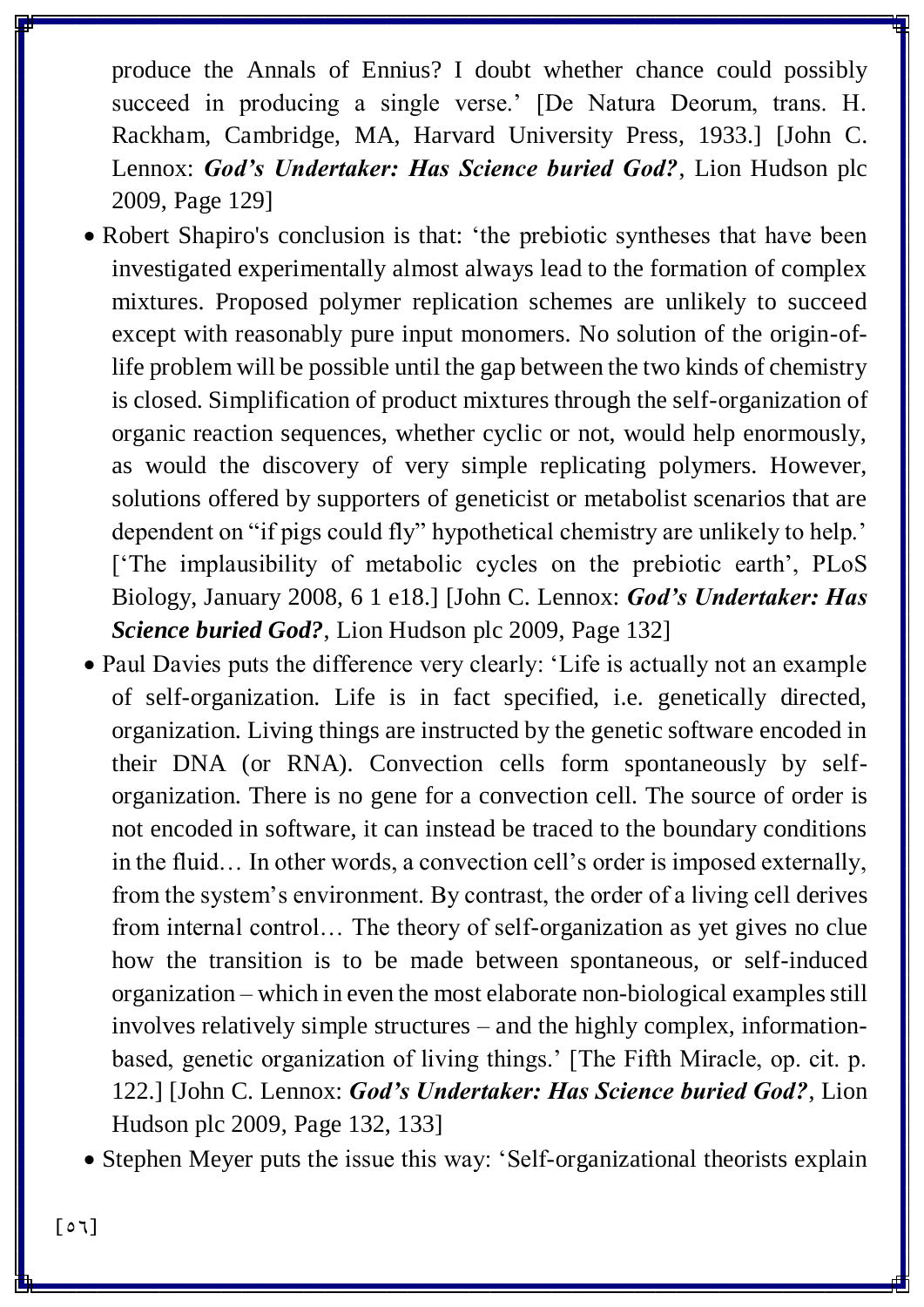produce the Annals of Ennius? I doubt whether chance could possibly succeed in producing a single verse.' [De Natura Deorum, trans. H. Rackham, Cambridge, MA, Harvard University Press, 1933.] [John C. Lennox: ***God's Undertaker: Has Science buried God?***, Lion Hudson plc 2009, Page 129]

- Robert Shapiro's conclusion is that: 'the prebiotic syntheses that have been investigated experimentally almost always lead to the formation of complex mixtures. Proposed polymer replication schemes are unlikely to succeed except with reasonably pure input monomers. No solution of the origin-of-life problem will be possible until the gap between the two kinds of chemistry is closed. Simplification of product mixtures through the self-organization of organic reaction sequences, whether cyclic or not, would help enormously, as would the discovery of very simple replicating polymers. However, solutions offered by supporters of geneticist or metabolist scenarios that are dependent on "if pigs could fly" hypothetical chemistry are unlikely to help.' ['The implausibility of metabolic cycles on the prebiotic earth', PLoS Biology, January 2008, 6 1 e18.] [John C. Lennox: ***God's Undertaker: Has Science buried God?***, Lion Hudson plc 2009, Page 132]
- Paul Davies puts the difference very clearly: 'Life is actually not an example of self-organization. Life is in fact specified, i.e. genetically directed, organization. Living things are instructed by the genetic software encoded in their DNA (or RNA). Convection cells form spontaneously by self-organization. There is no gene for a convection cell. The source of order is not encoded in software, it can instead be traced to the boundary conditions in the fluid… In other words, a convection cell's order is imposed externally, from the system's environment. By contrast, the order of a living cell derives from internal control… The theory of self-organization as yet gives no clue how the transition is to be made between spontaneous, or self-induced organization – which in even the most elaborate non-biological examples still involves relatively simple structures – and the highly complex, information-based, genetic organization of living things.' [The Fifth Miracle, op. cit. p. 122.] [John C. Lennox: ***God's Undertaker: Has Science buried God?***, Lion Hudson plc 2009, Page 132, 133]
- Stephen Meyer puts the issue this way: 'Self-organizational theorists explain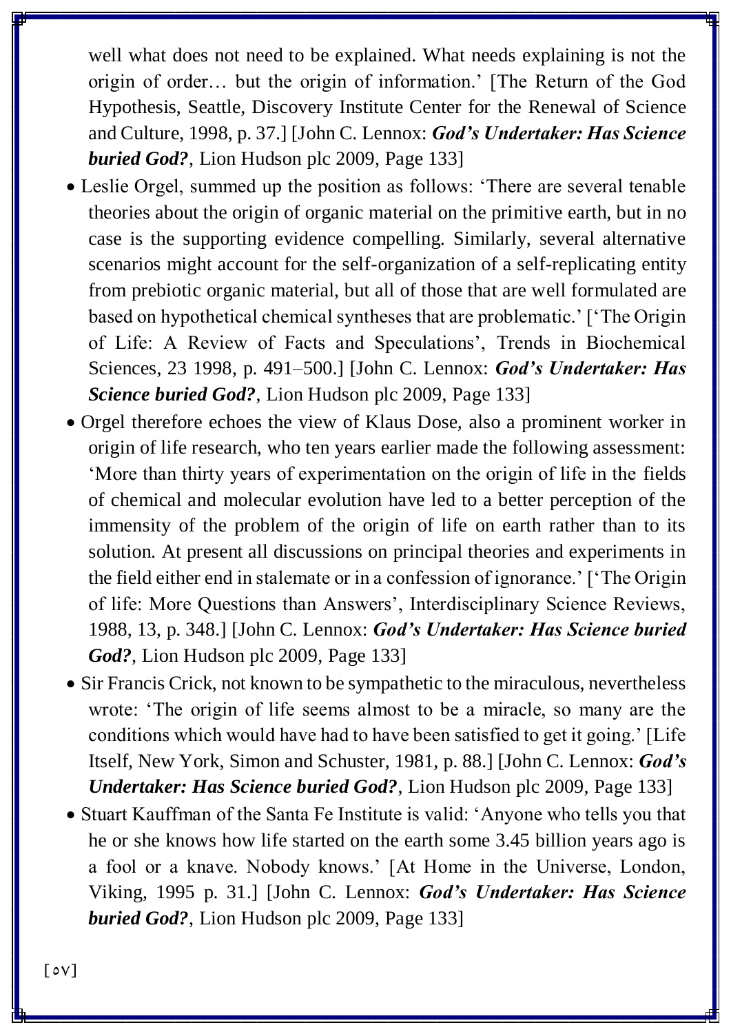well what does not need to be explained. What needs explaining is not the origin of order… but the origin of information.' [The Return of the God Hypothesis, Seattle, Discovery Institute Center for the Renewal of Science and Culture, 1998, p. 37.] [John C. Lennox: ***God's Undertaker: Has Science buried God?***, Lion Hudson plc 2009, Page 133]

- Leslie Orgel, summed up the position as follows: 'There are several tenable theories about the origin of organic material on the primitive earth, but in no case is the supporting evidence compelling. Similarly, several alternative scenarios might account for the self-organization of a self-replicating entity from prebiotic organic material, but all of those that are well formulated are based on hypothetical chemical syntheses that are problematic.' ['The Origin of Life: A Review of Facts and Speculations', Trends in Biochemical Sciences, 23 1998, p. 491–500.] [John C. Lennox: ***God's Undertaker: Has Science buried God?***, Lion Hudson plc 2009, Page 133]
- Orgel therefore echoes the view of Klaus Dose, also a prominent worker in origin of life research, who ten years earlier made the following assessment: 'More than thirty years of experimentation on the origin of life in the fields of chemical and molecular evolution have led to a better perception of the immensity of the problem of the origin of life on earth rather than to its solution. At present all discussions on principal theories and experiments in the field either end in stalemate or in a confession of ignorance.' ['The Origin of life: More Questions than Answers', Interdisciplinary Science Reviews, 1988, 13, p. 348.] [John C. Lennox: ***God's Undertaker: Has Science buried God?***, Lion Hudson plc 2009, Page 133]
- Sir Francis Crick, not known to be sympathetic to the miraculous, nevertheless wrote: 'The origin of life seems almost to be a miracle, so many are the conditions which would have had to have been satisfied to get it going.' [Life Itself, New York, Simon and Schuster, 1981, p. 88.] [John C. Lennox: ***God's Undertaker: Has Science buried God?***, Lion Hudson plc 2009, Page 133]
- Stuart Kauffman of the Santa Fe Institute is valid: 'Anyone who tells you that he or she knows how life started on the earth some 3.45 billion years ago is a fool or a knave. Nobody knows.' [At Home in the Universe, London, Viking, 1995 p. 31.] [John C. Lennox: ***God's Undertaker: Has Science buried God?***, Lion Hudson plc 2009, Page 133]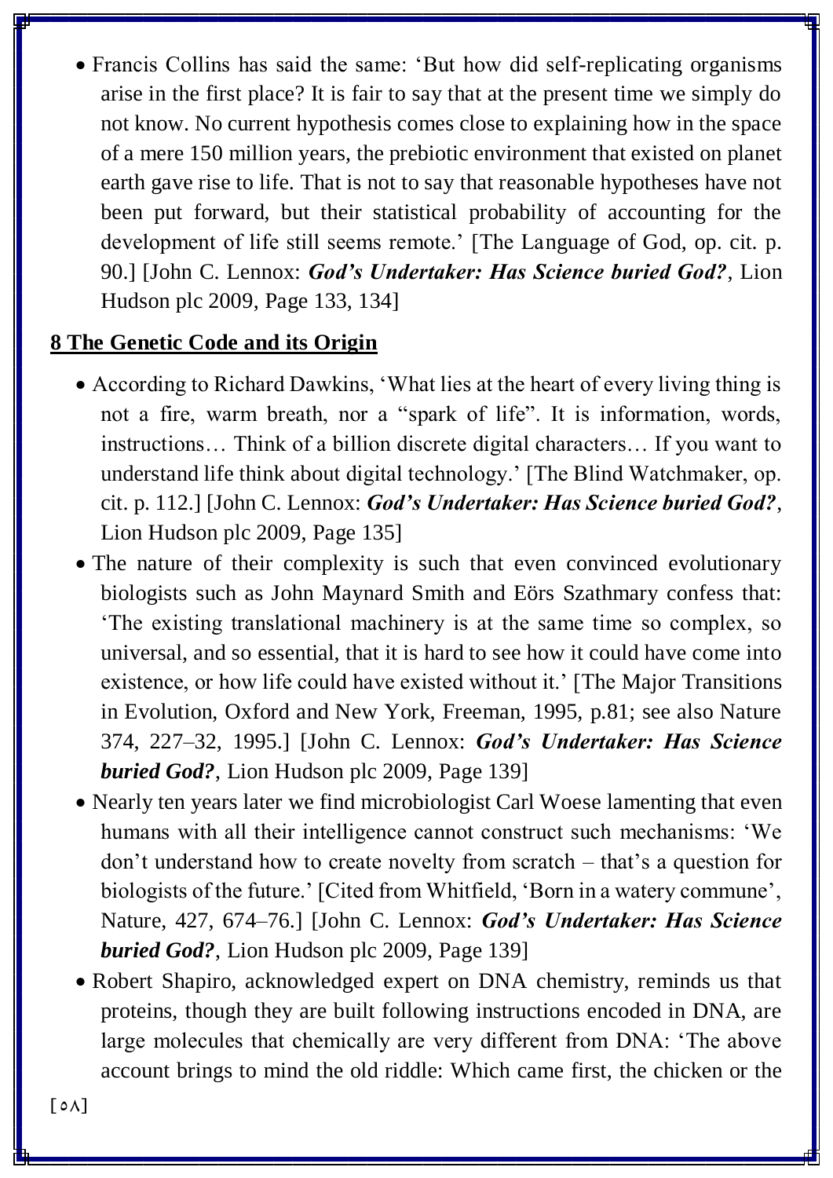- Francis Collins has said the same: 'But how did self-replicating organisms arise in the first place? It is fair to say that at the present time we simply do not know. No current hypothesis comes close to explaining how in the space of a mere 150 million years, the prebiotic environment that existed on planet earth gave rise to life. That is not to say that reasonable hypotheses have not been put forward, but their statistical probability of accounting for the development of life still seems remote.' [The Language of God, op. cit. p. 90.] [John C. Lennox: ***God's Undertaker: Has Science buried God?***, Lion Hudson plc 2009, Page 133, 134]

## **8 The Genetic Code and its Origin**

- According to Richard Dawkins, 'What lies at the heart of every living thing is not a fire, warm breath, nor a "spark of life". It is information, words, instructions… Think of a billion discrete digital characters… If you want to understand life think about digital technology.' [The Blind Watchmaker, op. cit. p. 112.] [John C. Lennox: ***God's Undertaker: Has Science buried God?***, Lion Hudson plc 2009, Page 135]
- The nature of their complexity is such that even convinced evolutionary biologists such as John Maynard Smith and Eörs Szathmary confess that: 'The existing translational machinery is at the same time so complex, so universal, and so essential, that it is hard to see how it could have come into existence, or how life could have existed without it.' [The Major Transitions in Evolution, Oxford and New York, Freeman, 1995, p.81; see also Nature 374, 227–32, 1995.] [John C. Lennox: ***God's Undertaker: Has Science buried God?***, Lion Hudson plc 2009, Page 139]
- Nearly ten years later we find microbiologist Carl Woese lamenting that even humans with all their intelligence cannot construct such mechanisms: 'We don't understand how to create novelty from scratch – that's a question for biologists of the future.' [Cited from Whitfield, 'Born in a watery commune', Nature, 427, 674–76.] [John C. Lennox: ***God's Undertaker: Has Science buried God?***, Lion Hudson plc 2009, Page 139]
- Robert Shapiro, acknowledged expert on DNA chemistry, reminds us that proteins, though they are built following instructions encoded in DNA, are large molecules that chemically are very different from DNA: 'The above account brings to mind the old riddle: Which came first, the chicken or the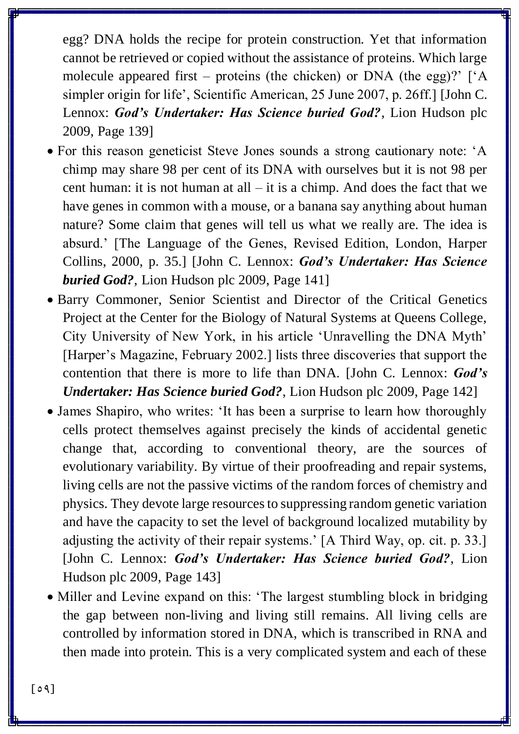egg? DNA holds the recipe for protein construction. Yet that information cannot be retrieved or copied without the assistance of proteins. Which large molecule appeared first – proteins (the chicken) or DNA (the egg)?' ['A simpler origin for life', Scientific American, 25 June 2007, p. 26ff.] [John C. Lennox: ***God's Undertaker: Has Science buried God?***, Lion Hudson plc 2009, Page 139]

- For this reason geneticist Steve Jones sounds a strong cautionary note: 'A chimp may share 98 per cent of its DNA with ourselves but it is not 98 per cent human: it is not human at all – it is a chimp. And does the fact that we have genes in common with a mouse, or a banana say anything about human nature? Some claim that genes will tell us what we really are. The idea is absurd.' [The Language of the Genes, Revised Edition, London, Harper Collins, 2000, p. 35.] [John C. Lennox: ***God's Undertaker: Has Science buried God?***, Lion Hudson plc 2009, Page 141]
- Barry Commoner, Senior Scientist and Director of the Critical Genetics Project at the Center for the Biology of Natural Systems at Queens College, City University of New York, in his article 'Unravelling the DNA Myth' [Harper's Magazine, February 2002.] lists three discoveries that support the contention that there is more to life than DNA. [John C. Lennox: ***God's Undertaker: Has Science buried God?***, Lion Hudson plc 2009, Page 142]
- James Shapiro, who writes: 'It has been a surprise to learn how thoroughly cells protect themselves against precisely the kinds of accidental genetic change that, according to conventional theory, are the sources of evolutionary variability. By virtue of their proofreading and repair systems, living cells are not the passive victims of the random forces of chemistry and physics. They devote large resources to suppressing random genetic variation and have the capacity to set the level of background localized mutability by adjusting the activity of their repair systems.' [A Third Way, op. cit. p. 33.] [John C. Lennox: ***God's Undertaker: Has Science buried God?***, Lion Hudson plc 2009, Page 143]
- Miller and Levine expand on this: 'The largest stumbling block in bridging the gap between non-living and living still remains. All living cells are controlled by information stored in DNA, which is transcribed in RNA and then made into protein. This is a very complicated system and each of these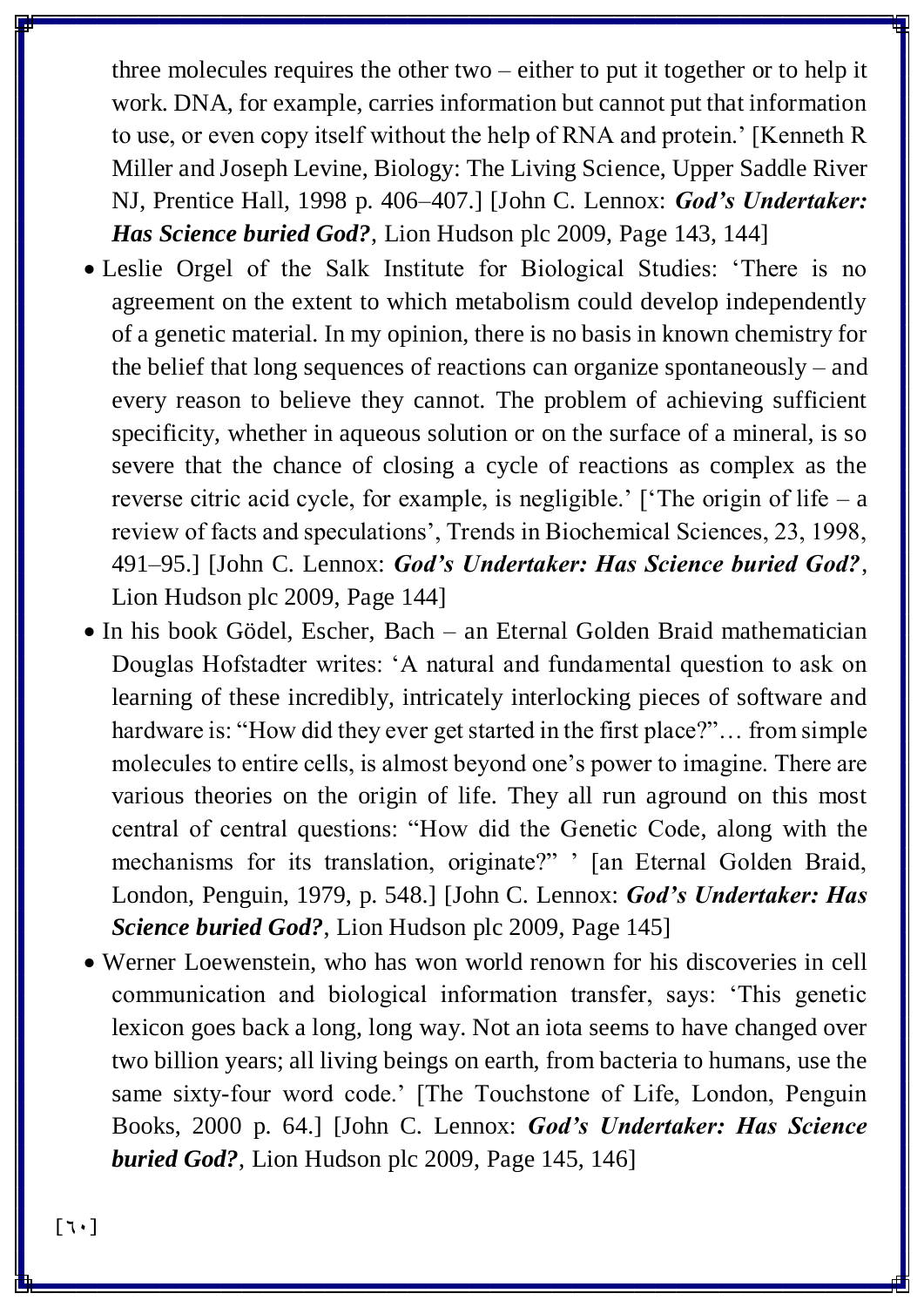three molecules requires the other two – either to put it together or to help it work. DNA, for example, carries information but cannot put that information to use, or even copy itself without the help of RNA and protein.' [Kenneth R Miller and Joseph Levine, Biology: The Living Science, Upper Saddle River NJ, Prentice Hall, 1998 p. 406–407.] [John C. Lennox: ***God's Undertaker: Has Science buried God?***, Lion Hudson plc 2009, Page 143, 144]

- Leslie Orgel of the Salk Institute for Biological Studies: 'There is no agreement on the extent to which metabolism could develop independently of a genetic material. In my opinion, there is no basis in known chemistry for the belief that long sequences of reactions can organize spontaneously – and every reason to believe they cannot. The problem of achieving sufficient specificity, whether in aqueous solution or on the surface of a mineral, is so severe that the chance of closing a cycle of reactions as complex as the reverse citric acid cycle, for example, is negligible.' ['The origin of life – a review of facts and speculations', Trends in Biochemical Sciences, 23, 1998, 491–95.] [John C. Lennox: ***God's Undertaker: Has Science buried God?***, Lion Hudson plc 2009, Page 144]
- In his book Gödel, Escher, Bach – an Eternal Golden Braid mathematician Douglas Hofstadter writes: 'A natural and fundamental question to ask on learning of these incredibly, intricately interlocking pieces of software and hardware is: "How did they ever get started in the first place?"… from simple molecules to entire cells, is almost beyond one's power to imagine. There are various theories on the origin of life. They all run aground on this most central of central questions: "How did the Genetic Code, along with the mechanisms for its translation, originate?" ' [an Eternal Golden Braid, London, Penguin, 1979, p. 548.] [John C. Lennox: ***God's Undertaker: Has Science buried God?***, Lion Hudson plc 2009, Page 145]
- Werner Loewenstein, who has won world renown for his discoveries in cell communication and biological information transfer, says: 'This genetic lexicon goes back a long, long way. Not an iota seems to have changed over two billion years; all living beings on earth, from bacteria to humans, use the same sixty-four word code.' [The Touchstone of Life, London, Penguin Books, 2000 p. 64.] [John C. Lennox: ***God's Undertaker: Has Science buried God?***, Lion Hudson plc 2009, Page 145, 146]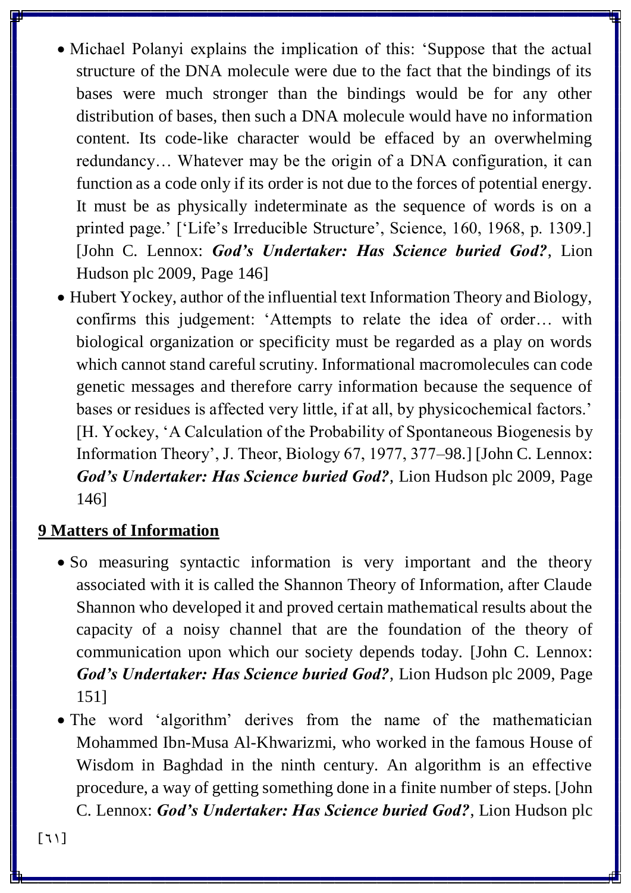- Michael Polanyi explains the implication of this: 'Suppose that the actual structure of the DNA molecule were due to the fact that the bindings of its bases were much stronger than the bindings would be for any other distribution of bases, then such a DNA molecule would have no information content. Its code-like character would be effaced by an overwhelming redundancy… Whatever may be the origin of a DNA configuration, it can function as a code only if its order is not due to the forces of potential energy. It must be as physically indeterminate as the sequence of words is on a printed page.' ['Life's Irreducible Structure', Science, 160, 1968, p. 1309.] [John C. Lennox: ***God's Undertaker: Has Science buried God?***, Lion Hudson plc 2009, Page 146]
- Hubert Yockey, author of the influential text Information Theory and Biology, confirms this judgement: 'Attempts to relate the idea of order… with biological organization or specificity must be regarded as a play on words which cannot stand careful scrutiny. Informational macromolecules can code genetic messages and therefore carry information because the sequence of bases or residues is affected very little, if at all, by physicochemical factors.' [H. Yockey, 'A Calculation of the Probability of Spontaneous Biogenesis by Information Theory', J. Theor, Biology 67, 1977, 377–98.] [John C. Lennox: ***God's Undertaker: Has Science buried God?***, Lion Hudson plc 2009, Page 146]

## 9 Matters of Information

- So measuring syntactic information is very important and the theory associated with it is called the Shannon Theory of Information, after Claude Shannon who developed it and proved certain mathematical results about the capacity of a noisy channel that are the foundation of the theory of communication upon which our society depends today. [John C. Lennox: ***God's Undertaker: Has Science buried God?***, Lion Hudson plc 2009, Page 151]
- The word 'algorithm' derives from the name of the mathematician Mohammed Ibn-Musa Al-Khwarizmi, who worked in the famous House of Wisdom in Baghdad in the ninth century. An algorithm is an effective procedure, a way of getting something done in a finite number of steps. [John C. Lennox: ***God's Undertaker: Has Science buried God?***, Lion Hudson plc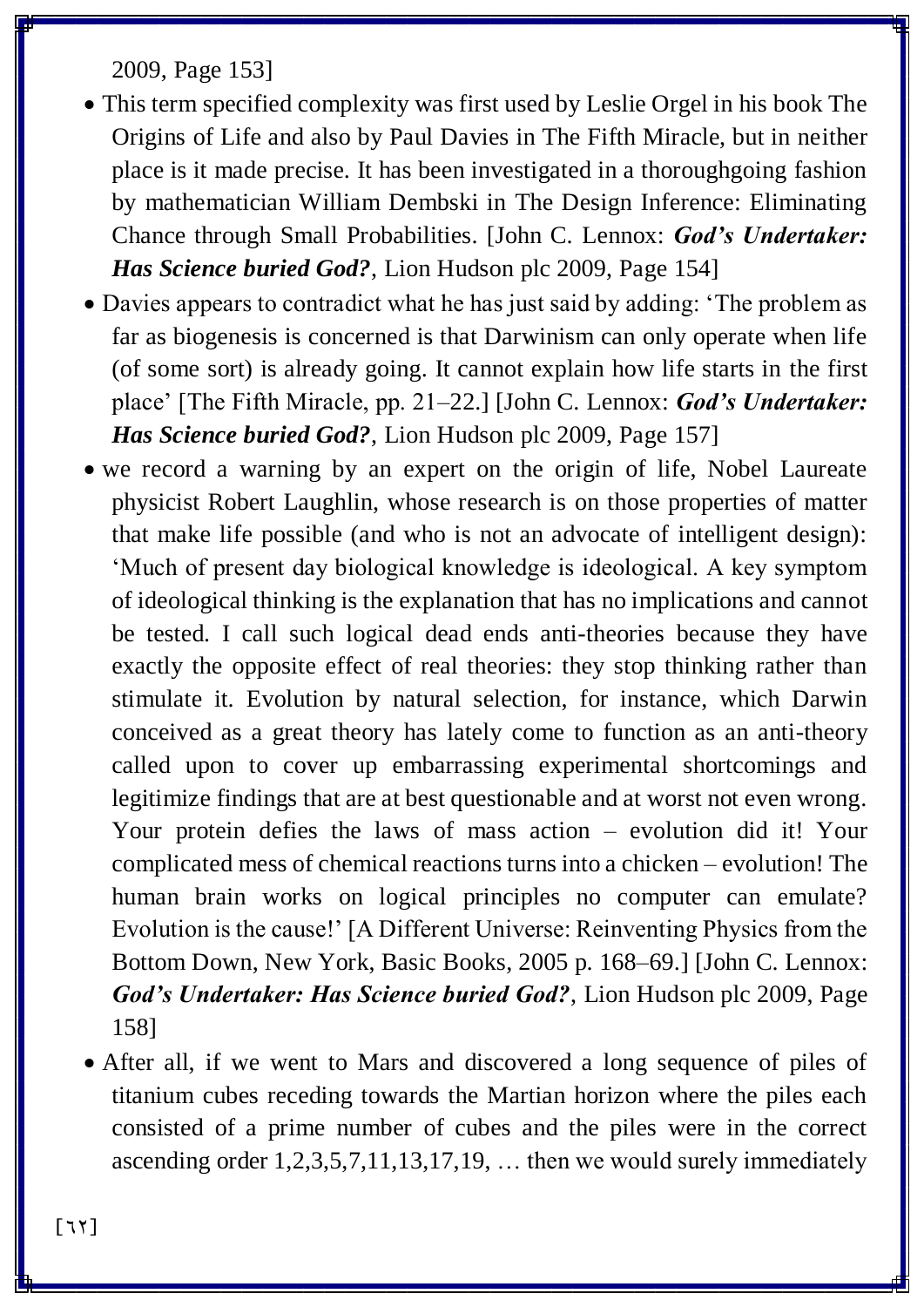2009, Page 153]

- This term specified complexity was first used by Leslie Orgel in his book The Origins of Life and also by Paul Davies in The Fifth Miracle, but in neither place is it made precise. It has been investigated in a thoroughgoing fashion by mathematician William Dembski in The Design Inference: Eliminating Chance through Small Probabilities. [John C. Lennox: ***God's Undertaker: Has Science buried God?***, Lion Hudson plc 2009, Page 154]
- Davies appears to contradict what he has just said by adding: 'The problem as far as biogenesis is concerned is that Darwinism can only operate when life (of some sort) is already going. It cannot explain how life starts in the first place' [The Fifth Miracle, pp. 21–22.] [John C. Lennox: ***God's Undertaker: Has Science buried God?***, Lion Hudson plc 2009, Page 157]
- we record a warning by an expert on the origin of life, Nobel Laureate physicist Robert Laughlin, whose research is on those properties of matter that make life possible (and who is not an advocate of intelligent design): 'Much of present day biological knowledge is ideological. A key symptom of ideological thinking is the explanation that has no implications and cannot be tested. I call such logical dead ends anti-theories because they have exactly the opposite effect of real theories: they stop thinking rather than stimulate it. Evolution by natural selection, for instance, which Darwin conceived as a great theory has lately come to function as an anti-theory called upon to cover up embarrassing experimental shortcomings and legitimize findings that are at best questionable and at worst not even wrong. Your protein defies the laws of mass action – evolution did it! Your complicated mess of chemical reactions turns into a chicken – evolution! The human brain works on logical principles no computer can emulate? Evolution is the cause!' [A Different Universe: Reinventing Physics from the Bottom Down, New York, Basic Books, 2005 p. 168–69.] [John C. Lennox: ***God's Undertaker: Has Science buried God?***, Lion Hudson plc 2009, Page 158]
- After all, if we went to Mars and discovered a long sequence of piles of titanium cubes receding towards the Martian horizon where the piles each consisted of a prime number of cubes and the piles were in the correct ascending order 1,2,3,5,7,11,13,17,19, … then we would surely immediately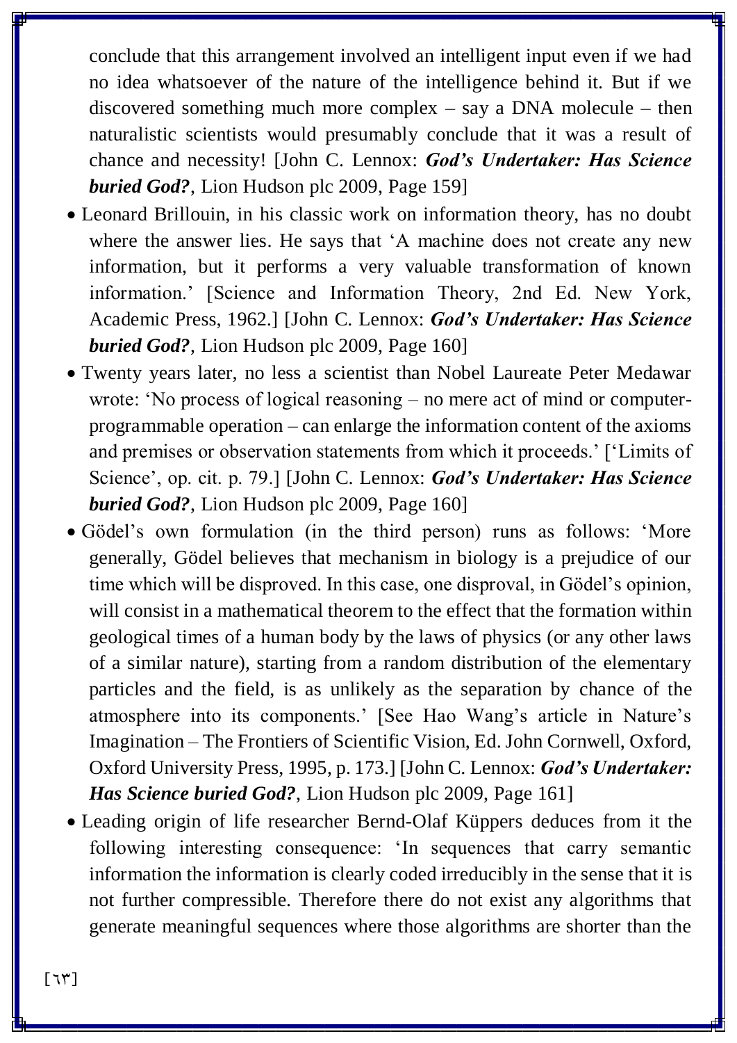conclude that this arrangement involved an intelligent input even if we had no idea whatsoever of the nature of the intelligence behind it. But if we discovered something much more complex – say a DNA molecule – then naturalistic scientists would presumably conclude that it was a result of chance and necessity! [John C. Lennox: ***God's Undertaker: Has Science buried God?***, Lion Hudson plc 2009, Page 159]

- Leonard Brillouin, in his classic work on information theory, has no doubt where the answer lies. He says that 'A machine does not create any new information, but it performs a very valuable transformation of known information.' [Science and Information Theory, 2nd Ed. New York, Academic Press, 1962.] [John C. Lennox: ***God's Undertaker: Has Science buried God?***, Lion Hudson plc 2009, Page 160]
- Twenty years later, no less a scientist than Nobel Laureate Peter Medawar wrote: 'No process of logical reasoning – no mere act of mind or computer-programmable operation – can enlarge the information content of the axioms and premises or observation statements from which it proceeds.' ['Limits of Science', op. cit. p. 79.] [John C. Lennox: ***God's Undertaker: Has Science buried God?***, Lion Hudson plc 2009, Page 160]
- Gödel's own formulation (in the third person) runs as follows: 'More generally, Gödel believes that mechanism in biology is a prejudice of our time which will be disproved. In this case, one disproval, in Gödel's opinion, will consist in a mathematical theorem to the effect that the formation within geological times of a human body by the laws of physics (or any other laws of a similar nature), starting from a random distribution of the elementary particles and the field, is as unlikely as the separation by chance of the atmosphere into its components.' [See Hao Wang's article in Nature's Imagination – The Frontiers of Scientific Vision, Ed. John Cornwell, Oxford, Oxford University Press, 1995, p. 173.] [John C. Lennox: ***God's Undertaker: Has Science buried God?***, Lion Hudson plc 2009, Page 161]
- Leading origin of life researcher Bernd-Olaf Küppers deduces from it the following interesting consequence: 'In sequences that carry semantic information the information is clearly coded irreducibly in the sense that it is not further compressible. Therefore there do not exist any algorithms that generate meaningful sequences where those algorithms are shorter than the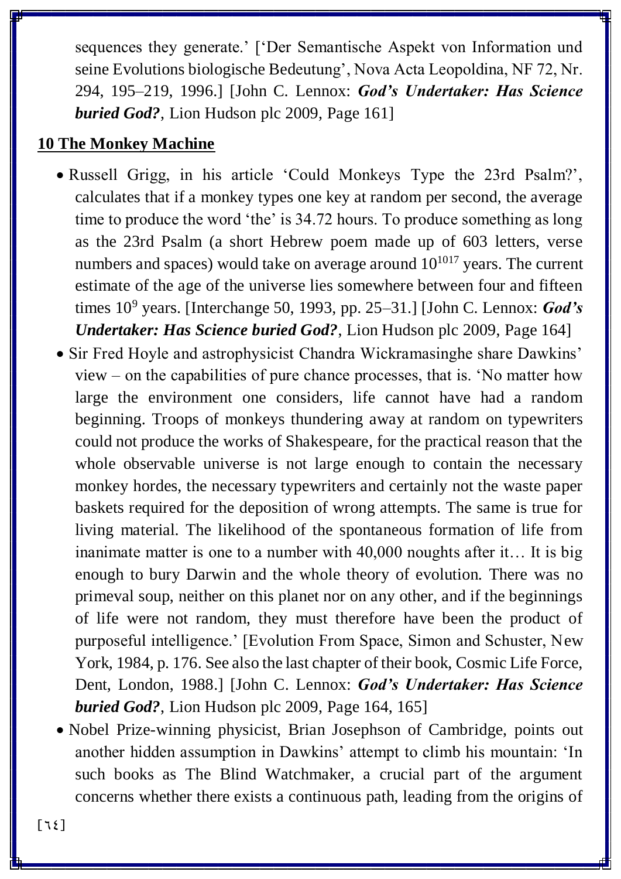sequences they generate.' ['Der Semantische Aspekt von Information und seine Evolutions biologische Bedeutung', Nova Acta Leopoldina, NF 72, Nr. 294, 195–219, 1996.] [John C. Lennox: ***God's Undertaker: Has Science buried God?***, Lion Hudson plc 2009, Page 161]

## 10 The Monkey Machine

- Russell Grigg, in his article 'Could Monkeys Type the 23rd Psalm?', calculates that if a monkey types one key at random per second, the average time to produce the word 'the' is 34.72 hours. To produce something as long as the 23rd Psalm (a short Hebrew poem made up of 603 letters, verse numbers and spaces) would take on average around $10^{1017}$ years. The current estimate of the age of the universe lies somewhere between four and fifteen times $10^9$ years. [Interchange 50, 1993, pp. 25–31.] [John C. Lennox: ***God's Undertaker: Has Science buried God?***, Lion Hudson plc 2009, Page 164]
- Sir Fred Hoyle and astrophysicist Chandra Wickramasinghe share Dawkins' view – on the capabilities of pure chance processes, that is. 'No matter how large the environment one considers, life cannot have had a random beginning. Troops of monkeys thundering away at random on typewriters could not produce the works of Shakespeare, for the practical reason that the whole observable universe is not large enough to contain the necessary monkey hordes, the necessary typewriters and certainly not the waste paper baskets required for the deposition of wrong attempts. The same is true for living material. The likelihood of the spontaneous formation of life from inanimate matter is one to a number with 40,000 noughts after it… It is big enough to bury Darwin and the whole theory of evolution. There was no primeval soup, neither on this planet nor on any other, and if the beginnings of life were not random, they must therefore have been the product of purposeful intelligence.' [Evolution From Space, Simon and Schuster, New York, 1984, p. 176. See also the last chapter of their book, Cosmic Life Force, Dent, London, 1988.] [John C. Lennox: ***God's Undertaker: Has Science buried God?***, Lion Hudson plc 2009, Page 164, 165]
- Nobel Prize-winning physicist, Brian Josephson of Cambridge, points out another hidden assumption in Dawkins' attempt to climb his mountain: 'In such books as The Blind Watchmaker, a crucial part of the argument concerns whether there exists a continuous path, leading from the origins of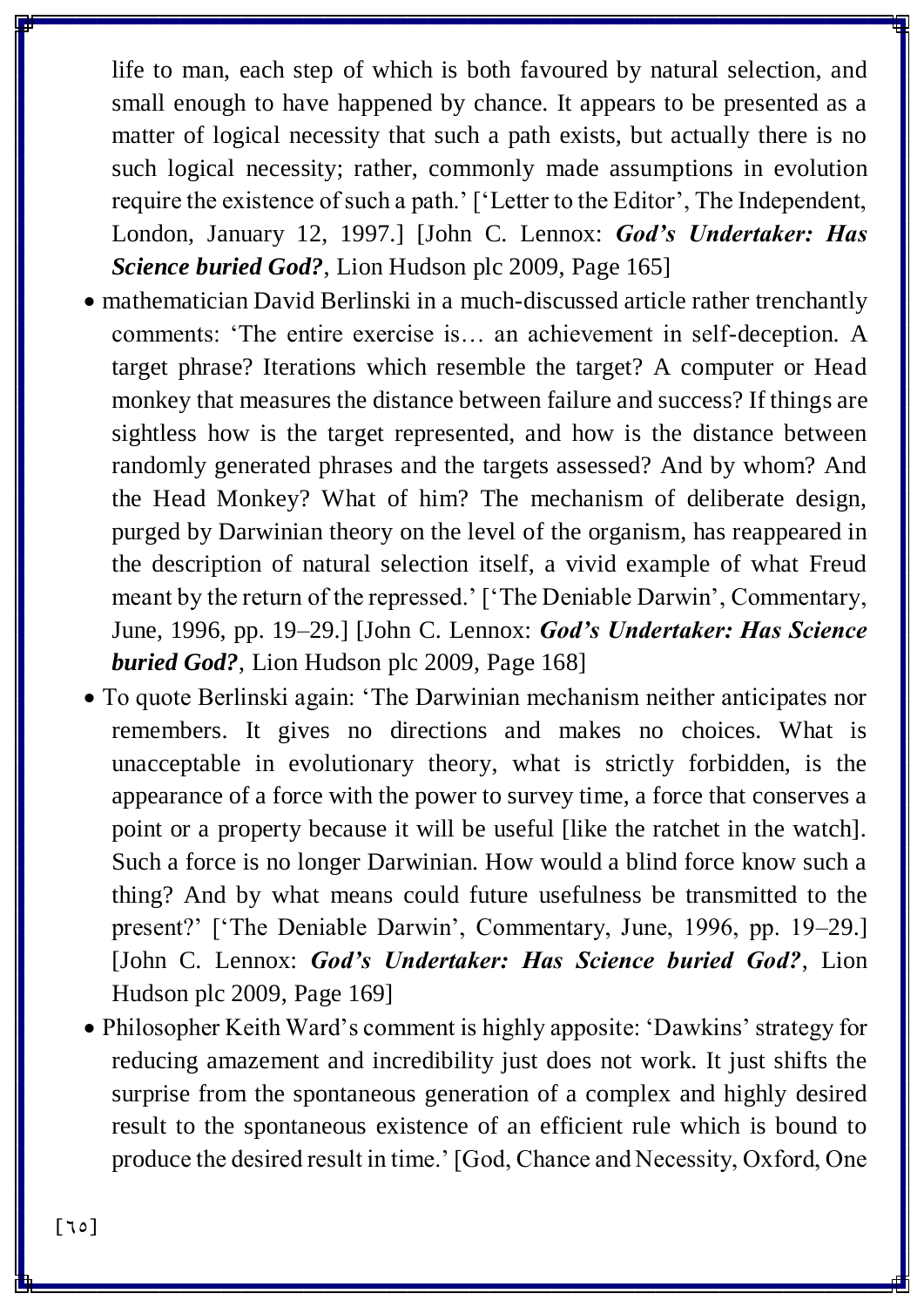life to man, each step of which is both favoured by natural selection, and small enough to have happened by chance. It appears to be presented as a matter of logical necessity that such a path exists, but actually there is no such logical necessity; rather, commonly made assumptions in evolution require the existence of such a path.' ['Letter to the Editor', The Independent, London, January 12, 1997.] [John C. Lennox: ***God's Undertaker: Has Science buried God?***, Lion Hudson plc 2009, Page 165]

- mathematician David Berlinski in a much-discussed article rather trenchantly comments: 'The entire exercise is… an achievement in self-deception. A target phrase? Iterations which resemble the target? A computer or Head monkey that measures the distance between failure and success? If things are sightless how is the target represented, and how is the distance between randomly generated phrases and the targets assessed? And by whom? And the Head Monkey? What of him? The mechanism of deliberate design, purged by Darwinian theory on the level of the organism, has reappeared in the description of natural selection itself, a vivid example of what Freud meant by the return of the repressed.' ['The Deniable Darwin', Commentary, June, 1996, pp. 19–29.] [John C. Lennox: ***God's Undertaker: Has Science buried God?***, Lion Hudson plc 2009, Page 168]
- To quote Berlinski again: 'The Darwinian mechanism neither anticipates nor remembers. It gives no directions and makes no choices. What is unacceptable in evolutionary theory, what is strictly forbidden, is the appearance of a force with the power to survey time, a force that conserves a point or a property because it will be useful [like the ratchet in the watch]. Such a force is no longer Darwinian. How would a blind force know such a thing? And by what means could future usefulness be transmitted to the present?' ['The Deniable Darwin', Commentary, June, 1996, pp. 19–29.] [John C. Lennox: ***God's Undertaker: Has Science buried God?***, Lion Hudson plc 2009, Page 169]
- Philosopher Keith Ward's comment is highly apposite: 'Dawkins' strategy for reducing amazement and incredibility just does not work. It just shifts the surprise from the spontaneous generation of a complex and highly desired result to the spontaneous existence of an efficient rule which is bound to produce the desired result in time.' [God, Chance and Necessity, Oxford, One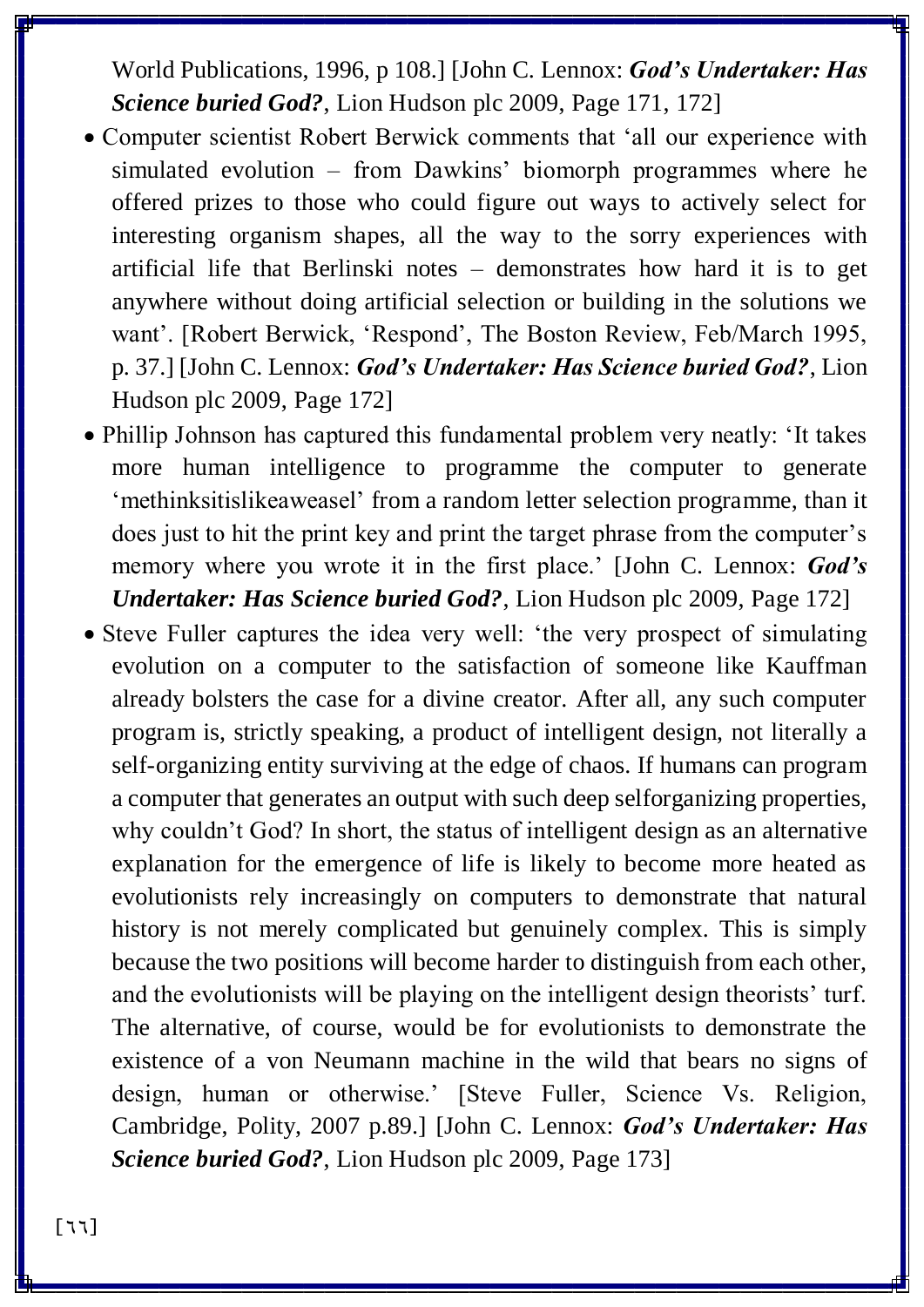World Publications, 1996, p 108.] [John C. Lennox: ***God's Undertaker: Has Science buried God?***, Lion Hudson plc 2009, Page 171, 172]

- Computer scientist Robert Berwick comments that 'all our experience with simulated evolution – from Dawkins' biomorph programmes where he offered prizes to those who could figure out ways to actively select for interesting organism shapes, all the way to the sorry experiences with artificial life that Berlinski notes – demonstrates how hard it is to get anywhere without doing artificial selection or building in the solutions we want'. [Robert Berwick, 'Respond', The Boston Review, Feb/March 1995, p. 37.] [John C. Lennox: ***God's Undertaker: Has Science buried God?***, Lion Hudson plc 2009, Page 172]
- Phillip Johnson has captured this fundamental problem very neatly: 'It takes more human intelligence to programme the computer to generate 'methinksitislikeaweasel' from a random letter selection programme, than it does just to hit the print key and print the target phrase from the computer's memory where you wrote it in the first place.' [John C. Lennox: ***God's Undertaker: Has Science buried God?***, Lion Hudson plc 2009, Page 172]
- Steve Fuller captures the idea very well: 'the very prospect of simulating evolution on a computer to the satisfaction of someone like Kauffman already bolsters the case for a divine creator. After all, any such computer program is, strictly speaking, a product of intelligent design, not literally a self-organizing entity surviving at the edge of chaos. If humans can program a computer that generates an output with such deep selforganizing properties, why couldn't God? In short, the status of intelligent design as an alternative explanation for the emergence of life is likely to become more heated as evolutionists rely increasingly on computers to demonstrate that natural history is not merely complicated but genuinely complex. This is simply because the two positions will become harder to distinguish from each other, and the evolutionists will be playing on the intelligent design theorists' turf. The alternative, of course, would be for evolutionists to demonstrate the existence of a von Neumann machine in the wild that bears no signs of design, human or otherwise.' [Steve Fuller, Science Vs. Religion, Cambridge, Polity, 2007 p.89.] [John C. Lennox: ***God's Undertaker: Has Science buried God?***, Lion Hudson plc 2009, Page 173]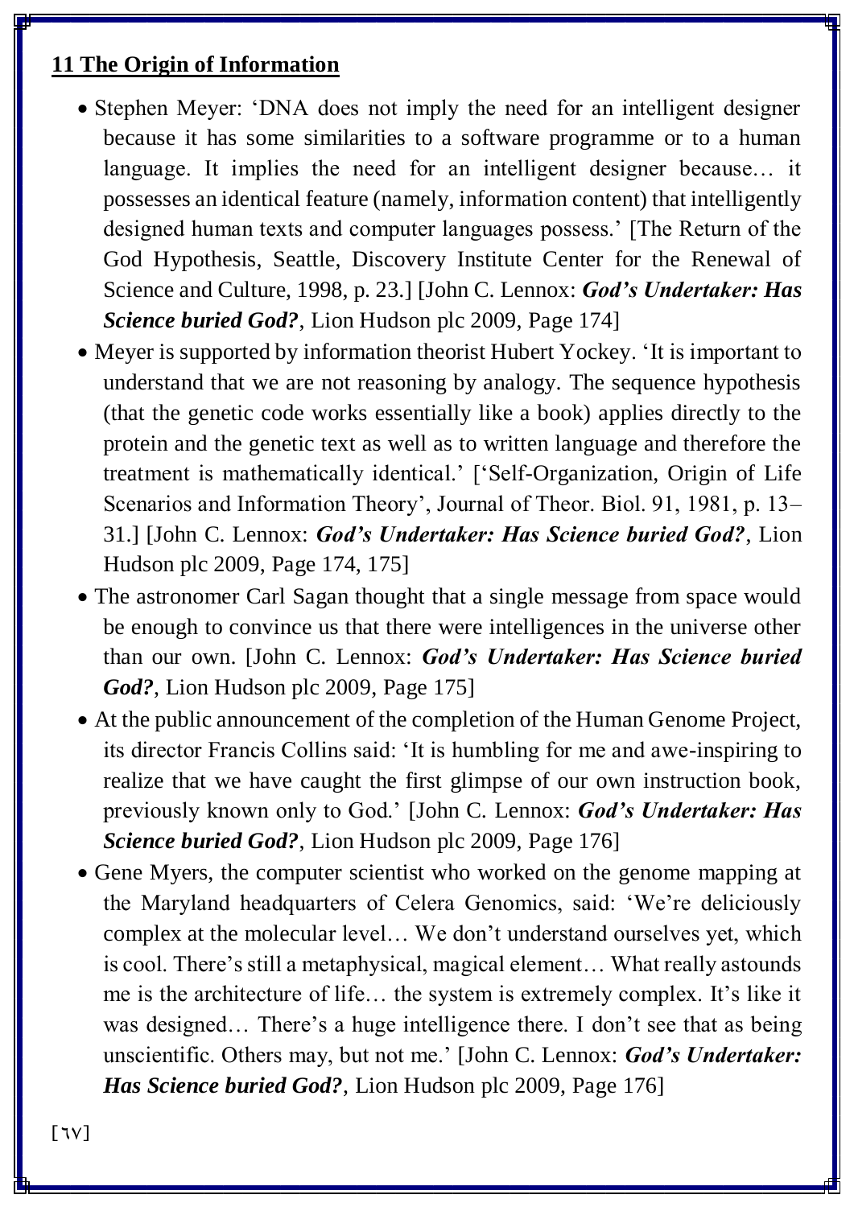**11 The Origin of Information**

- Stephen Meyer: 'DNA does not imply the need for an intelligent designer because it has some similarities to a software programme or to a human language. It implies the need for an intelligent designer because… it possesses an identical feature (namely, information content) that intelligently designed human texts and computer languages possess.' [The Return of the God Hypothesis, Seattle, Discovery Institute Center for the Renewal of Science and Culture, 1998, p. 23.] [John C. Lennox: ***God's Undertaker: Has Science buried God?***, Lion Hudson plc 2009, Page 174]
- Meyer is supported by information theorist Hubert Yockey. 'It is important to understand that we are not reasoning by analogy. The sequence hypothesis (that the genetic code works essentially like a book) applies directly to the protein and the genetic text as well as to written language and therefore the treatment is mathematically identical.' ['Self-Organization, Origin of Life Scenarios and Information Theory', Journal of Theor. Biol. 91, 1981, p. 13–31.] [John C. Lennox: ***God's Undertaker: Has Science buried God?***, Lion Hudson plc 2009, Page 174, 175]
- The astronomer Carl Sagan thought that a single message from space would be enough to convince us that there were intelligences in the universe other than our own. [John C. Lennox: ***God's Undertaker: Has Science buried God?***, Lion Hudson plc 2009, Page 175]
- At the public announcement of the completion of the Human Genome Project, its director Francis Collins said: 'It is humbling for me and awe-inspiring to realize that we have caught the first glimpse of our own instruction book, previously known only to God.' [John C. Lennox: ***God's Undertaker: Has Science buried God?***, Lion Hudson plc 2009, Page 176]
- Gene Myers, the computer scientist who worked on the genome mapping at the Maryland headquarters of Celera Genomics, said: 'We're deliciously complex at the molecular level… We don't understand ourselves yet, which is cool. There's still a metaphysical, magical element… What really astounds me is the architecture of life… the system is extremely complex. It's like it was designed… There's a huge intelligence there. I don't see that as being unscientific. Others may, but not me.' [John C. Lennox: ***God's Undertaker: Has Science buried God?***, Lion Hudson plc 2009, Page 176]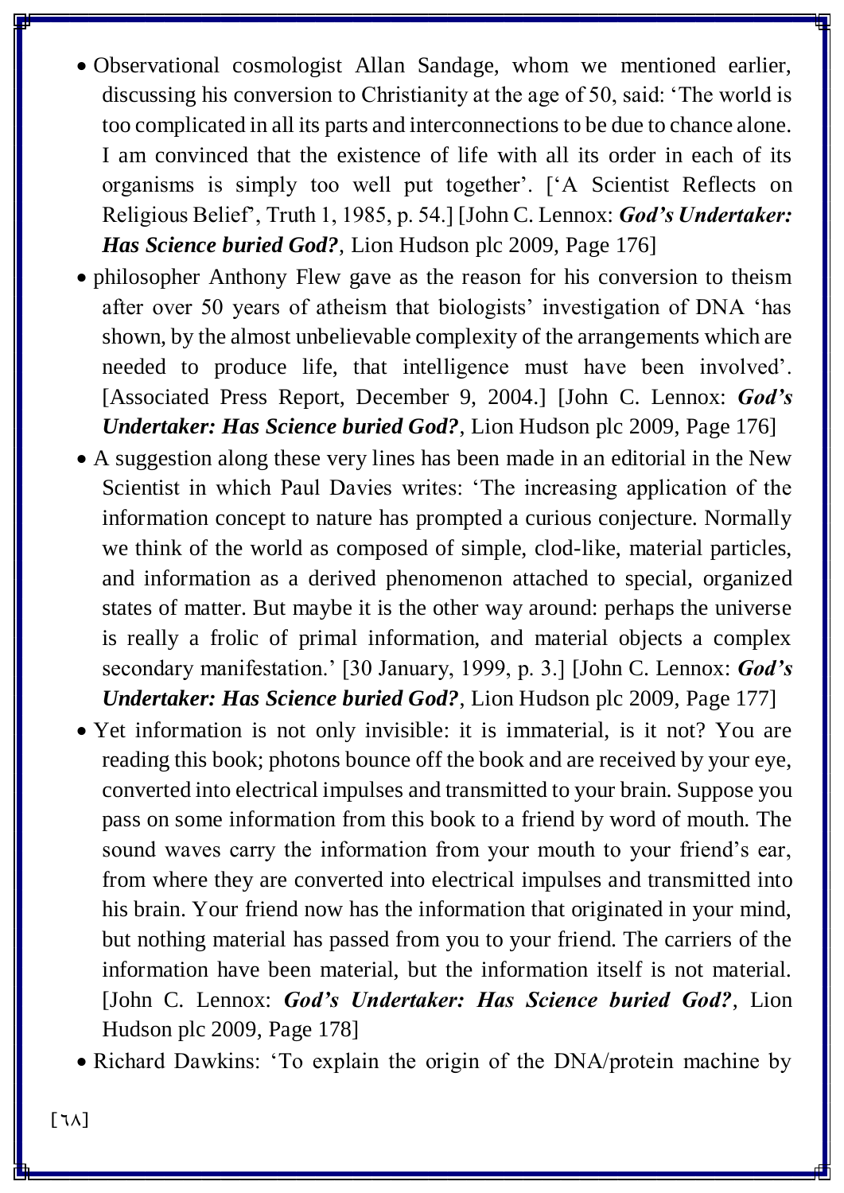- Observational cosmologist Allan Sandage, whom we mentioned earlier, discussing his conversion to Christianity at the age of 50, said: 'The world is too complicated in all its parts and interconnections to be due to chance alone. I am convinced that the existence of life with all its order in each of its organisms is simply too well put together'. ['A Scientist Reflects on Religious Belief', Truth 1, 1985, p. 54.] [John C. Lennox: ***God's Undertaker: Has Science buried God?***, Lion Hudson plc 2009, Page 176]
- philosopher Anthony Flew gave as the reason for his conversion to theism after over 50 years of atheism that biologists' investigation of DNA 'has shown, by the almost unbelievable complexity of the arrangements which are needed to produce life, that intelligence must have been involved'. [Associated Press Report, December 9, 2004.] [John C. Lennox: ***God's Undertaker: Has Science buried God?***, Lion Hudson plc 2009, Page 176]
- A suggestion along these very lines has been made in an editorial in the New Scientist in which Paul Davies writes: 'The increasing application of the information concept to nature has prompted a curious conjecture. Normally we think of the world as composed of simple, clod-like, material particles, and information as a derived phenomenon attached to special, organized states of matter. But maybe it is the other way around: perhaps the universe is really a frolic of primal information, and material objects a complex secondary manifestation.' [30 January, 1999, p. 3.] [John C. Lennox: ***God's Undertaker: Has Science buried God?***, Lion Hudson plc 2009, Page 177]
- Yet information is not only invisible: it is immaterial, is it not? You are reading this book; photons bounce off the book and are received by your eye, converted into electrical impulses and transmitted to your brain. Suppose you pass on some information from this book to a friend by word of mouth. The sound waves carry the information from your mouth to your friend's ear, from where they are converted into electrical impulses and transmitted into his brain. Your friend now has the information that originated in your mind, but nothing material has passed from you to your friend. The carriers of the information have been material, but the information itself is not material. [John C. Lennox: ***God's Undertaker: Has Science buried God?***, Lion Hudson plc 2009, Page 178]
- Richard Dawkins: 'To explain the origin of the DNA/protein machine by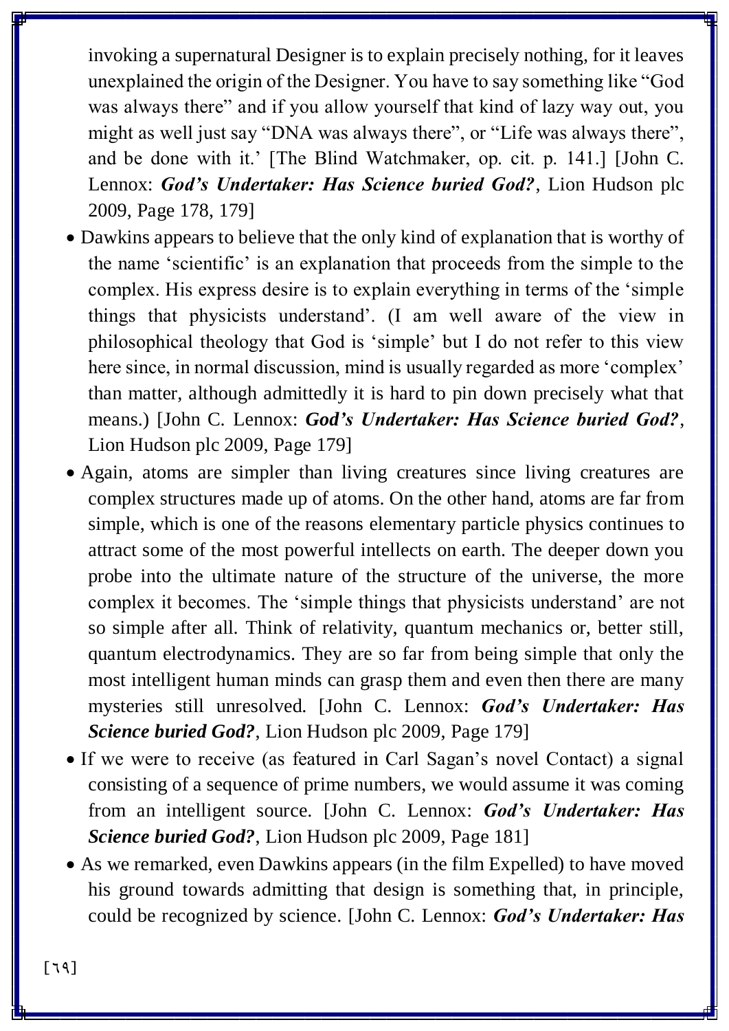invoking a supernatural Designer is to explain precisely nothing, for it leaves unexplained the origin of the Designer. You have to say something like "God was always there" and if you allow yourself that kind of lazy way out, you might as well just say "DNA was always there", or "Life was always there", and be done with it.' [The Blind Watchmaker, op. cit. p. 141.] [John C. Lennox: ***God's Undertaker: Has Science buried God?***, Lion Hudson plc 2009, Page 178, 179]

- Dawkins appears to believe that the only kind of explanation that is worthy of the name 'scientific' is an explanation that proceeds from the simple to the complex. His express desire is to explain everything in terms of the 'simple things that physicists understand'. (I am well aware of the view in philosophical theology that God is 'simple' but I do not refer to this view here since, in normal discussion, mind is usually regarded as more 'complex' than matter, although admittedly it is hard to pin down precisely what that means.) [John C. Lennox: ***God's Undertaker: Has Science buried God?***, Lion Hudson plc 2009, Page 179]
- Again, atoms are simpler than living creatures since living creatures are complex structures made up of atoms. On the other hand, atoms are far from simple, which is one of the reasons elementary particle physics continues to attract some of the most powerful intellects on earth. The deeper down you probe into the ultimate nature of the structure of the universe, the more complex it becomes. The 'simple things that physicists understand' are not so simple after all. Think of relativity, quantum mechanics or, better still, quantum electrodynamics. They are so far from being simple that only the most intelligent human minds can grasp them and even then there are many mysteries still unresolved. [John C. Lennox: ***God's Undertaker: Has Science buried God?***, Lion Hudson plc 2009, Page 179]
- If we were to receive (as featured in Carl Sagan's novel Contact) a signal consisting of a sequence of prime numbers, we would assume it was coming from an intelligent source. [John C. Lennox: ***God's Undertaker: Has Science buried God?***, Lion Hudson plc 2009, Page 181]
- As we remarked, even Dawkins appears (in the film Expelled) to have moved his ground towards admitting that design is something that, in principle, could be recognized by science. [John C. Lennox: ***God's Undertaker: Has***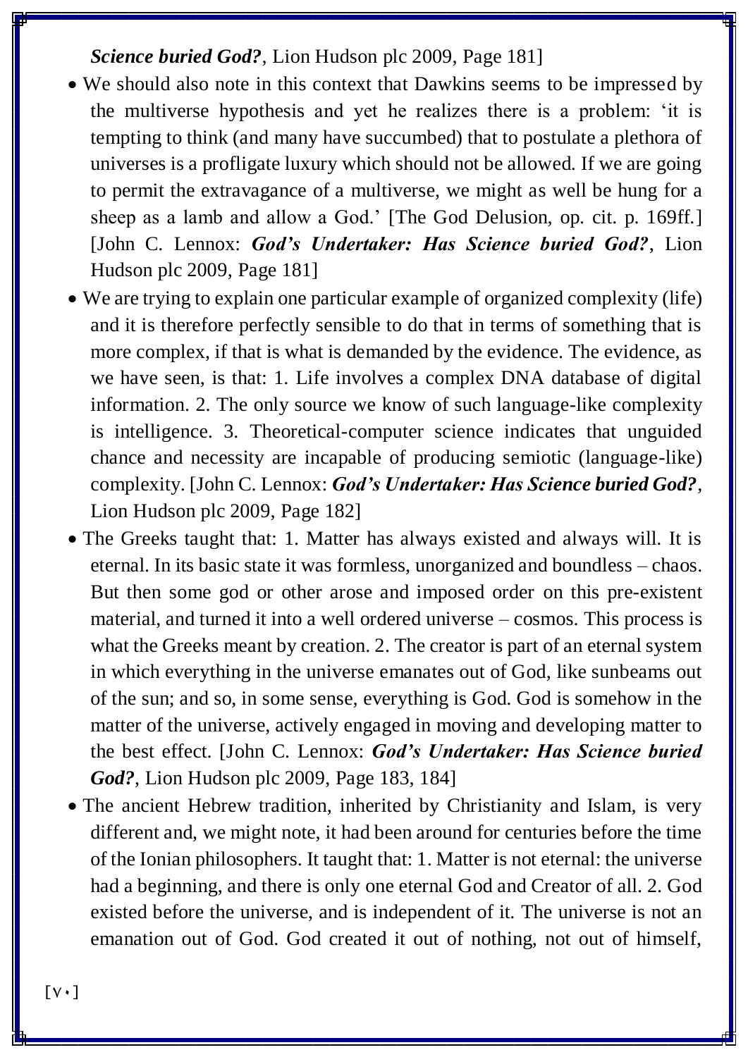***Science buried God?***, Lion Hudson plc 2009, Page 181]

- We should also note in this context that Dawkins seems to be impressed by the multiverse hypothesis and yet he realizes there is a problem: 'it is tempting to think (and many have succumbed) that to postulate a plethora of universes is a profligate luxury which should not be allowed. If we are going to permit the extravagance of a multiverse, we might as well be hung for a sheep as a lamb and allow a God.' [The God Delusion, op. cit. p. 169ff.] [John C. Lennox: ***God's Undertaker: Has Science buried God?***, Lion Hudson plc 2009, Page 181]
- We are trying to explain one particular example of organized complexity (life) and it is therefore perfectly sensible to do that in terms of something that is more complex, if that is what is demanded by the evidence. The evidence, as we have seen, is that: 1. Life involves a complex DNA database of digital information. 2. The only source we know of such language-like complexity is intelligence. 3. Theoretical-computer science indicates that unguided chance and necessity are incapable of producing semiotic (language-like) complexity. [John C. Lennox: ***God's Undertaker: Has Science buried God?***, Lion Hudson plc 2009, Page 182]
- The Greeks taught that: 1. Matter has always existed and always will. It is eternal. In its basic state it was formless, unorganized and boundless – chaos. But then some god or other arose and imposed order on this pre-existent material, and turned it into a well ordered universe – cosmos. This process is what the Greeks meant by creation. 2. The creator is part of an eternal system in which everything in the universe emanates out of God, like sunbeams out of the sun; and so, in some sense, everything is God. God is somehow in the matter of the universe, actively engaged in moving and developing matter to the best effect. [John C. Lennox: ***God's Undertaker: Has Science buried God?***, Lion Hudson plc 2009, Page 183, 184]
- The ancient Hebrew tradition, inherited by Christianity and Islam, is very different and, we might note, it had been around for centuries before the time of the Ionian philosophers. It taught that: 1. Matter is not eternal: the universe had a beginning, and there is only one eternal God and Creator of all. 2. God existed before the universe, and is independent of it. The universe is not an emanation out of God. God created it out of nothing, not out of himself,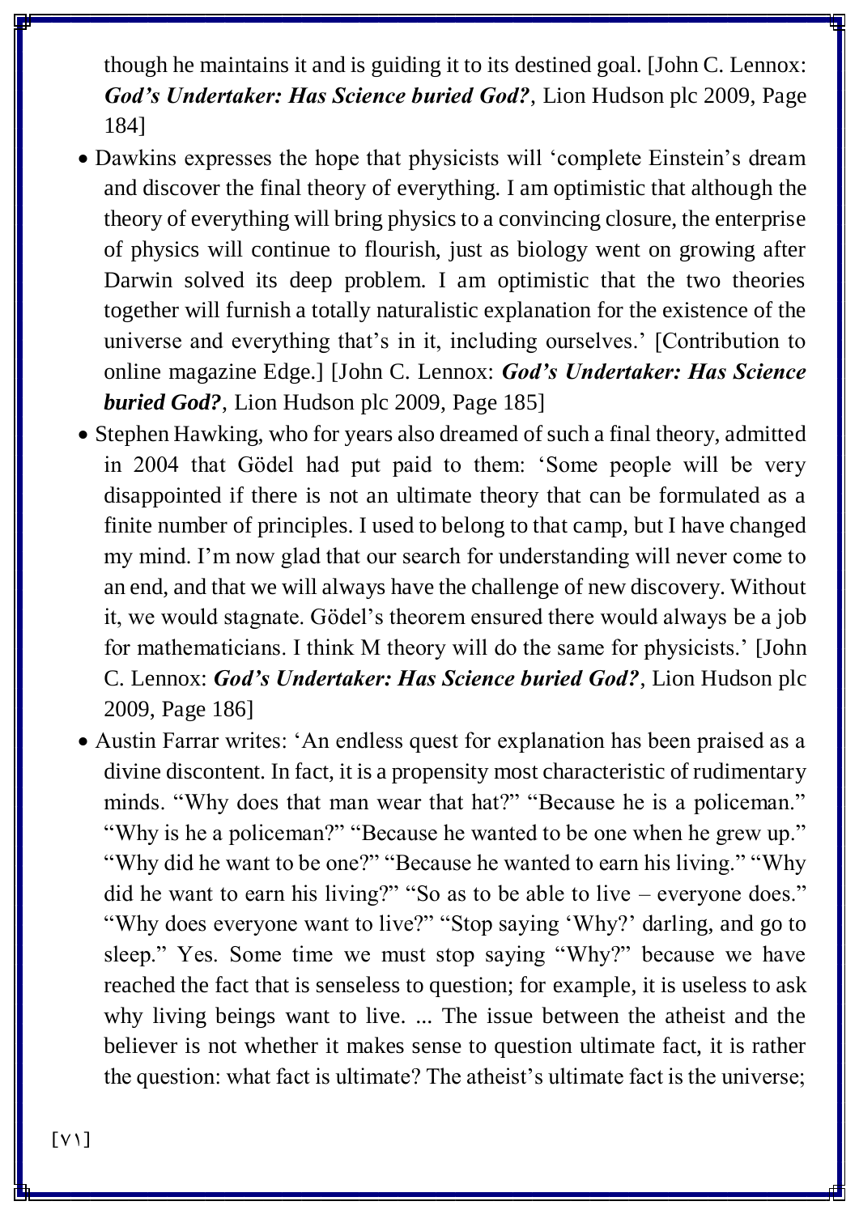though he maintains it and is guiding it to its destined goal. [John C. Lennox: ***God's Undertaker: Has Science buried God?***, Lion Hudson plc 2009, Page 184]

- Dawkins expresses the hope that physicists will 'complete Einstein's dream and discover the final theory of everything. I am optimistic that although the theory of everything will bring physics to a convincing closure, the enterprise of physics will continue to flourish, just as biology went on growing after Darwin solved its deep problem. I am optimistic that the two theories together will furnish a totally naturalistic explanation for the existence of the universe and everything that's in it, including ourselves.' [Contribution to online magazine Edge.] [John C. Lennox: ***God's Undertaker: Has Science buried God?***, Lion Hudson plc 2009, Page 185]
- Stephen Hawking, who for years also dreamed of such a final theory, admitted in 2004 that Gödel had put paid to them: 'Some people will be very disappointed if there is not an ultimate theory that can be formulated as a finite number of principles. I used to belong to that camp, but I have changed my mind. I'm now glad that our search for understanding will never come to an end, and that we will always have the challenge of new discovery. Without it, we would stagnate. Gödel's theorem ensured there would always be a job for mathematicians. I think M theory will do the same for physicists.' [John C. Lennox: ***God's Undertaker: Has Science buried God?***, Lion Hudson plc 2009, Page 186]
- Austin Farrar writes: 'An endless quest for explanation has been praised as a divine discontent. In fact, it is a propensity most characteristic of rudimentary minds. "Why does that man wear that hat?" "Because he is a policeman." "Why is he a policeman?" "Because he wanted to be one when he grew up." "Why did he want to be one?" "Because he wanted to earn his living." "Why did he want to earn his living?" "So as to be able to live – everyone does." "Why does everyone want to live?" "Stop saying 'Why?' darling, and go to sleep." Yes. Some time we must stop saying "Why?" because we have reached the fact that is senseless to question; for example, it is useless to ask why living beings want to live. ... The issue between the atheist and the believer is not whether it makes sense to question ultimate fact, it is rather the question: what fact is ultimate? The atheist's ultimate fact is the universe;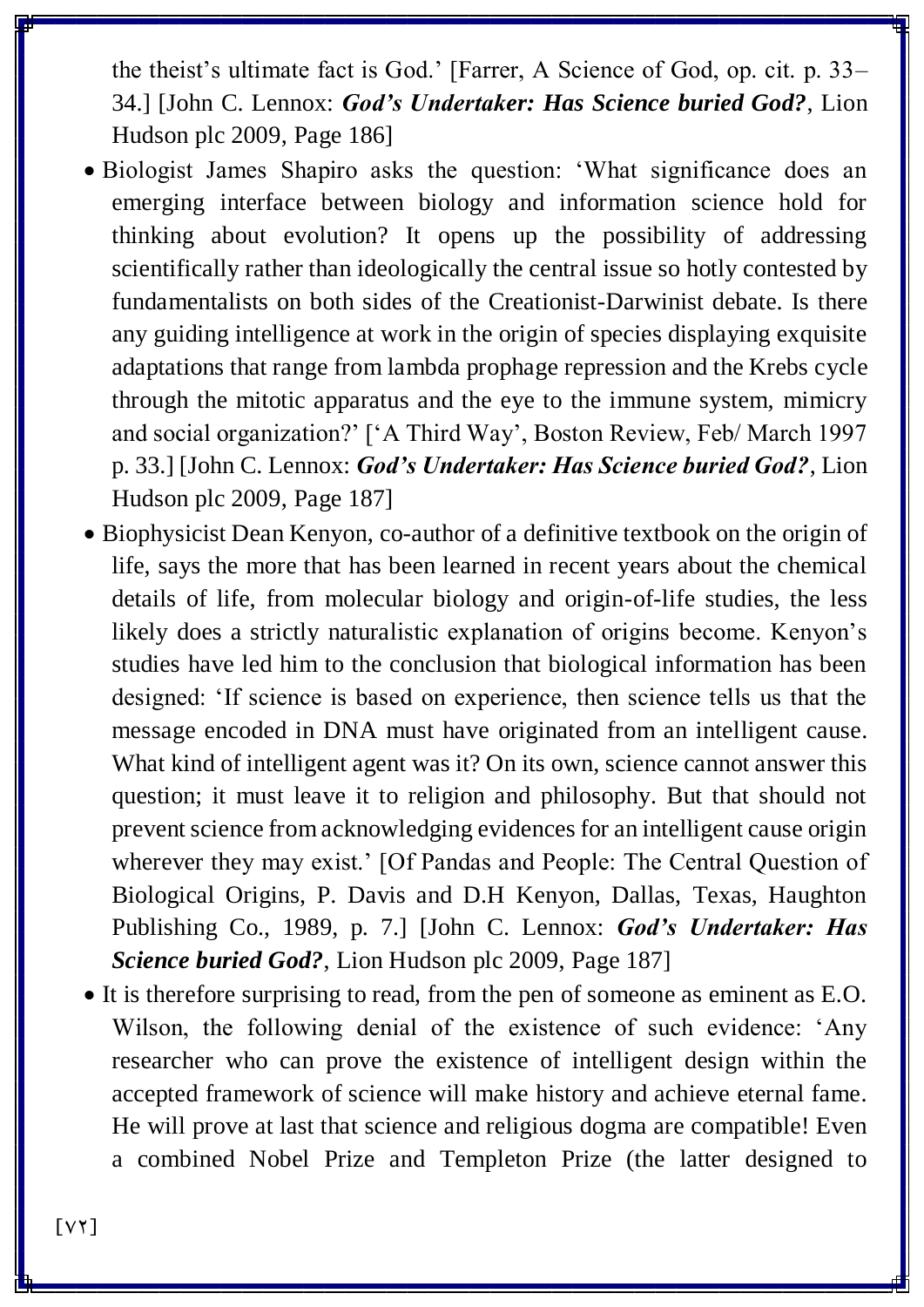the theist's ultimate fact is God.' [Farrer, A Science of God, op. cit. p. 33–34.] [John C. Lennox: ***God's Undertaker: Has Science buried God?***, Lion Hudson plc 2009, Page 186]

- Biologist James Shapiro asks the question: 'What significance does an emerging interface between biology and information science hold for thinking about evolution? It opens up the possibility of addressing scientifically rather than ideologically the central issue so hotly contested by fundamentalists on both sides of the Creationist-Darwinist debate. Is there any guiding intelligence at work in the origin of species displaying exquisite adaptations that range from lambda prophage repression and the Krebs cycle through the mitotic apparatus and the eye to the immune system, mimicry and social organization?' ['A Third Way', Boston Review, Feb/ March 1997 p. 33.] [John C. Lennox: ***God's Undertaker: Has Science buried God?***, Lion Hudson plc 2009, Page 187]
- Biophysicist Dean Kenyon, co-author of a definitive textbook on the origin of life, says the more that has been learned in recent years about the chemical details of life, from molecular biology and origin-of-life studies, the less likely does a strictly naturalistic explanation of origins become. Kenyon's studies have led him to the conclusion that biological information has been designed: 'If science is based on experience, then science tells us that the message encoded in DNA must have originated from an intelligent cause. What kind of intelligent agent was it? On its own, science cannot answer this question; it must leave it to religion and philosophy. But that should not prevent science from acknowledging evidences for an intelligent cause origin wherever they may exist.' [Of Pandas and People: The Central Question of Biological Origins, P. Davis and D.H Kenyon, Dallas, Texas, Haughton Publishing Co., 1989, p. 7.] [John C. Lennox: ***God's Undertaker: Has Science buried God?***, Lion Hudson plc 2009, Page 187]
- It is therefore surprising to read, from the pen of someone as eminent as E.O. Wilson, the following denial of the existence of such evidence: 'Any researcher who can prove the existence of intelligent design within the accepted framework of science will make history and achieve eternal fame. He will prove at last that science and religious dogma are compatible! Even a combined Nobel Prize and Templeton Prize (the latter designed to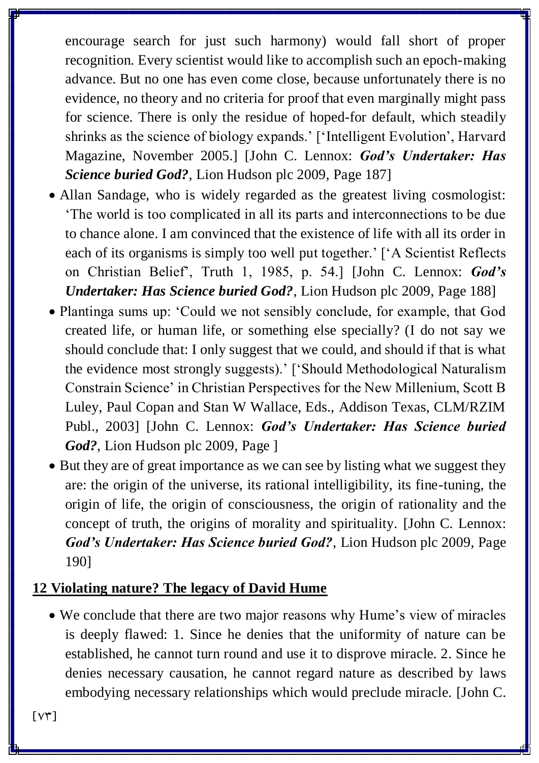encourage search for just such harmony) would fall short of proper recognition. Every scientist would like to accomplish such an epoch-making advance. But no one has even come close, because unfortunately there is no evidence, no theory and no criteria for proof that even marginally might pass for science. There is only the residue of hoped-for default, which steadily shrinks as the science of biology expands.' ['Intelligent Evolution', Harvard Magazine, November 2005.] [John C. Lennox: ***God's Undertaker: Has Science buried God?***, Lion Hudson plc 2009, Page 187]

- Allan Sandage, who is widely regarded as the greatest living cosmologist: 'The world is too complicated in all its parts and interconnections to be due to chance alone. I am convinced that the existence of life with all its order in each of its organisms is simply too well put together.' ['A Scientist Reflects on Christian Belief', Truth 1, 1985, p. 54.] [John C. Lennox: ***God's Undertaker: Has Science buried God?***, Lion Hudson plc 2009, Page 188]
- Plantinga sums up: 'Could we not sensibly conclude, for example, that God created life, or human life, or something else specially? (I do not say we should conclude that: I only suggest that we could, and should if that is what the evidence most strongly suggests).' ['Should Methodological Naturalism Constrain Science' in Christian Perspectives for the New Millenium, Scott B Luley, Paul Copan and Stan W Wallace, Eds., Addison Texas, CLM/RZIM Publ., 2003] [John C. Lennox: ***God's Undertaker: Has Science buried God?***, Lion Hudson plc 2009, Page ]
- But they are of great importance as we can see by listing what we suggest they are: the origin of the universe, its rational intelligibility, its fine-tuning, the origin of life, the origin of consciousness, the origin of rationality and the concept of truth, the origins of morality and spirituality. [John C. Lennox: ***God's Undertaker: Has Science buried God?***, Lion Hudson plc 2009, Page 190]

## 12 Violating nature? The legacy of David Hume

- We conclude that there are two major reasons why Hume's view of miracles is deeply flawed: 1. Since he denies that the uniformity of nature can be established, he cannot turn round and use it to disprove miracle. 2. Since he denies necessary causation, he cannot regard nature as described by laws embodying necessary relationships which would preclude miracle. [John C.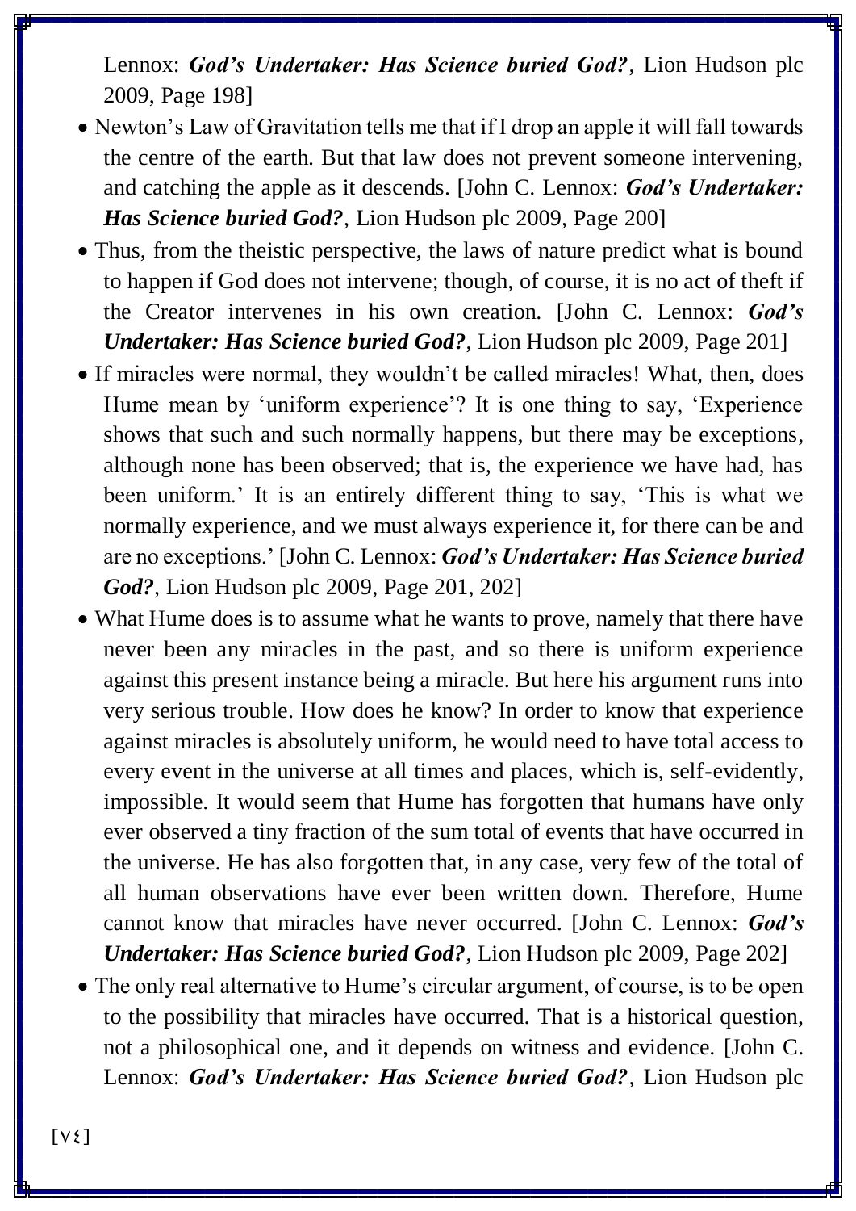Lennox: ***God's Undertaker: Has Science buried God?***, Lion Hudson plc 2009, Page 198]

- Newton's Law of Gravitation tells me that if I drop an apple it will fall towards the centre of the earth. But that law does not prevent someone intervening, and catching the apple as it descends. [John C. Lennox: ***God's Undertaker: Has Science buried God?***, Lion Hudson plc 2009, Page 200]
- Thus, from the theistic perspective, the laws of nature predict what is bound to happen if God does not intervene; though, of course, it is no act of theft if the Creator intervenes in his own creation. [John C. Lennox: ***God's Undertaker: Has Science buried God?***, Lion Hudson plc 2009, Page 201]
- If miracles were normal, they wouldn't be called miracles! What, then, does Hume mean by 'uniform experience'? It is one thing to say, 'Experience shows that such and such normally happens, but there may be exceptions, although none has been observed; that is, the experience we have had, has been uniform.' It is an entirely different thing to say, 'This is what we normally experience, and we must always experience it, for there can be and are no exceptions.' [John C. Lennox: ***God's Undertaker: Has Science buried God?***, Lion Hudson plc 2009, Page 201, 202]
- What Hume does is to assume what he wants to prove, namely that there have never been any miracles in the past, and so there is uniform experience against this present instance being a miracle. But here his argument runs into very serious trouble. How does he know? In order to know that experience against miracles is absolutely uniform, he would need to have total access to every event in the universe at all times and places, which is, self-evidently, impossible. It would seem that Hume has forgotten that humans have only ever observed a tiny fraction of the sum total of events that have occurred in the universe. He has also forgotten that, in any case, very few of the total of all human observations have ever been written down. Therefore, Hume cannot know that miracles have never occurred. [John C. Lennox: ***God's Undertaker: Has Science buried God?***, Lion Hudson plc 2009, Page 202]
- The only real alternative to Hume's circular argument, of course, is to be open to the possibility that miracles have occurred. That is a historical question, not a philosophical one, and it depends on witness and evidence. [John C. Lennox: ***God's Undertaker: Has Science buried God?***, Lion Hudson plc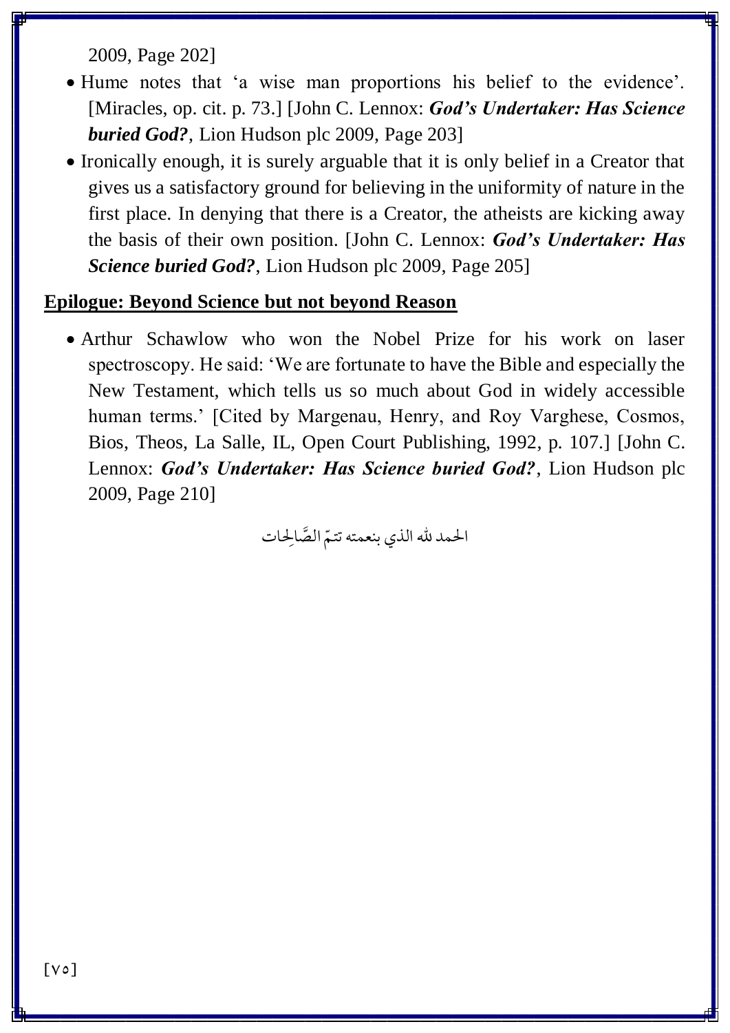2009, Page 202]

- Hume notes that 'a wise man proportions his belief to the evidence'. [Miracles, op. cit. p. 73.] [John C. Lennox: ***God's Undertaker: Has Science buried God?***, Lion Hudson plc 2009, Page 203]
- Ironically enough, it is surely arguable that it is only belief in a Creator that gives us a satisfactory ground for believing in the uniformity of nature in the first place. In denying that there is a Creator, the atheists are kicking away the basis of their own position. [John C. Lennox: ***God's Undertaker: Has Science buried God?***, Lion Hudson plc 2009, Page 205]

## Epilogue: Beyond Science but not beyond Reason

- Arthur Schawlow who won the Nobel Prize for his work on laser spectroscopy. He said: 'We are fortunate to have the Bible and especially the New Testament, which tells us so much about God in widely accessible human terms.' [Cited by Margenau, Henry, and Roy Varghese, Cosmos, Bios, Theos, La Salle, IL, Open Court Publishing, 1992, p. 107.] [John C. Lennox: ***God's Undertaker: Has Science buried God?***, Lion Hudson plc 2009, Page 210]

الحمد لله الذي بنعمته تتمّ الصَّالِحات